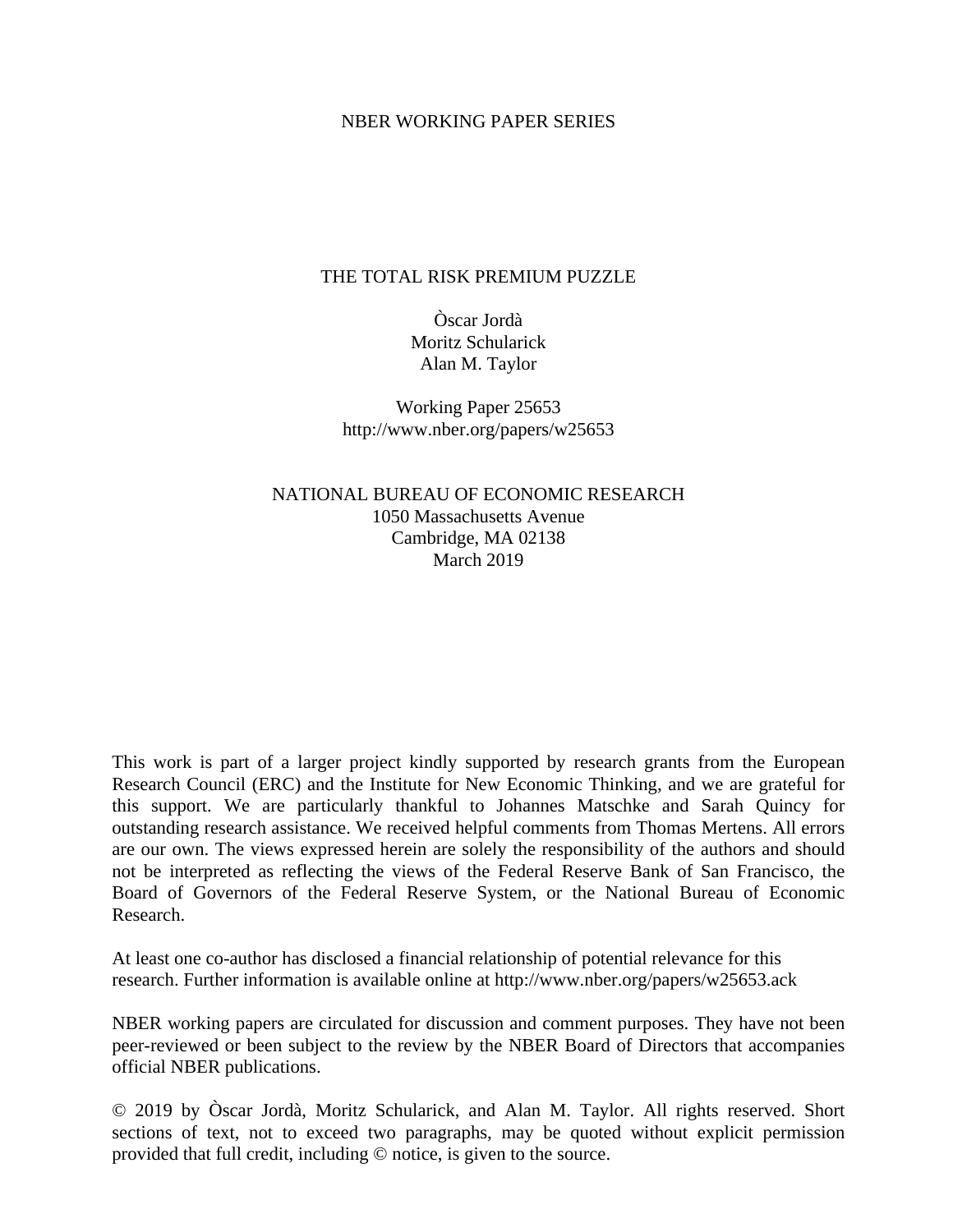NBER WORKING PAPER SERIES

# THE TOTAL RISK PREMIUM PUZZLE

Òscar Jordà
Moritz Schularick
Alan M. Taylor

Working Paper 25653
http://www.nber.org/papers/w25653

NATIONAL BUREAU OF ECONOMIC RESEARCH
1050 Massachusetts Avenue
Cambridge, MA 02138
March 2019

This work is part of a larger project kindly supported by research grants from the European Research Council (ERC) and the Institute for New Economic Thinking, and we are grateful for this support. We are particularly thankful to Johannes Matschke and Sarah Quincy for outstanding research assistance. We received helpful comments from Thomas Mertens. All errors are our own. The views expressed herein are solely the responsibility of the authors and should not be interpreted as reflecting the views of the Federal Reserve Bank of San Francisco, the Board of Governors of the Federal Reserve System, or the National Bureau of Economic Research.

At least one co-author has disclosed a financial relationship of potential relevance for this research. Further information is available online at http://www.nber.org/papers/w25653.ack

NBER working papers are circulated for discussion and comment purposes. They have not been peer-reviewed or been subject to the review by the NBER Board of Directors that accompanies official NBER publications.

© 2019 by Òscar Jordà, Moritz Schularick, and Alan M. Taylor. All rights reserved. Short sections of text, not to exceed two paragraphs, may be quoted without explicit permission provided that full credit, including © notice, is given to the source.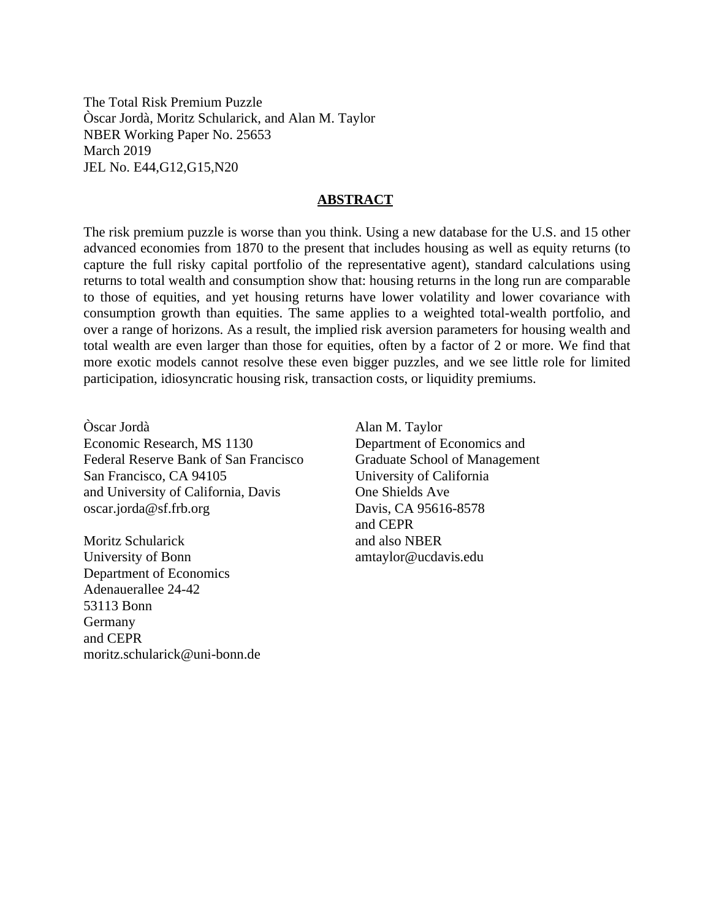The Total Risk Premium Puzzle
Òscar Jordà, Moritz Schularick, and Alan M. Taylor
NBER Working Paper No. 25653
March 2019
JEL No. E44,G12,G15,N20

## ABSTRACT

The risk premium puzzle is worse than you think. Using a new database for the U.S. and 15 other advanced economies from 1870 to the present that includes housing as well as equity returns (to capture the full risky capital portfolio of the representative agent), standard calculations using returns to total wealth and consumption show that: housing returns in the long run are comparable to those of equities, and yet housing returns have lower volatility and lower covariance with consumption growth than equities. The same applies to a weighted total-wealth portfolio, and over a range of horizons. As a result, the implied risk aversion parameters for housing wealth and total wealth are even larger than those for equities, often by a factor of 2 or more. We find that more exotic models cannot resolve these even bigger puzzles, and we see little role for limited participation, idiosyncratic housing risk, transaction costs, or liquidity premiums.

Òscar Jordà
Economic Research, MS 1130
Federal Reserve Bank of San Francisco
San Francisco, CA 94105
and University of California, Davis
oscar.jorda@sf.frb.org

Moritz Schularick
University of Bonn
Department of Economics
Adenauerallee 24-42
53113 Bonn
Germany
and CEPR
moritz.schularick@uni-bonn.de

Alan M. Taylor
Department of Economics and
Graduate School of Management
University of California
One Shields Ave
Davis, CA 95616-8578
and CEPR
and also NBER
amtaylor@ucdavis.edu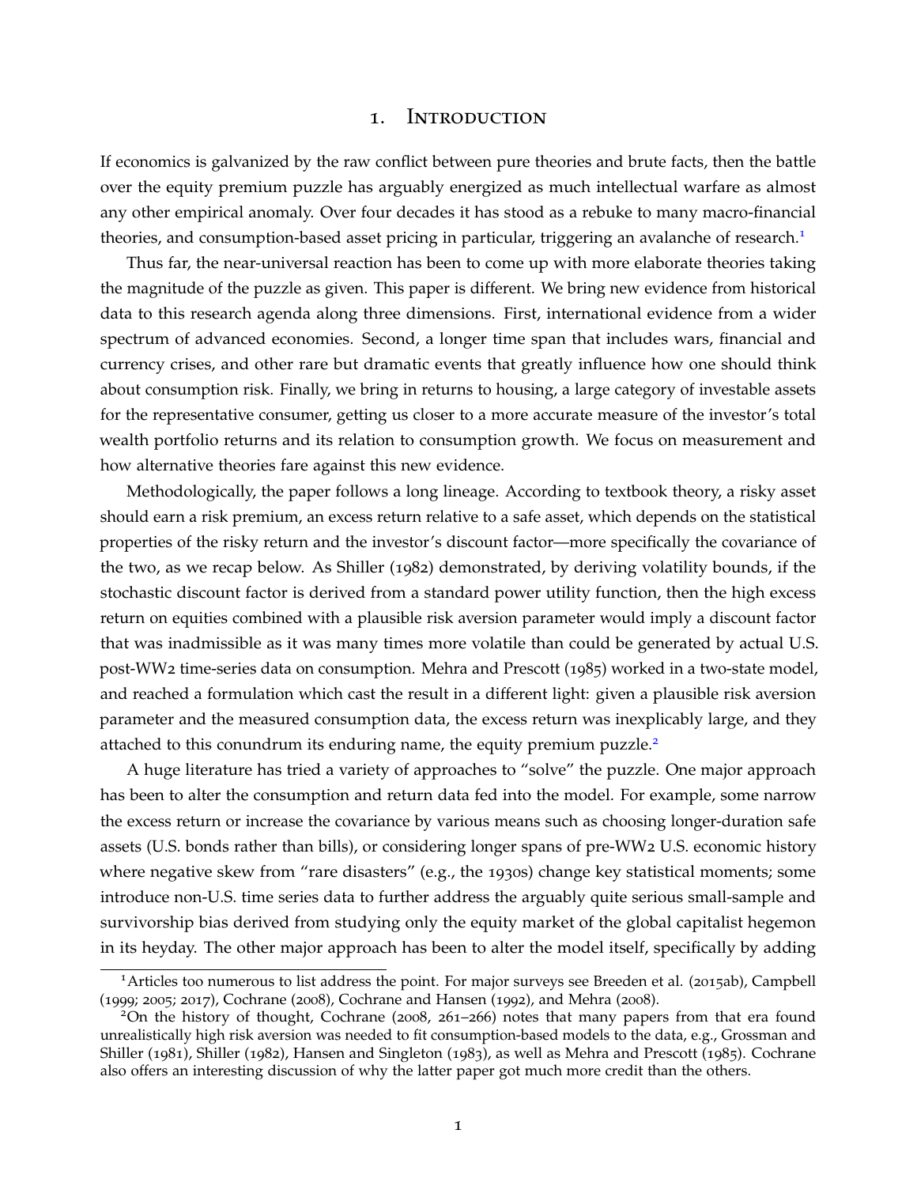# 1. Introduction

If economics is galvanized by the raw conflict between pure theories and brute facts, then the battle over the equity premium puzzle has arguably energized as much intellectual warfare as almost any other empirical anomaly. Over four decades it has stood as a rebuke to many macro-financial theories, and consumption-based asset pricing in particular, triggering an avalanche of research.[1]

Thus far, the near-universal reaction has been to come up with more elaborate theories taking the magnitude of the puzzle as given. This paper is different. We bring new evidence from historical data to this research agenda along three dimensions. First, international evidence from a wider spectrum of advanced economies. Second, a longer time span that includes wars, financial and currency crises, and other rare but dramatic events that greatly influence how one should think about consumption risk. Finally, we bring in returns to housing, a large category of investable assets for the representative consumer, getting us closer to a more accurate measure of the investor's total wealth portfolio returns and its relation to consumption growth. We focus on measurement and how alternative theories fare against this new evidence.

Methodologically, the paper follows a long lineage. According to textbook theory, a risky asset should earn a risk premium, an excess return relative to a safe asset, which depends on the statistical properties of the risky return and the investor's discount factor—more specifically the covariance of the two, as we recap below. As Shiller (1982) demonstrated, by deriving volatility bounds, if the stochastic discount factor is derived from a standard power utility function, then the high excess return on equities combined with a plausible risk aversion parameter would imply a discount factor that was inadmissible as it was many times more volatile than could be generated by actual U.S. post-WW2 time-series data on consumption. Mehra and Prescott (1985) worked in a two-state model, and reached a formulation which cast the result in a different light: given a plausible risk aversion parameter and the measured consumption data, the excess return was inexplicably large, and they attached to this conundrum its enduring name, the equity premium puzzle.[2]

A huge literature has tried a variety of approaches to "solve" the puzzle. One major approach has been to alter the consumption and return data fed into the model. For example, some narrow the excess return or increase the covariance by various means such as choosing longer-duration safe assets (U.S. bonds rather than bills), or considering longer spans of pre-WW2 U.S. economic history where negative skew from "rare disasters" (e.g., the 1930s) change key statistical moments; some introduce non-U.S. time series data to further address the arguably quite serious small-sample and survivorship bias derived from studying only the equity market of the global capitalist hegemon in its heyday. The other major approach has been to alter the model itself, specifically by adding

[1] Articles too numerous to list address the point. For major surveys see Breeden et al. (2015ab), Campbell (1999; 2005; 2017), Cochrane (2008), Cochrane and Hansen (1992), and Mehra (2008).

[2] On the history of thought, Cochrane (2008, 261–266) notes that many papers from that era found unrealistically high risk aversion was needed to fit consumption-based models to the data, e.g., Grossman and Shiller (1981), Shiller (1982), Hansen and Singleton (1983), as well as Mehra and Prescott (1985). Cochrane also offers an interesting discussion of why the latter paper got much more credit than the others.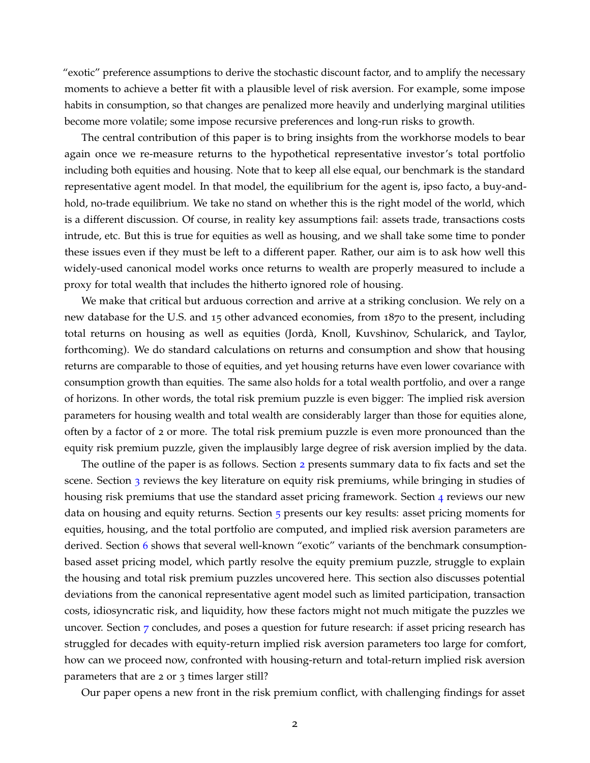"exotic" preference assumptions to derive the stochastic discount factor, and to amplify the necessary moments to achieve a better fit with a plausible level of risk aversion. For example, some impose habits in consumption, so that changes are penalized more heavily and underlying marginal utilities become more volatile; some impose recursive preferences and long-run risks to growth.

The central contribution of this paper is to bring insights from the workhorse models to bear again once we re-measure returns to the hypothetical representative investor's total portfolio including both equities and housing. Note that to keep all else equal, our benchmark is the standard representative agent model. In that model, the equilibrium for the agent is, ipso facto, a buy-and-hold, no-trade equilibrium. We take no stand on whether this is the right model of the world, which is a different discussion. Of course, in reality key assumptions fail: assets trade, transactions costs intrude, etc. But this is true for equities as well as housing, and we shall take some time to ponder these issues even if they must be left to a different paper. Rather, our aim is to ask how well this widely-used canonical model works once returns to wealth are properly measured to include a proxy for total wealth that includes the hitherto ignored role of housing.

We make that critical but arduous correction and arrive at a striking conclusion. We rely on a new database for the U.S. and 15 other advanced economies, from 1870 to the present, including total returns on housing as well as equities (Jordà, Knoll, Kuvshinov, Schularick, and Taylor, forthcoming). We do standard calculations on returns and consumption and show that housing returns are comparable to those of equities, and yet housing returns have even lower covariance with consumption growth than equities. The same also holds for a total wealth portfolio, and over a range of horizons. In other words, the total risk premium puzzle is even bigger: The implied risk aversion parameters for housing wealth and total wealth are considerably larger than those for equities alone, often by a factor of 2 or more. The total risk premium puzzle is even more pronounced than the equity risk premium puzzle, given the implausibly large degree of risk aversion implied by the data.

The outline of the paper is as follows. Section 2 presents summary data to fix facts and set the scene. Section 3 reviews the key literature on equity risk premiums, while bringing in studies of housing risk premiums that use the standard asset pricing framework. Section 4 reviews our new data on housing and equity returns. Section 5 presents our key results: asset pricing moments for equities, housing, and the total portfolio are computed, and implied risk aversion parameters are derived. Section 6 shows that several well-known "exotic" variants of the benchmark consumption-based asset pricing model, which partly resolve the equity premium puzzle, struggle to explain the housing and total risk premium puzzles uncovered here. This section also discusses potential deviations from the canonical representative agent model such as limited participation, transaction costs, idiosyncratic risk, and liquidity, how these factors might not much mitigate the puzzles we uncover. Section 7 concludes, and poses a question for future research: if asset pricing research has struggled for decades with equity-return implied risk aversion parameters too large for comfort, how can we proceed now, confronted with housing-return and total-return implied risk aversion parameters that are 2 or 3 times larger still?

Our paper opens a new front in the risk premium conflict, with challenging findings for asset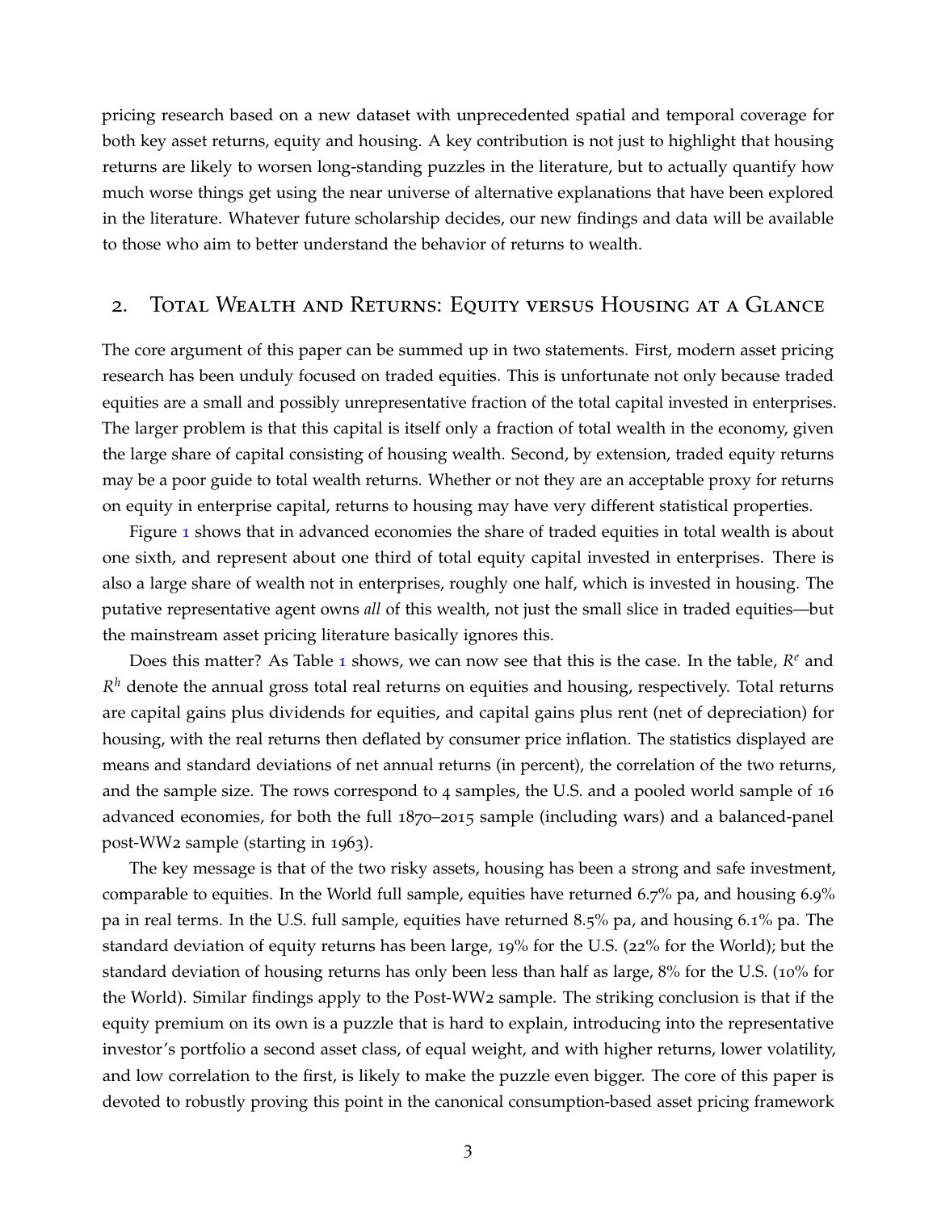pricing research based on a new dataset with unprecedented spatial and temporal coverage for both key asset returns, equity and housing. A key contribution is not just to highlight that housing returns are likely to worsen long-standing puzzles in the literature, but to actually quantify how much worse things get using the near universe of alternative explanations that have been explored in the literature. Whatever future scholarship decides, our new findings and data will be available to those who aim to better understand the behavior of returns to wealth.

## 2. Total Wealth and Returns: Equity versus Housing at a Glance

The core argument of this paper can be summed up in two statements. First, modern asset pricing research has been unduly focused on traded equities. This is unfortunate not only because traded equities are a small and possibly unrepresentative fraction of the total capital invested in enterprises. The larger problem is that this capital is itself only a fraction of total wealth in the economy, given the large share of capital consisting of housing wealth. Second, by extension, traded equity returns may be a poor guide to total wealth returns. Whether or not they are an acceptable proxy for returns on equity in enterprise capital, returns to housing may have very different statistical properties.

Figure 1 shows that in advanced economies the share of traded equities in total wealth is about one sixth, and represent about one third of total equity capital invested in enterprises. There is also a large share of wealth not in enterprises, roughly one half, which is invested in housing. The putative representative agent owns *all* of this wealth, not just the small slice in traded equities—but the mainstream asset pricing literature basically ignores this.

Does this matter? As Table 1 shows, we can now see that this is the case. In the table, $R^e$ and $R^h$ denote the annual gross total real returns on equities and housing, respectively. Total returns are capital gains plus dividends for equities, and capital gains plus rent (net of depreciation) for housing, with the real returns then deflated by consumer price inflation. The statistics displayed are means and standard deviations of net annual returns (in percent), the correlation of the two returns, and the sample size. The rows correspond to 4 samples, the U.S. and a pooled world sample of 16 advanced economies, for both the full 1870–2015 sample (including wars) and a balanced-panel post-WW2 sample (starting in 1963).

The key message is that of the two risky assets, housing has been a strong and safe investment, comparable to equities. In the World full sample, equities have returned 6.7% pa, and housing 6.9% pa in real terms. In the U.S. full sample, equities have returned 8.5% pa, and housing 6.1% pa. The standard deviation of equity returns has been large, 19% for the U.S. (22% for the World); but the standard deviation of housing returns has only been less than half as large, 8% for the U.S. (10% for the World). Similar findings apply to the Post-WW2 sample. The striking conclusion is that if the equity premium on its own is a puzzle that is hard to explain, introducing into the representative investor's portfolio a second asset class, of equal weight, and with higher returns, lower volatility, and low correlation to the first, is likely to make the puzzle even bigger. The core of this paper is devoted to robustly proving this point in the canonical consumption-based asset pricing framework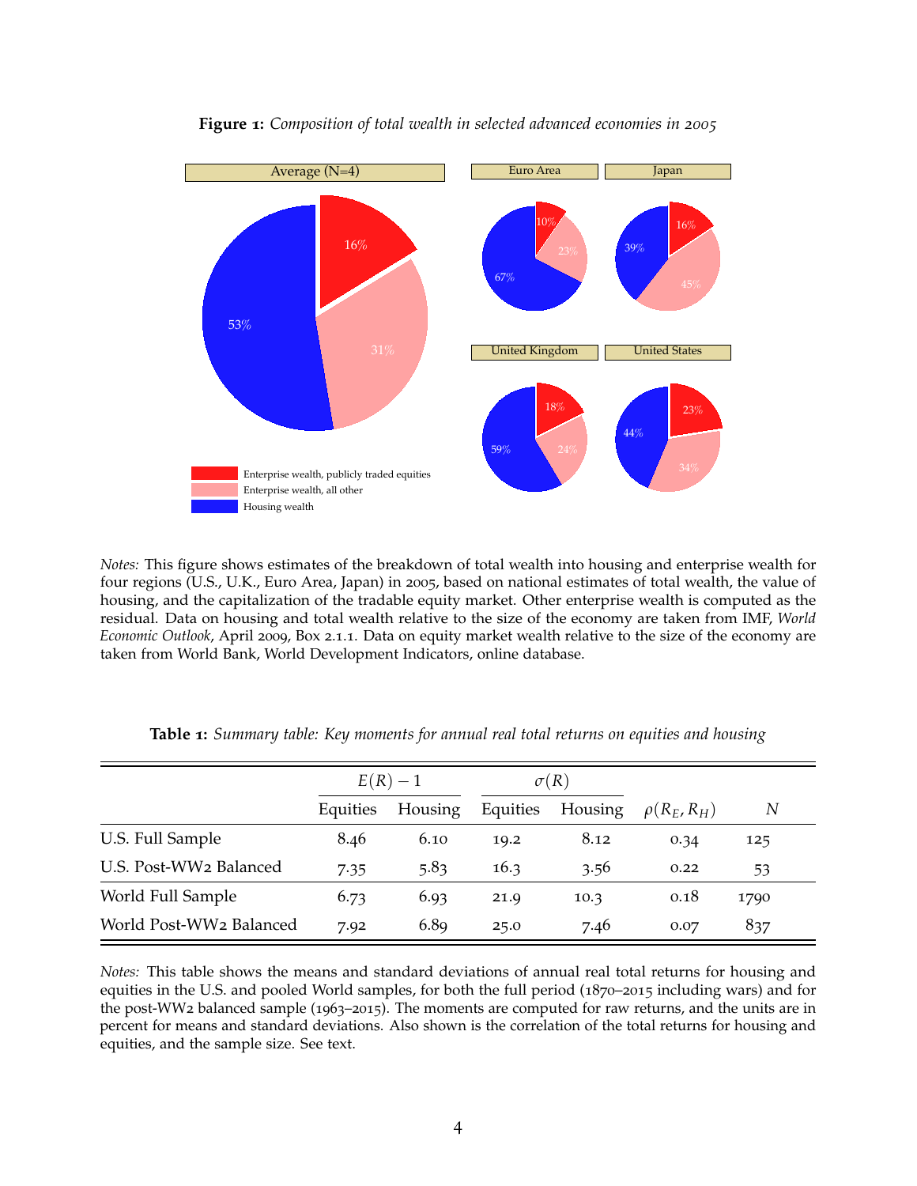**Figure 1:** *Composition of total wealth in selected advanced economies in 2005*

Average (N=4)

16%

31%

53%

Euro Area

10%

23%

67%

Japan

16%

45%

39%

United Kingdom

18%

24%

59%

United States

23%

34%

44%

Enterprise wealth, publicly traded equities

Enterprise wealth, all other

Housing wealth

*Notes:* This figure shows estimates of the breakdown of total wealth into housing and enterprise wealth for four regions (U.S., U.K., Euro Area, Japan) in 2005, based on national estimates of total wealth, the value of housing, and the capitalization of the tradable equity market. Other enterprise wealth is computed as the residual. Data on housing and total wealth relative to the size of the economy are taken from IMF, *World Economic Outlook*, April 2009, Box 2.1.1. Data on equity market wealth relative to the size of the economy are taken from World Bank, World Development Indicators, online database.

**Table 1:** *Summary table: Key moments for annual real total returns on equities and housing*

| | $E(R)-1$ | | $\sigma(R)$ | | | |
|---|---|---|---|---|---|---|
| | Equities | Housing | Equities | Housing | $\rho(R_E, R_H)$ | $N$ |
| U.S. Full Sample | 8.46 | 6.10 | 19.2 | 8.12 | 0.34 | 125 |
| U.S. Post-WW2 Balanced | 7.35 | 5.83 | 16.3 | 3.56 | 0.22 | 53 |
| World Full Sample | 6.73 | 6.93 | 21.9 | 10.3 | 0.18 | 1790 |
| World Post-WW2 Balanced | 7.92 | 6.89 | 25.0 | 7.46 | 0.07 | 837 |

*Notes:* This table shows the means and standard deviations of annual real total returns for housing and equities in the U.S. and pooled World samples, for both the full period (1870–2015 including wars) and for the post-WW2 balanced sample (1963–2015). The moments are computed for raw returns, and the units are in percent for means and standard deviations. Also shown is the correlation of the total returns for housing and equities, and the sample size. See text.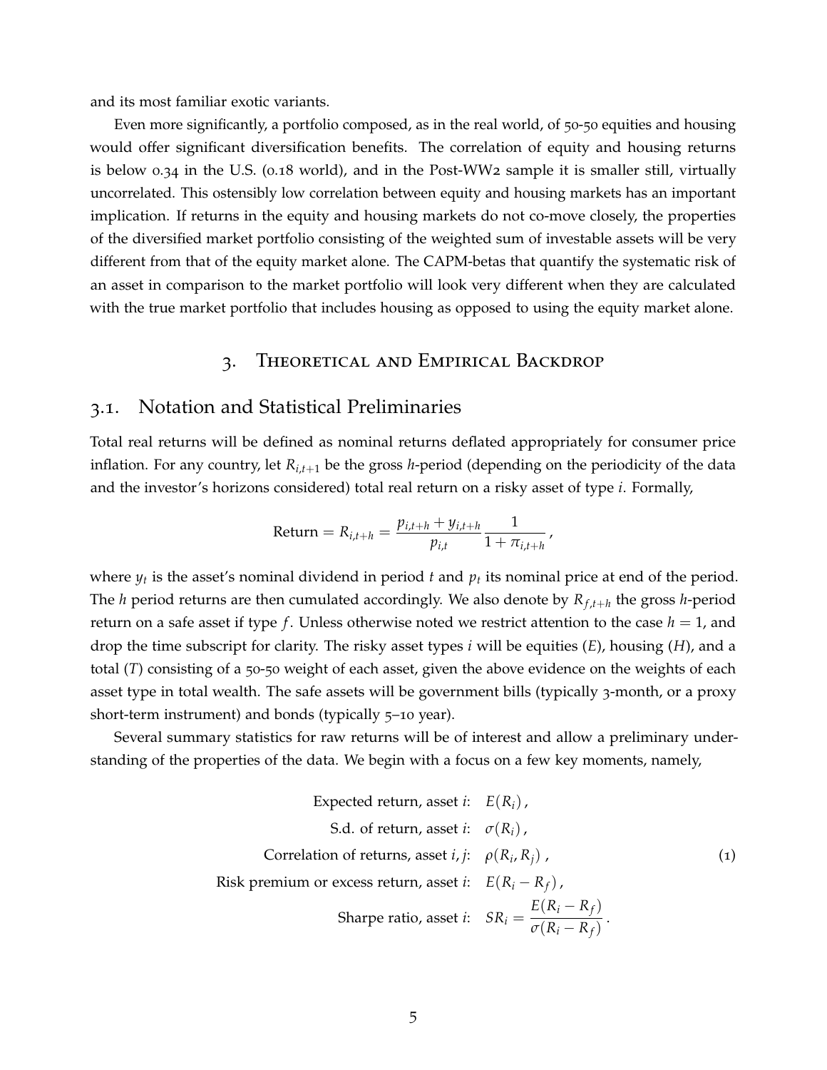and its most familiar exotic variants.

Even more significantly, a portfolio composed, as in the real world, of 50-50 equities and housing would offer significant diversification benefits. The correlation of equity and housing returns is below 0.34 in the U.S. (0.18 world), and in the Post-WW2 sample it is smaller still, virtually uncorrelated. This ostensibly low correlation between equity and housing markets has an important implication. If returns in the equity and housing markets do not co-move closely, the properties of the diversified market portfolio consisting of the weighted sum of investable assets will be very different from that of the equity market alone. The CAPM-betas that quantify the systematic risk of an asset in comparison to the market portfolio will look very different when they are calculated with the true market portfolio that includes housing as opposed to using the equity market alone.

# 3. Theoretical and Empirical Backdrop

## 3.1. Notation and Statistical Preliminaries

Total real returns will be defined as nominal returns deflated appropriately for consumer price inflation. For any country, let $R_{i,t+1}$ be the gross $h$-period (depending on the periodicity of the data and the investor's horizons considered) total real return on a risky asset of type $i$. Formally,

$$\text{Return} = R_{i,t+h} = \frac{p_{i,t+h} + y_{i,t+h}}{p_{i,t}} \frac{1}{1 + \pi_{i,t+h}},$$

where $y_t$ is the asset's nominal dividend in period $t$ and $p_t$ its nominal price at end of the period. The $h$ period returns are then cumulated accordingly. We also denote by $R_{f,t+h}$ the gross $h$-period return on a safe asset if type $f$. Unless otherwise noted we restrict attention to the case $h = 1$, and drop the time subscript for clarity. The risky asset types $i$ will be equities ($E$), housing ($H$), and a total ($T$) consisting of a 50-50 weight of each asset, given the above evidence on the weights of each asset type in total wealth. The safe assets will be government bills (typically 3-month, or a proxy short-term instrument) and bonds (typically 5–10 year).

Several summary statistics for raw returns will be of interest and allow a preliminary understanding of the properties of the data. We begin with a focus on a few key moments, namely,

$$\begin{aligned}
\text{Expected return, asset } i\text{:} \quad & E(R_i)\,, \\
\text{S.d. of return, asset } i\text{:} \quad & \sigma(R_i)\,, \\
\text{Correlation of returns, asset } i, j\text{:} \quad & \rho(R_i, R_j)\,, \\
\text{Risk premium or excess return, asset } i\text{:} \quad & E(R_i - R_f)\,, \\
\text{Sharpe ratio, asset } i\text{:} \quad & SR_i = \frac{E(R_i - R_f)}{\sigma(R_i - R_f)}\,.
\end{aligned} \tag{1}$$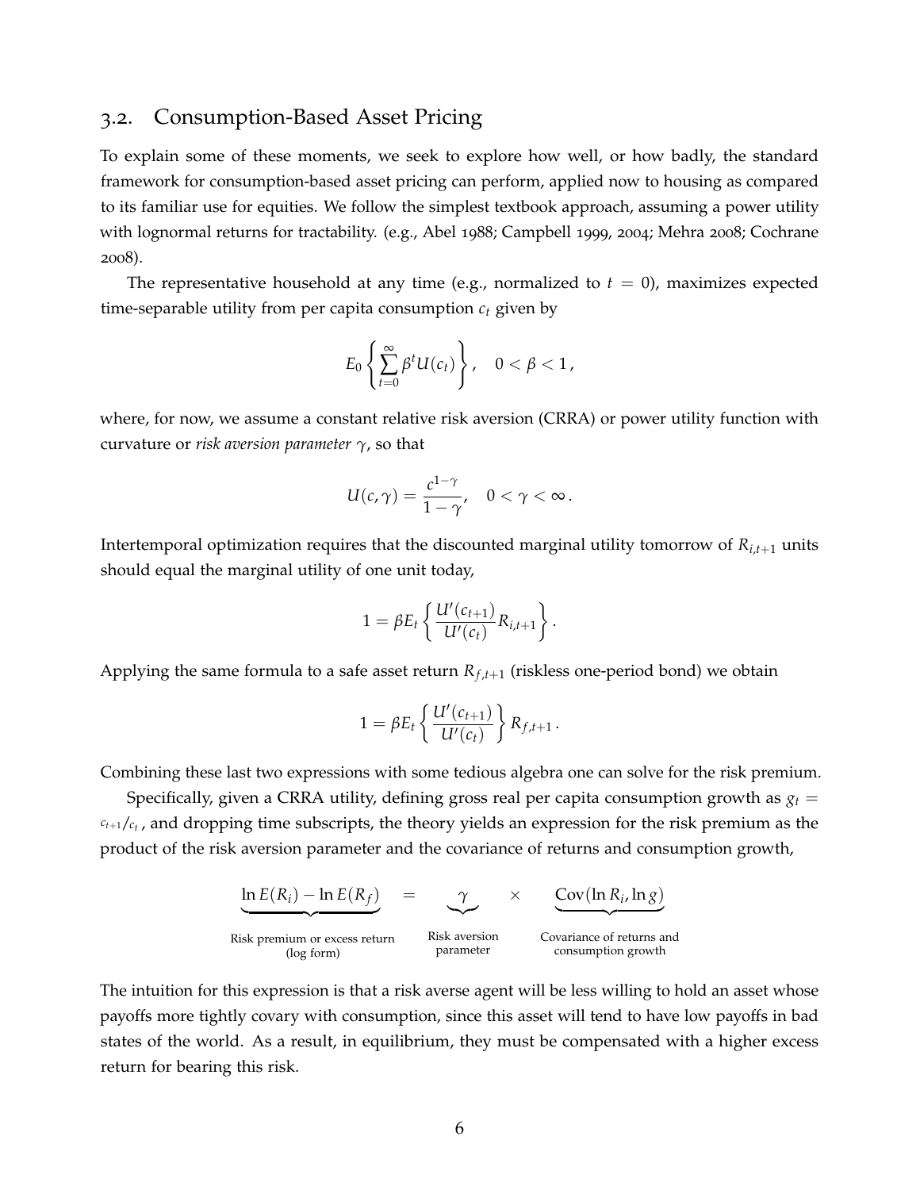## 3.2. Consumption-Based Asset Pricing

To explain some of these moments, we seek to explore how well, or how badly, the standard framework for consumption-based asset pricing can perform, applied now to housing as compared to its familiar use for equities. We follow the simplest textbook approach, assuming a power utility with lognormal returns for tractability. (e.g., Abel 1988; Campbell 1999, 2004; Mehra 2008; Cochrane 2008).

The representative household at any time (e.g., normalized to $t = 0$), maximizes expected time-separable utility from per capita consumption $c_t$ given by

$$E_0 \left\{ \sum_{t=0}^{\infty} \beta^t U(c_t) \right\}, \quad 0 < \beta < 1,$$

where, for now, we assume a constant relative risk aversion (CRRA) or power utility function with curvature or *risk aversion parameter* $\gamma$, so that

$$U(c, \gamma) = \frac{c^{1-\gamma}}{1-\gamma}, \quad 0 < \gamma < \infty.$$

Intertemporal optimization requires that the discounted marginal utility tomorrow of $R_{i,t+1}$ units should equal the marginal utility of one unit today,

$$1 = \beta E_t \left\{ \frac{U'(c_{t+1})}{U'(c_t)} R_{i,t+1} \right\}.$$

Applying the same formula to a safe asset return $R_{f,t+1}$ (riskless one-period bond) we obtain

$$1 = \beta E_t \left\{ \frac{U'(c_{t+1})}{U'(c_t)} \right\} R_{f,t+1}.$$

Combining these last two expressions with some tedious algebra one can solve for the risk premium.

Specifically, given a CRRA utility, defining gross real per capita consumption growth as $g_t = c_{t+1}/c_t$, and dropping time subscripts, the theory yields an expression for the risk premium as the product of the risk aversion parameter and the covariance of returns and consumption growth,

$$\underbrace{\ln E(R_i) - \ln E(R_f)}_{\substack{\text{Risk premium or excess return} \\ \text{(log form)}}} = \underbrace{\gamma}_{\substack{\text{Risk aversion} \\ \text{parameter}}} \times \underbrace{\text{Cov}(\ln R_i, \ln g)}_{\substack{\text{Covariance of returns and} \\ \text{consumption growth}}}$$

The intuition for this expression is that a risk averse agent will be less willing to hold an asset whose payoffs more tightly covary with consumption, since this asset will tend to have low payoffs in bad states of the world. As a result, in equilibrium, they must be compensated with a higher excess return for bearing this risk.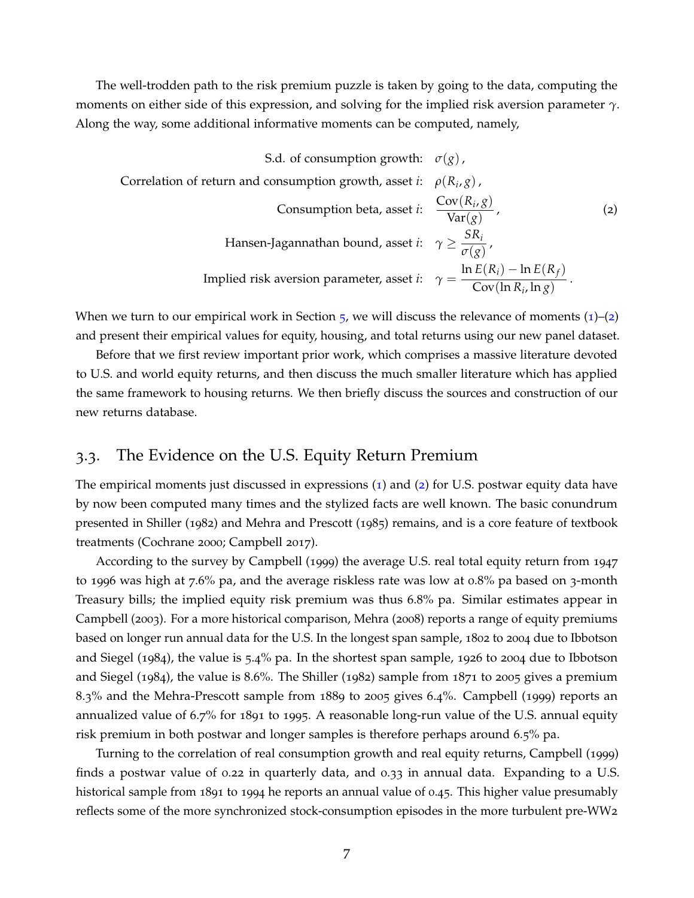The well-trodden path to the risk premium puzzle is taken by going to the data, computing the moments on either side of this expression, and solving for the implied risk aversion parameter $\gamma$. Along the way, some additional informative moments can be computed, namely,

$$
\begin{aligned}
\text{S.d. of consumption growth:} \quad & \sigma(g)\,, \\
\text{Correlation of return and consumption growth, asset } i\text{:} \quad & \rho(R_i, g)\,, \\
\text{Consumption beta, asset } i\text{:} \quad & \frac{\text{Cov}(R_i, g)}{\text{Var}(g)}\,, \\
\text{Hansen-Jagannathan bound, asset } i\text{:} \quad & \gamma \geq \frac{SR_i}{\sigma(g)}\,, \\
\text{Implied risk aversion parameter, asset } i\text{:} \quad & \gamma = \frac{\ln E(R_i) - \ln E(R_f)}{\text{Cov}(\ln R_i, \ln g)}\,.
\end{aligned}
\tag{2}
$$

When we turn to our empirical work in Section 5, we will discuss the relevance of moments (1)–(2) and present their empirical values for equity, housing, and total returns using our new panel dataset.

Before that we first review important prior work, which comprises a massive literature devoted to U.S. and world equity returns, and then discuss the much smaller literature which has applied the same framework to housing returns. We then briefly discuss the sources and construction of our new returns database.

## 3.3. The Evidence on the U.S. Equity Return Premium

The empirical moments just discussed in expressions (1) and (2) for U.S. postwar equity data have by now been computed many times and the stylized facts are well known. The basic conundrum presented in Shiller (1982) and Mehra and Prescott (1985) remains, and is a core feature of textbook treatments (Cochrane 2000; Campbell 2017).

According to the survey by Campbell (1999) the average U.S. real total equity return from 1947 to 1996 was high at 7.6% pa, and the average riskless rate was low at 0.8% pa based on 3-month Treasury bills; the implied equity risk premium was thus 6.8% pa. Similar estimates appear in Campbell (2003). For a more historical comparison, Mehra (2008) reports a range of equity premiums based on longer run annual data for the U.S. In the longest span sample, 1802 to 2004 due to Ibbotson and Siegel (1984), the value is 5.4% pa. In the shortest span sample, 1926 to 2004 due to Ibbotson and Siegel (1984), the value is 8.6%. The Shiller (1982) sample from 1871 to 2005 gives a premium 8.3% and the Mehra-Prescott sample from 1889 to 2005 gives 6.4%. Campbell (1999) reports an annualized value of 6.7% for 1891 to 1995. A reasonable long-run value of the U.S. annual equity risk premium in both postwar and longer samples is therefore perhaps around 6.5% pa.

Turning to the correlation of real consumption growth and real equity returns, Campbell (1999) finds a postwar value of 0.22 in quarterly data, and 0.33 in annual data. Expanding to a U.S. historical sample from 1891 to 1994 he reports an annual value of 0.45. This higher value presumably reflects some of the more synchronized stock-consumption episodes in the more turbulent pre-WW2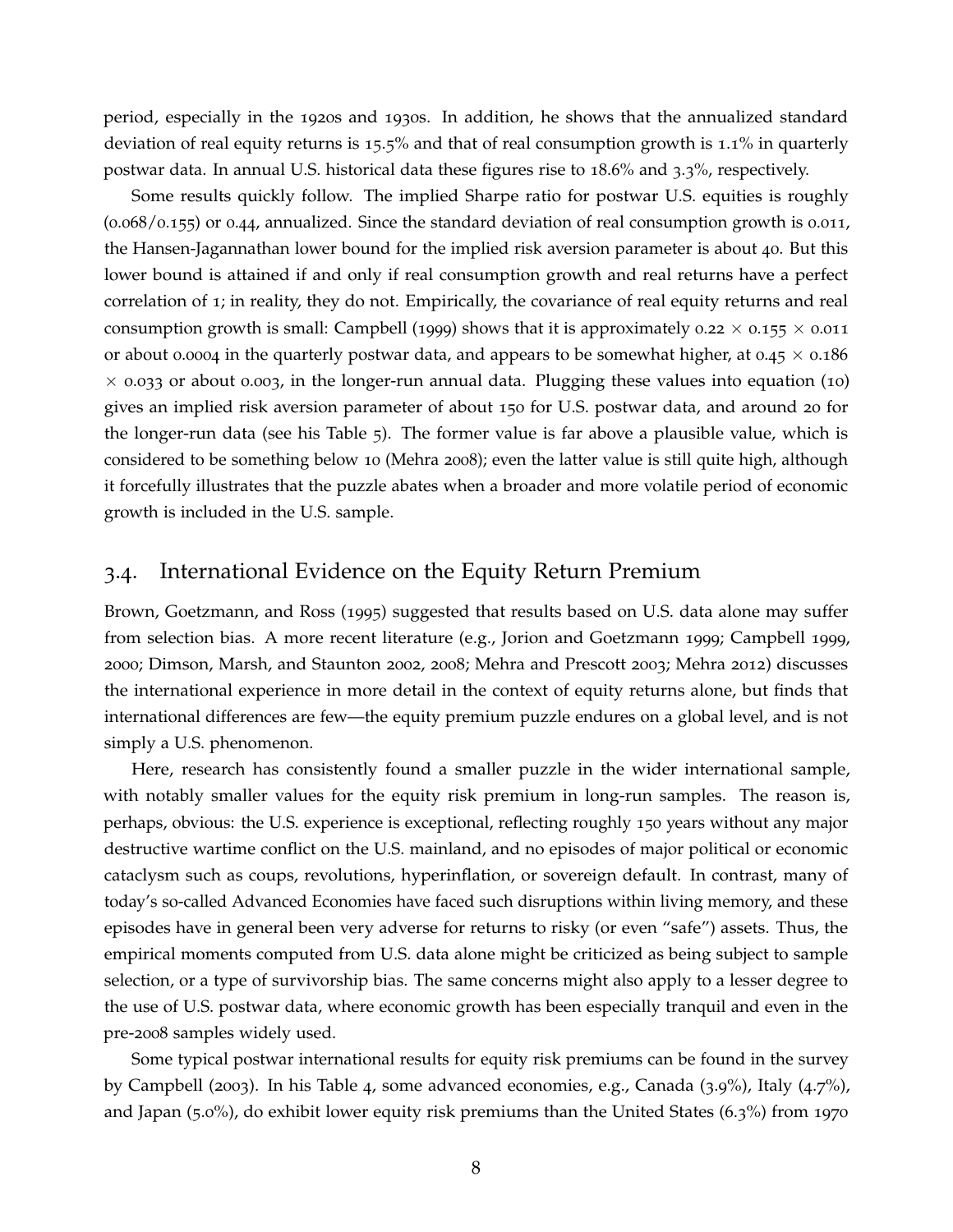period, especially in the 1920s and 1930s. In addition, he shows that the annualized standard deviation of real equity returns is 15.5% and that of real consumption growth is 1.1% in quarterly postwar data. In annual U.S. historical data these figures rise to 18.6% and 3.3%, respectively.

Some results quickly follow. The implied Sharpe ratio for postwar U.S. equities is roughly $(0.068/0.155)$ or 0.44, annualized. Since the standard deviation of real consumption growth is 0.011, the Hansen-Jagannathan lower bound for the implied risk aversion parameter is about 40. But this lower bound is attained if and only if real consumption growth and real returns have a perfect correlation of 1; in reality, they do not. Empirically, the covariance of real equity returns and real consumption growth is small: Campbell (1999) shows that it is approximately $0.22 \times 0.155 \times 0.011$ or about 0.0004 in the quarterly postwar data, and appears to be somewhat higher, at $0.45 \times 0.186 \times 0.033$ or about 0.003, in the longer-run annual data. Plugging these values into equation (10) gives an implied risk aversion parameter of about 150 for U.S. postwar data, and around 20 for the longer-run data (see his Table 5). The former value is far above a plausible value, which is considered to be something below 10 (Mehra 2008); even the latter value is still quite high, although it forcefully illustrates that the puzzle abates when a broader and more volatile period of economic growth is included in the U.S. sample.

## 3.4. International Evidence on the Equity Return Premium

Brown, Goetzmann, and Ross (1995) suggested that results based on U.S. data alone may suffer from selection bias. A more recent literature (e.g., Jorion and Goetzmann 1999; Campbell 1999, 2000; Dimson, Marsh, and Staunton 2002, 2008; Mehra and Prescott 2003; Mehra 2012) discusses the international experience in more detail in the context of equity returns alone, but finds that international differences are few—the equity premium puzzle endures on a global level, and is not simply a U.S. phenomenon.

Here, research has consistently found a smaller puzzle in the wider international sample, with notably smaller values for the equity risk premium in long-run samples. The reason is, perhaps, obvious: the U.S. experience is exceptional, reflecting roughly 150 years without any major destructive wartime conflict on the U.S. mainland, and no episodes of major political or economic cataclysm such as coups, revolutions, hyperinflation, or sovereign default. In contrast, many of today's so-called Advanced Economies have faced such disruptions within living memory, and these episodes have in general been very adverse for returns to risky (or even "safe") assets. Thus, the empirical moments computed from U.S. data alone might be criticized as being subject to sample selection, or a type of survivorship bias. The same concerns might also apply to a lesser degree to the use of U.S. postwar data, where economic growth has been especially tranquil and even in the pre-2008 samples widely used.

Some typical postwar international results for equity risk premiums can be found in the survey by Campbell (2003). In his Table 4, some advanced economies, e.g., Canada (3.9%), Italy (4.7%), and Japan (5.0%), do exhibit lower equity risk premiums than the United States (6.3%) from 1970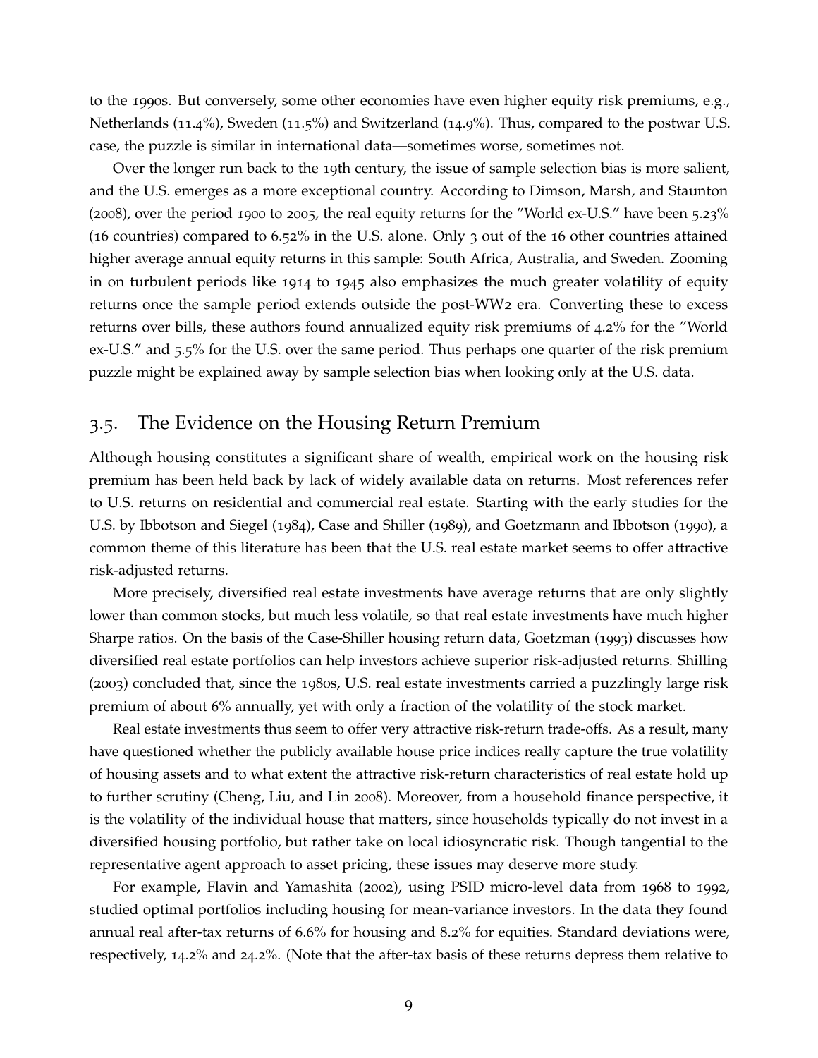to the 1990s. But conversely, some other economies have even higher equity risk premiums, e.g., Netherlands (11.4%), Sweden (11.5%) and Switzerland (14.9%). Thus, compared to the postwar U.S. case, the puzzle is similar in international data—sometimes worse, sometimes not.

Over the longer run back to the 19th century, the issue of sample selection bias is more salient, and the U.S. emerges as a more exceptional country. According to Dimson, Marsh, and Staunton (2008), over the period 1900 to 2005, the real equity returns for the "World ex-U.S." have been 5.23% (16 countries) compared to 6.52% in the U.S. alone. Only 3 out of the 16 other countries attained higher average annual equity returns in this sample: South Africa, Australia, and Sweden. Zooming in on turbulent periods like 1914 to 1945 also emphasizes the much greater volatility of equity returns once the sample period extends outside the post-WW2 era. Converting these to excess returns over bills, these authors found annualized equity risk premiums of 4.2% for the "World ex-U.S." and 5.5% for the U.S. over the same period. Thus perhaps one quarter of the risk premium puzzle might be explained away by sample selection bias when looking only at the U.S. data.

## 3.5. The Evidence on the Housing Return Premium

Although housing constitutes a significant share of wealth, empirical work on the housing risk premium has been held back by lack of widely available data on returns. Most references refer to U.S. returns on residential and commercial real estate. Starting with the early studies for the U.S. by Ibbotson and Siegel (1984), Case and Shiller (1989), and Goetzmann and Ibbotson (1990), a common theme of this literature has been that the U.S. real estate market seems to offer attractive risk-adjusted returns.

More precisely, diversified real estate investments have average returns that are only slightly lower than common stocks, but much less volatile, so that real estate investments have much higher Sharpe ratios. On the basis of the Case-Shiller housing return data, Goetzman (1993) discusses how diversified real estate portfolios can help investors achieve superior risk-adjusted returns. Shilling (2003) concluded that, since the 1980s, U.S. real estate investments carried a puzzlingly large risk premium of about 6% annually, yet with only a fraction of the volatility of the stock market.

Real estate investments thus seem to offer very attractive risk-return trade-offs. As a result, many have questioned whether the publicly available house price indices really capture the true volatility of housing assets and to what extent the attractive risk-return characteristics of real estate hold up to further scrutiny (Cheng, Liu, and Lin 2008). Moreover, from a household finance perspective, it is the volatility of the individual house that matters, since households typically do not invest in a diversified housing portfolio, but rather take on local idiosyncratic risk. Though tangential to the representative agent approach to asset pricing, these issues may deserve more study.

For example, Flavin and Yamashita (2002), using PSID micro-level data from 1968 to 1992, studied optimal portfolios including housing for mean-variance investors. In the data they found annual real after-tax returns of 6.6% for housing and 8.2% for equities. Standard deviations were, respectively, 14.2% and 24.2%. (Note that the after-tax basis of these returns depress them relative to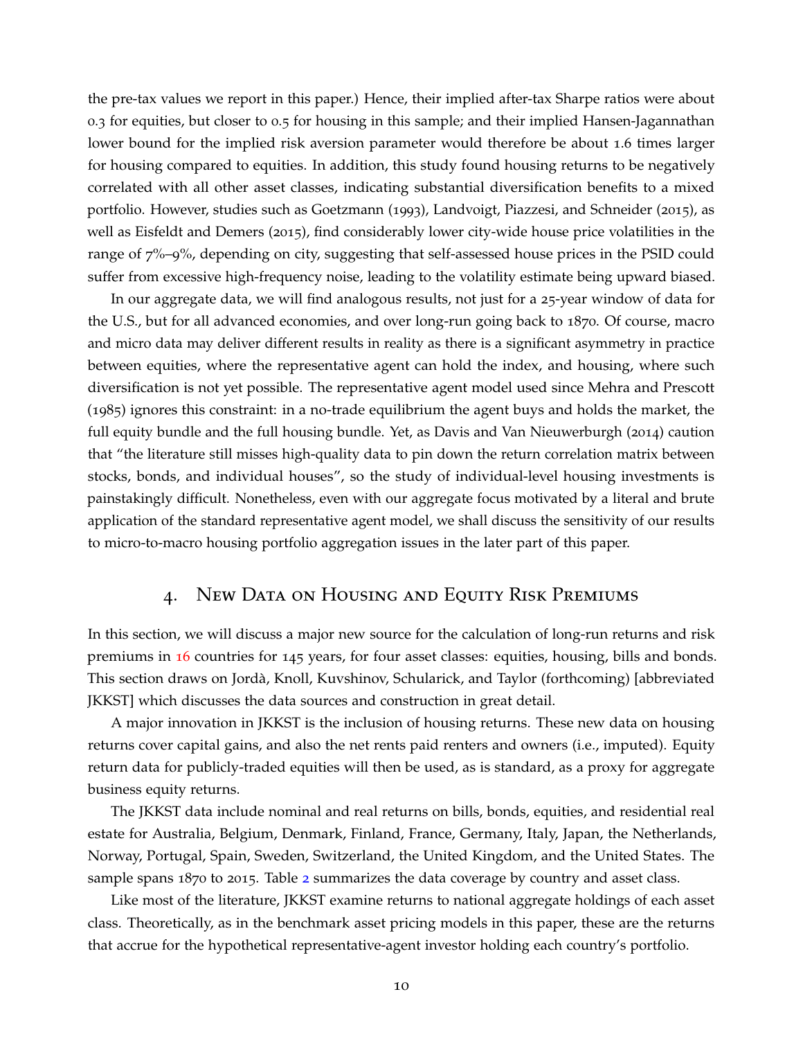the pre-tax values we report in this paper.) Hence, their implied after-tax Sharpe ratios were about 0.3 for equities, but closer to 0.5 for housing in this sample; and their implied Hansen-Jagannathan lower bound for the implied risk aversion parameter would therefore be about 1.6 times larger for housing compared to equities. In addition, this study found housing returns to be negatively correlated with all other asset classes, indicating substantial diversification benefits to a mixed portfolio. However, studies such as Goetzmann (1993), Landvoigt, Piazzesi, and Schneider (2015), as well as Eisfeldt and Demers (2015), find considerably lower city-wide house price volatilities in the range of 7%–9%, depending on city, suggesting that self-assessed house prices in the PSID could suffer from excessive high-frequency noise, leading to the volatility estimate being upward biased.

In our aggregate data, we will find analogous results, not just for a 25-year window of data for the U.S., but for all advanced economies, and over long-run going back to 1870. Of course, macro and micro data may deliver different results in reality as there is a significant asymmetry in practice between equities, where the representative agent can hold the index, and housing, where such diversification is not yet possible. The representative agent model used since Mehra and Prescott (1985) ignores this constraint: in a no-trade equilibrium the agent buys and holds the market, the full equity bundle and the full housing bundle. Yet, as Davis and Van Nieuwerburgh (2014) caution that "the literature still misses high-quality data to pin down the return correlation matrix between stocks, bonds, and individual houses", so the study of individual-level housing investments is painstakingly difficult. Nonetheless, even with our aggregate focus motivated by a literal and brute application of the standard representative agent model, we shall discuss the sensitivity of our results to micro-to-macro housing portfolio aggregation issues in the later part of this paper.

## 4. New Data on Housing and Equity Risk Premiums

In this section, we will discuss a major new source for the calculation of long-run returns and risk premiums in 16 countries for 145 years, for four asset classes: equities, housing, bills and bonds. This section draws on Jordà, Knoll, Kuvshinov, Schularick, and Taylor (forthcoming) [abbreviated JKKST] which discusses the data sources and construction in great detail.

A major innovation in JKKST is the inclusion of housing returns. These new data on housing returns cover capital gains, and also the net rents paid renters and owners (i.e., imputed). Equity return data for publicly-traded equities will then be used, as is standard, as a proxy for aggregate business equity returns.

The JKKST data include nominal and real returns on bills, bonds, equities, and residential real estate for Australia, Belgium, Denmark, Finland, France, Germany, Italy, Japan, the Netherlands, Norway, Portugal, Spain, Sweden, Switzerland, the United Kingdom, and the United States. The sample spans 1870 to 2015. Table 2 summarizes the data coverage by country and asset class.

Like most of the literature, JKKST examine returns to national aggregate holdings of each asset class. Theoretically, as in the benchmark asset pricing models in this paper, these are the returns that accrue for the hypothetical representative-agent investor holding each country's portfolio.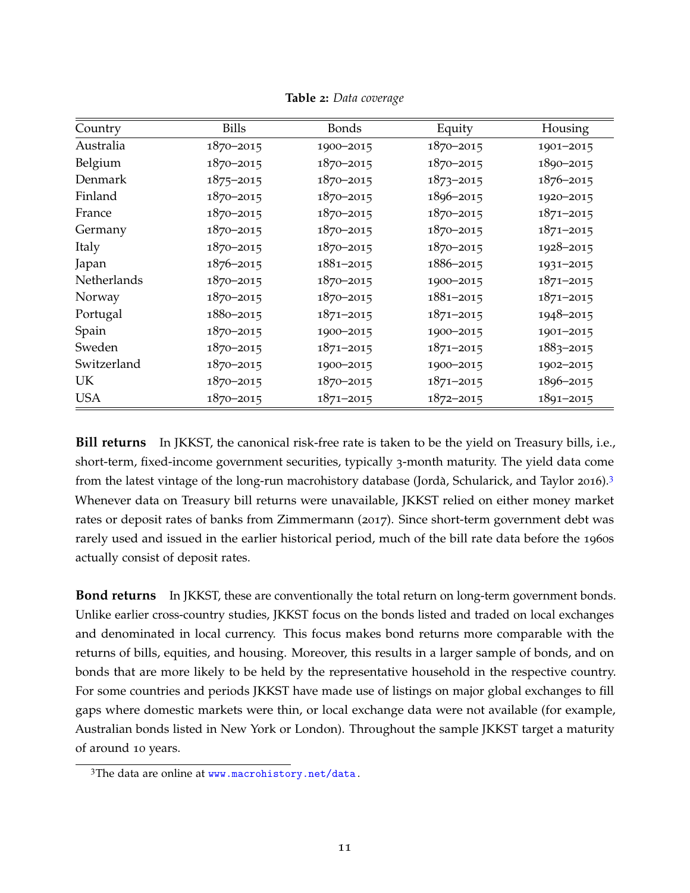**Table 2:** *Data coverage*

| Country | Bills | Bonds | Equity | Housing |
|---|---|---|---|---|
| Australia | 1870–2015 | 1900–2015 | 1870–2015 | 1901–2015 |
| Belgium | 1870–2015 | 1870–2015 | 1870–2015 | 1890–2015 |
| Denmark | 1875–2015 | 1870–2015 | 1873–2015 | 1876–2015 |
| Finland | 1870–2015 | 1870–2015 | 1896–2015 | 1920–2015 |
| France | 1870–2015 | 1870–2015 | 1870–2015 | 1871–2015 |
| Germany | 1870–2015 | 1870–2015 | 1870–2015 | 1871–2015 |
| Italy | 1870–2015 | 1870–2015 | 1870–2015 | 1928–2015 |
| Japan | 1876–2015 | 1881–2015 | 1886–2015 | 1931–2015 |
| Netherlands | 1870–2015 | 1870–2015 | 1900–2015 | 1871–2015 |
| Norway | 1870–2015 | 1870–2015 | 1881–2015 | 1871–2015 |
| Portugal | 1880–2015 | 1871–2015 | 1871–2015 | 1948–2015 |
| Spain | 1870–2015 | 1900–2015 | 1900–2015 | 1901–2015 |
| Sweden | 1870–2015 | 1871–2015 | 1871–2015 | 1883–2015 |
| Switzerland | 1870–2015 | 1900–2015 | 1900–2015 | 1902–2015 |
| UK | 1870–2015 | 1870–2015 | 1871–2015 | 1896–2015 |
| USA | 1870–2015 | 1871–2015 | 1872–2015 | 1891–2015 |

**Bill returns** In JKKST, the canonical risk-free rate is taken to be the yield on Treasury bills, i.e., short-term, fixed-income government securities, typically 3-month maturity. The yield data come from the latest vintage of the long-run macrohistory database (Jordà, Schularick, and Taylor 2016).[3] Whenever data on Treasury bill returns were unavailable, JKKST relied on either money market rates or deposit rates of banks from Zimmermann (2017). Since short-term government debt was rarely used and issued in the earlier historical period, much of the bill rate data before the 1960s actually consist of deposit rates.

**Bond returns** In JKKST, these are conventionally the total return on long-term government bonds. Unlike earlier cross-country studies, JKKST focus on the bonds listed and traded on local exchanges and denominated in local currency. This focus makes bond returns more comparable with the returns of bills, equities, and housing. Moreover, this results in a larger sample of bonds, and on bonds that are more likely to be held by the representative household in the respective country. For some countries and periods JKKST have made use of listings on major global exchanges to fill gaps where domestic markets were thin, or local exchange data were not available (for example, Australian bonds listed in New York or London). Throughout the sample JKKST target a maturity of around 10 years.

[3] The data are online at www.macrohistory.net/data.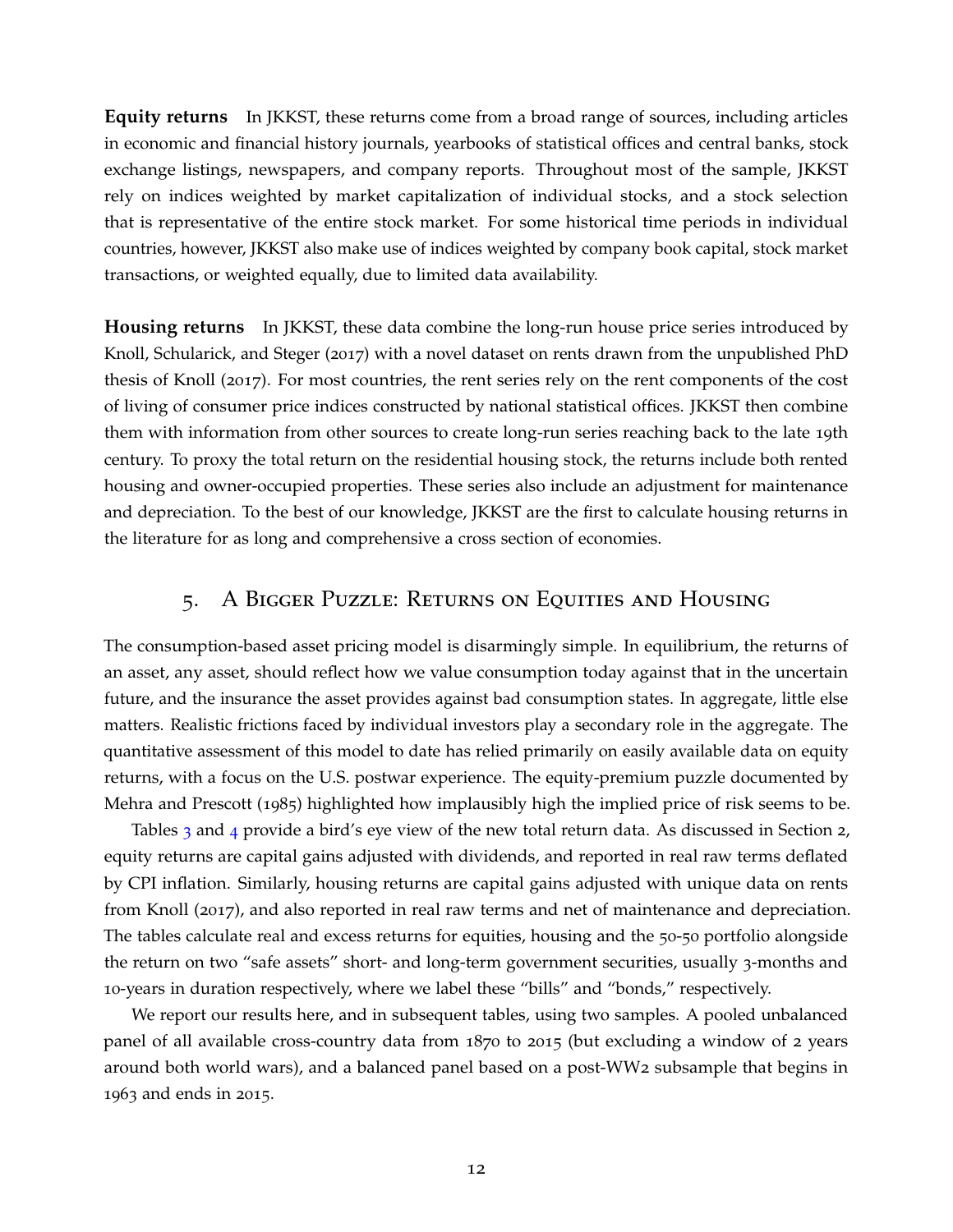**Equity returns** In JKKST, these returns come from a broad range of sources, including articles in economic and financial history journals, yearbooks of statistical offices and central banks, stock exchange listings, newspapers, and company reports. Throughout most of the sample, JKKST rely on indices weighted by market capitalization of individual stocks, and a stock selection that is representative of the entire stock market. For some historical time periods in individual countries, however, JKKST also make use of indices weighted by company book capital, stock market transactions, or weighted equally, due to limited data availability.

**Housing returns** In JKKST, these data combine the long-run house price series introduced by Knoll, Schularick, and Steger (2017) with a novel dataset on rents drawn from the unpublished PhD thesis of Knoll (2017). For most countries, the rent series rely on the rent components of the cost of living of consumer price indices constructed by national statistical offices. JKKST then combine them with information from other sources to create long-run series reaching back to the late 19th century. To proxy the total return on the residential housing stock, the returns include both rented housing and owner-occupied properties. These series also include an adjustment for maintenance and depreciation. To the best of our knowledge, JKKST are the first to calculate housing returns in the literature for as long and comprehensive a cross section of economies.

## 5. A Bigger Puzzle: Returns on Equities and Housing

The consumption-based asset pricing model is disarmingly simple. In equilibrium, the returns of an asset, any asset, should reflect how we value consumption today against that in the uncertain future, and the insurance the asset provides against bad consumption states. In aggregate, little else matters. Realistic frictions faced by individual investors play a secondary role in the aggregate. The quantitative assessment of this model to date has relied primarily on easily available data on equity returns, with a focus on the U.S. postwar experience. The equity-premium puzzle documented by Mehra and Prescott (1985) highlighted how implausibly high the implied price of risk seems to be.

Tables 3 and 4 provide a bird's eye view of the new total return data. As discussed in Section 2, equity returns are capital gains adjusted with dividends, and reported in real raw terms deflated by CPI inflation. Similarly, housing returns are capital gains adjusted with unique data on rents from Knoll (2017), and also reported in real raw terms and net of maintenance and depreciation. The tables calculate real and excess returns for equities, housing and the 50-50 portfolio alongside the return on two "safe assets" short- and long-term government securities, usually 3-months and 10-years in duration respectively, where we label these "bills" and "bonds," respectively.

We report our results here, and in subsequent tables, using two samples. A pooled unbalanced panel of all available cross-country data from 1870 to 2015 (but excluding a window of 2 years around both world wars), and a balanced panel based on a post-WW2 subsample that begins in 1963 and ends in 2015.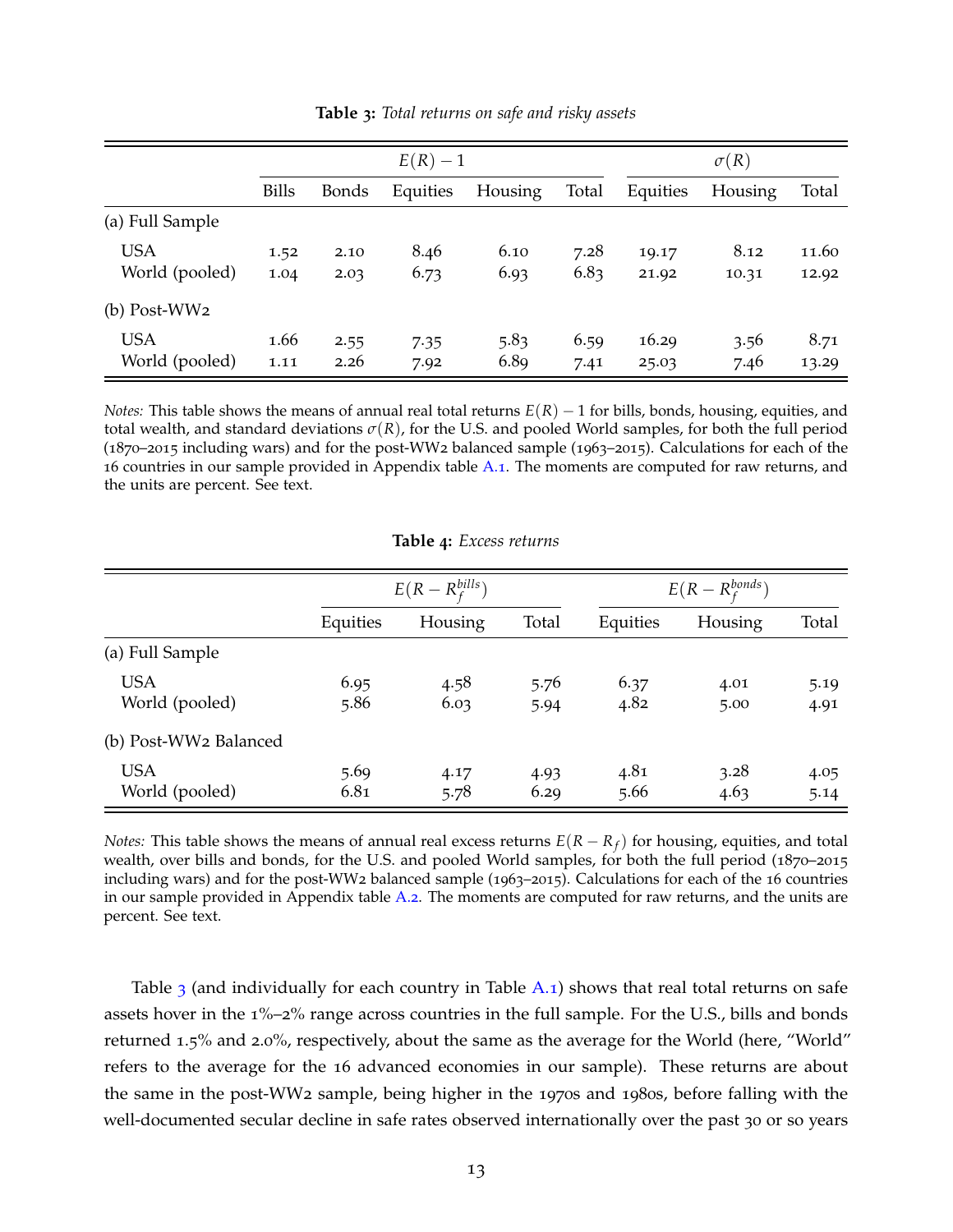**Table 3:** *Total returns on safe and risky assets*

| | $E(R)-1$ | | | | | $\sigma(R)$ | | |
|---|---|---|---|---|---|---|---|---|
| | Bills | Bonds | Equities | Housing | Total | Equities | Housing | Total |
| (a) Full Sample | | | | | | | | |
| USA | 1.52 | 2.10 | 8.46 | 6.10 | 7.28 | 19.17 | 8.12 | 11.60 |
| World (pooled) | 1.04 | 2.03 | 6.73 | 6.93 | 6.83 | 21.92 | 10.31 | 12.92 |
| (b) Post-WW2 | | | | | | | | |
| USA | 1.66 | 2.55 | 7.35 | 5.83 | 6.59 | 16.29 | 3.56 | 8.71 |
| World (pooled) | 1.11 | 2.26 | 7.92 | 6.89 | 7.41 | 25.03 | 7.46 | 13.29 |

*Notes:* This table shows the means of annual real total returns $E(R)-1$ for bills, bonds, housing, equities, and total wealth, and standard deviations $\sigma(R)$, for the U.S. and pooled World samples, for both the full period (1870–2015 including wars) and for the post-WW2 balanced sample (1963–2015). Calculations for each of the 16 countries in our sample provided in Appendix table A.1. The moments are computed for raw returns, and the units are percent. See text.

**Table 4:** *Excess returns*

| | $E(R-R_f^{bills})$ | | | $E(R-R_f^{bonds})$ | | |
|---|---|---|---|---|---|---|
| | Equities | Housing | Total | Equities | Housing | Total |
| (a) Full Sample | | | | | | |
| USA | 6.95 | 4.58 | 5.76 | 6.37 | 4.01 | 5.19 |
| World (pooled) | 5.86 | 6.03 | 5.94 | 4.82 | 5.00 | 4.91 |
| (b) Post-WW2 Balanced | | | | | | |
| USA | 5.69 | 4.17 | 4.93 | 4.81 | 3.28 | 4.05 |
| World (pooled) | 6.81 | 5.78 | 6.29 | 5.66 | 4.63 | 5.14 |

*Notes:* This table shows the means of annual real excess returns $E(R-R_f)$ for housing, equities, and total wealth, over bills and bonds, for the U.S. and pooled World samples, for both the full period (1870–2015 including wars) and for the post-WW2 balanced sample (1963–2015). Calculations for each of the 16 countries in our sample provided in Appendix table A.2. The moments are computed for raw returns, and the units are percent. See text.

Table 3 (and individually for each country in Table A.1) shows that real total returns on safe assets hover in the 1%–2% range across countries in the full sample. For the U.S., bills and bonds returned 1.5% and 2.0%, respectively, about the same as the average for the World (here, "World" refers to the average for the 16 advanced economies in our sample). These returns are about the same in the post-WW2 sample, being higher in the 1970s and 1980s, before falling with the well-documented secular decline in safe rates observed internationally over the past 30 or so years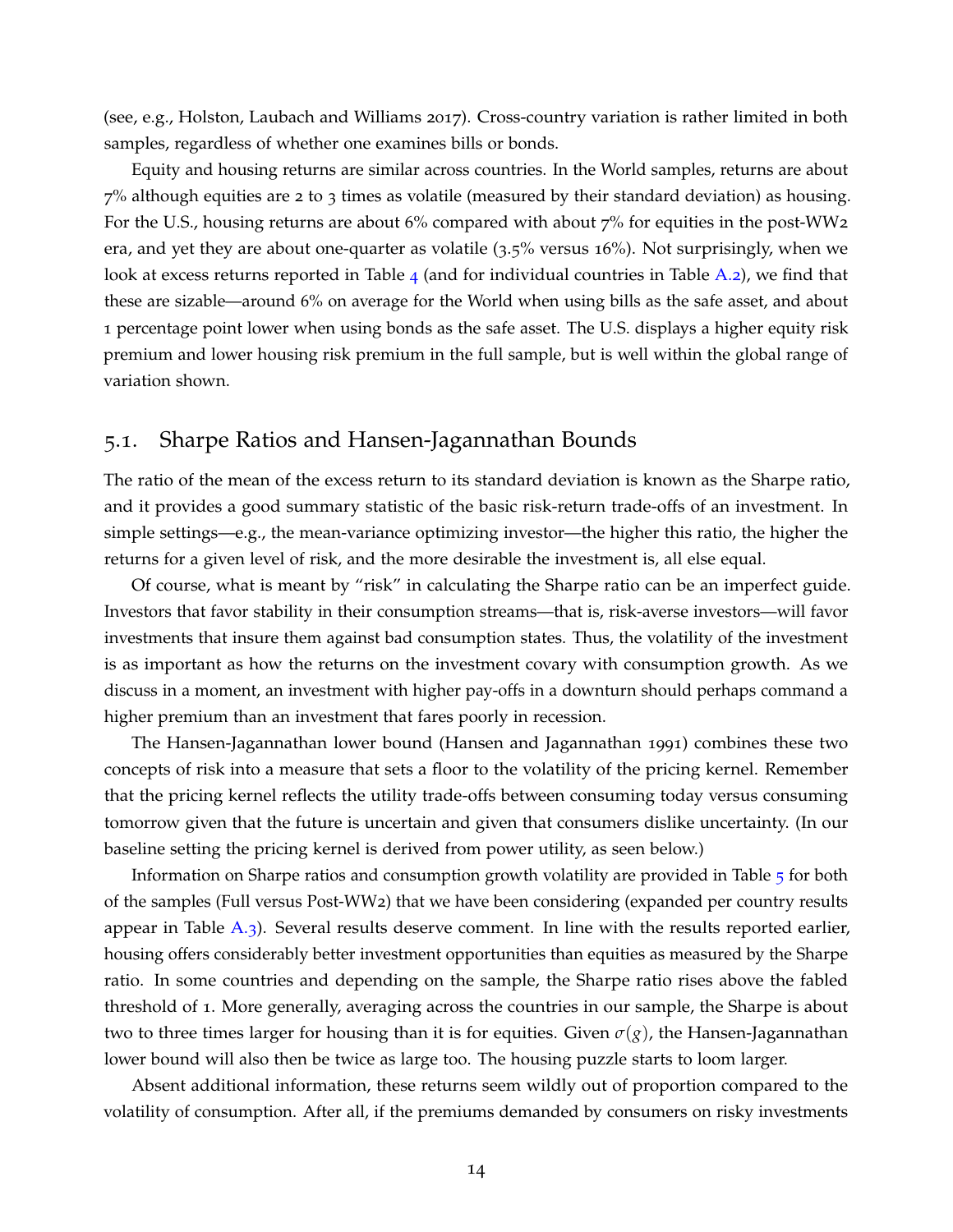(see, e.g., Holston, Laubach and Williams 2017). Cross-country variation is rather limited in both samples, regardless of whether one examines bills or bonds.

Equity and housing returns are similar across countries. In the World samples, returns are about 7% although equities are 2 to 3 times as volatile (measured by their standard deviation) as housing. For the U.S., housing returns are about 6% compared with about 7% for equities in the post-WW2 era, and yet they are about one-quarter as volatile (3.5% versus 16%). Not surprisingly, when we look at excess returns reported in Table 4 (and for individual countries in Table A.2), we find that these are sizable—around 6% on average for the World when using bills as the safe asset, and about 1 percentage point lower when using bonds as the safe asset. The U.S. displays a higher equity risk premium and lower housing risk premium in the full sample, but is well within the global range of variation shown.

## 5.1. Sharpe Ratios and Hansen-Jagannathan Bounds

The ratio of the mean of the excess return to its standard deviation is known as the Sharpe ratio, and it provides a good summary statistic of the basic risk-return trade-offs of an investment. In simple settings—e.g., the mean-variance optimizing investor—the higher this ratio, the higher the returns for a given level of risk, and the more desirable the investment is, all else equal.

Of course, what is meant by "risk" in calculating the Sharpe ratio can be an imperfect guide. Investors that favor stability in their consumption streams—that is, risk-averse investors—will favor investments that insure them against bad consumption states. Thus, the volatility of the investment is as important as how the returns on the investment covary with consumption growth. As we discuss in a moment, an investment with higher pay-offs in a downturn should perhaps command a higher premium than an investment that fares poorly in recession.

The Hansen-Jagannathan lower bound (Hansen and Jagannathan 1991) combines these two concepts of risk into a measure that sets a floor to the volatility of the pricing kernel. Remember that the pricing kernel reflects the utility trade-offs between consuming today versus consuming tomorrow given that the future is uncertain and given that consumers dislike uncertainty. (In our baseline setting the pricing kernel is derived from power utility, as seen below.)

Information on Sharpe ratios and consumption growth volatility are provided in Table 5 for both of the samples (Full versus Post-WW2) that we have been considering (expanded per country results appear in Table A.3). Several results deserve comment. In line with the results reported earlier, housing offers considerably better investment opportunities than equities as measured by the Sharpe ratio. In some countries and depending on the sample, the Sharpe ratio rises above the fabled threshold of 1. More generally, averaging across the countries in our sample, the Sharpe is about two to three times larger for housing than it is for equities. Given $\sigma(g)$, the Hansen-Jagannathan lower bound will also then be twice as large too. The housing puzzle starts to loom larger.

Absent additional information, these returns seem wildly out of proportion compared to the volatility of consumption. After all, if the premiums demanded by consumers on risky investments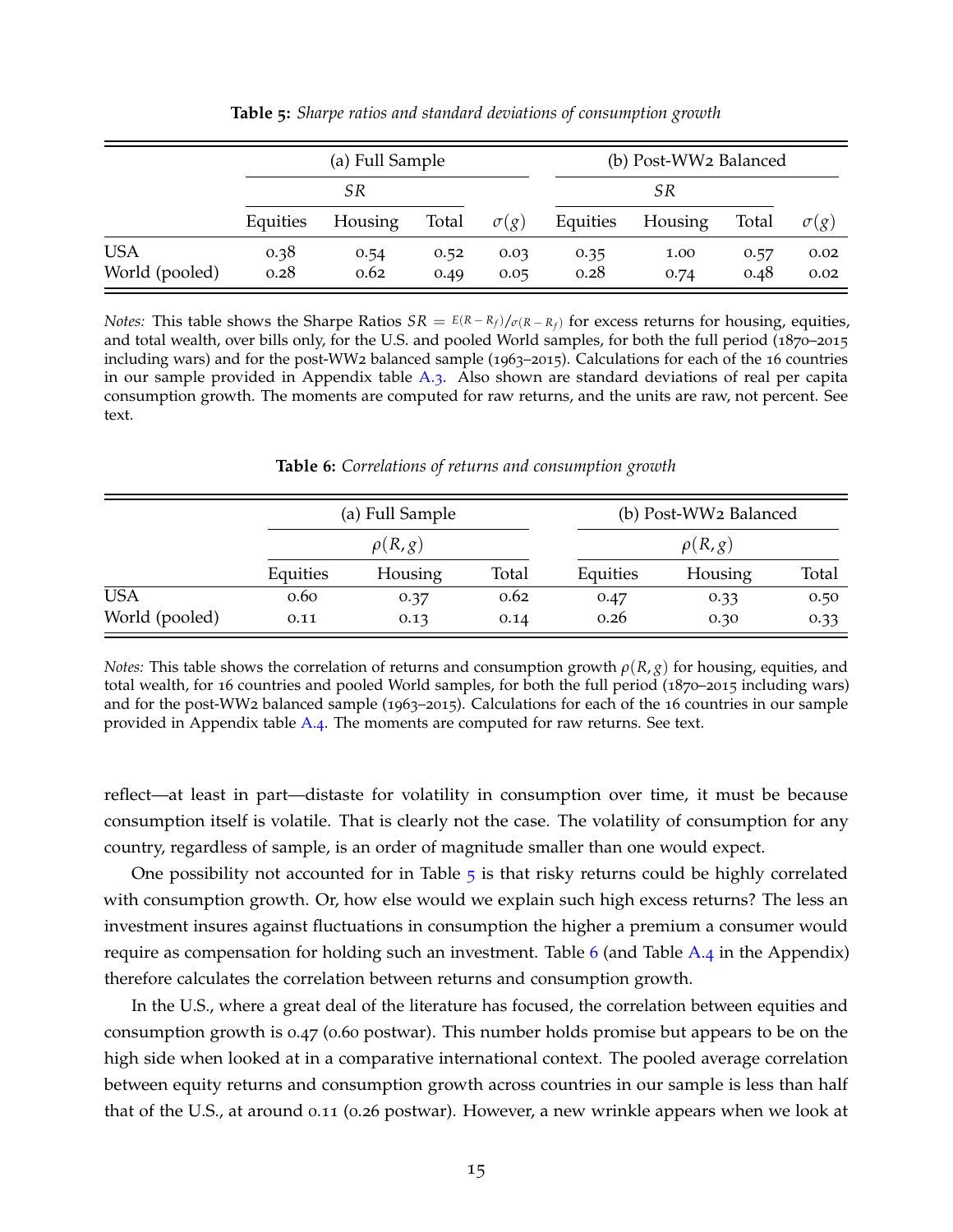**Table 5:** *Sharpe ratios and standard deviations of consumption growth*

| | (a) Full Sample | | | | (b) Post-WW2 Balanced | | | |
|---|---|---|---|---|---|---|---|---|
| | $SR$ | | | | $SR$ | | | |
| | Equities | Housing | Total | $\sigma(g)$ | Equities | Housing | Total | $\sigma(g)$ |
| USA | 0.38 | 0.54 | 0.52 | 0.03 | 0.35 | 1.00 | 0.57 | 0.02 |
| World (pooled) | 0.28 | 0.62 | 0.49 | 0.05 | 0.28 | 0.74 | 0.48 | 0.02 |

*Notes:* This table shows the Sharpe Ratios $SR = E(R-R_f)/\sigma(R-R_f)$ for excess returns for housing, equities, and total wealth, over bills only, for the U.S. and pooled World samples, for both the full period (1870–2015 including wars) and for the post-WW2 balanced sample (1963–2015). Calculations for each of the 16 countries in our sample provided in Appendix table A.3. Also shown are standard deviations of real per capita consumption growth. The moments are computed for raw returns, and the units are raw, not percent. See text.

**Table 6:** *Correlations of returns and consumption growth*

| | (a) Full Sample | | | (b) Post-WW2 Balanced | | |
|---|---|---|---|---|---|---|
| | $\rho(R,g)$ | | | $\rho(R,g)$ | | |
| | Equities | Housing | Total | Equities | Housing | Total |
| USA | 0.60 | 0.37 | 0.62 | 0.47 | 0.33 | 0.50 |
| World (pooled) | 0.11 | 0.13 | 0.14 | 0.26 | 0.30 | 0.33 |

*Notes:* This table shows the correlation of returns and consumption growth $\rho(R,g)$ for housing, equities, and total wealth, for 16 countries and pooled World samples, for both the full period (1870–2015 including wars) and for the post-WW2 balanced sample (1963–2015). Calculations for each of the 16 countries in our sample provided in Appendix table A.4. The moments are computed for raw returns. See text.

reflect—at least in part—distaste for volatility in consumption over time, it must be because consumption itself is volatile. That is clearly not the case. The volatility of consumption for any country, regardless of sample, is an order of magnitude smaller than one would expect.

One possibility not accounted for in Table 5 is that risky returns could be highly correlated with consumption growth. Or, how else would we explain such high excess returns? The less an investment insures against fluctuations in consumption the higher a premium a consumer would require as compensation for holding such an investment. Table 6 (and Table A.4 in the Appendix) therefore calculates the correlation between returns and consumption growth.

In the U.S., where a great deal of the literature has focused, the correlation between equities and consumption growth is 0.47 (0.60 postwar). This number holds promise but appears to be on the high side when looked at in a comparative international context. The pooled average correlation between equity returns and consumption growth across countries in our sample is less than half that of the U.S., at around 0.11 (0.26 postwar). However, a new wrinkle appears when we look at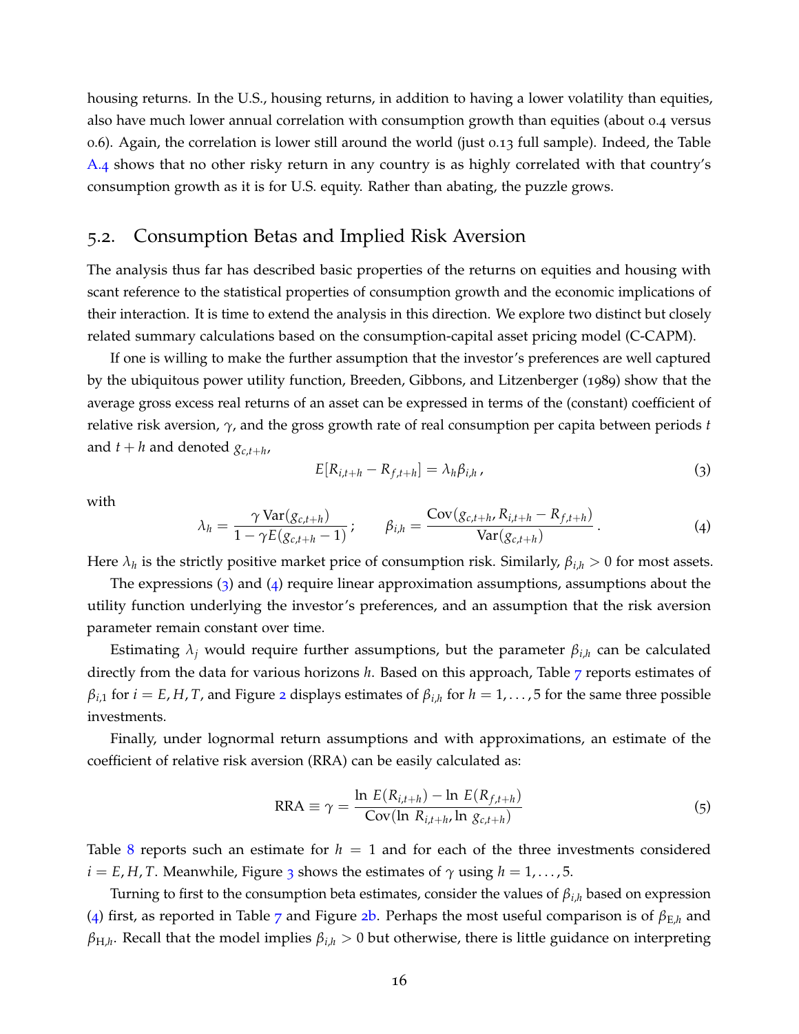housing returns. In the U.S., housing returns, in addition to having a lower volatility than equities, also have much lower annual correlation with consumption growth than equities (about 0.4 versus 0.6). Again, the correlation is lower still around the world (just 0.13 full sample). Indeed, the Table A.4 shows that no other risky return in any country is as highly correlated with that country's consumption growth as it is for U.S. equity. Rather than abating, the puzzle grows.

## 5.2. Consumption Betas and Implied Risk Aversion

The analysis thus far has described basic properties of the returns on equities and housing with scant reference to the statistical properties of consumption growth and the economic implications of their interaction. It is time to extend the analysis in this direction. We explore two distinct but closely related summary calculations based on the consumption-capital asset pricing model (C-CAPM).

If one is willing to make the further assumption that the investor's preferences are well captured by the ubiquitous power utility function, Breeden, Gibbons, and Litzenberger (1989) show that the average gross excess real returns of an asset can be expressed in terms of the (constant) coefficient of relative risk aversion, $\gamma$, and the gross growth rate of real consumption per capita between periods $t$ and $t+h$ and denoted $g_{c,t+h}$,

$$E[R_{i,t+h} - R_{f,t+h}] = \lambda_h \beta_{i,h}\,, \tag{3}$$

with

$$\lambda_h = \frac{\gamma \,\mathrm{Var}(g_{c,t+h})}{1 - \gamma E(g_{c,t+h} - 1)}\,; \qquad \beta_{i,h} = \frac{\mathrm{Cov}(g_{c,t+h}, R_{i,t+h} - R_{f,t+h})}{\mathrm{Var}(g_{c,t+h})}\,. \tag{4}$$

Here $\lambda_h$ is the strictly positive market price of consumption risk. Similarly, $\beta_{i,h} > 0$ for most assets.

The expressions (3) and (4) require linear approximation assumptions, assumptions about the utility function underlying the investor's preferences, and an assumption that the risk aversion parameter remain constant over time.

Estimating $\lambda_j$ would require further assumptions, but the parameter $\beta_{i,h}$ can be calculated directly from the data for various horizons $h$. Based on this approach, Table 7 reports estimates of $\beta_{i,1}$ for $i = E, H, T$, and Figure 2 displays estimates of $\beta_{i,h}$ for $h = 1, \ldots, 5$ for the same three possible investments.

Finally, under lognormal return assumptions and with approximations, an estimate of the coefficient of relative risk aversion (RRA) can be easily calculated as:

$$\mathrm{RRA} \equiv \gamma = \frac{\ln\, E(R_{i,t+h}) - \ln\, E(R_{f,t+h})}{\mathrm{Cov}(\ln\, R_{i,t+h}, \ln\, g_{c,t+h})} \tag{5}$$

Table 8 reports such an estimate for $h = 1$ and for each of the three investments considered $i = E, H, T$. Meanwhile, Figure 3 shows the estimates of $\gamma$ using $h = 1, \ldots, 5$.

Turning to first to the consumption beta estimates, consider the values of $\beta_{i,h}$ based on expression (4) first, as reported in Table 7 and Figure 2b. Perhaps the most useful comparison is of $\beta_{\mathrm{E},h}$ and $\beta_{\mathrm{H},h}$. Recall that the model implies $\beta_{i,h} > 0$ but otherwise, there is little guidance on interpreting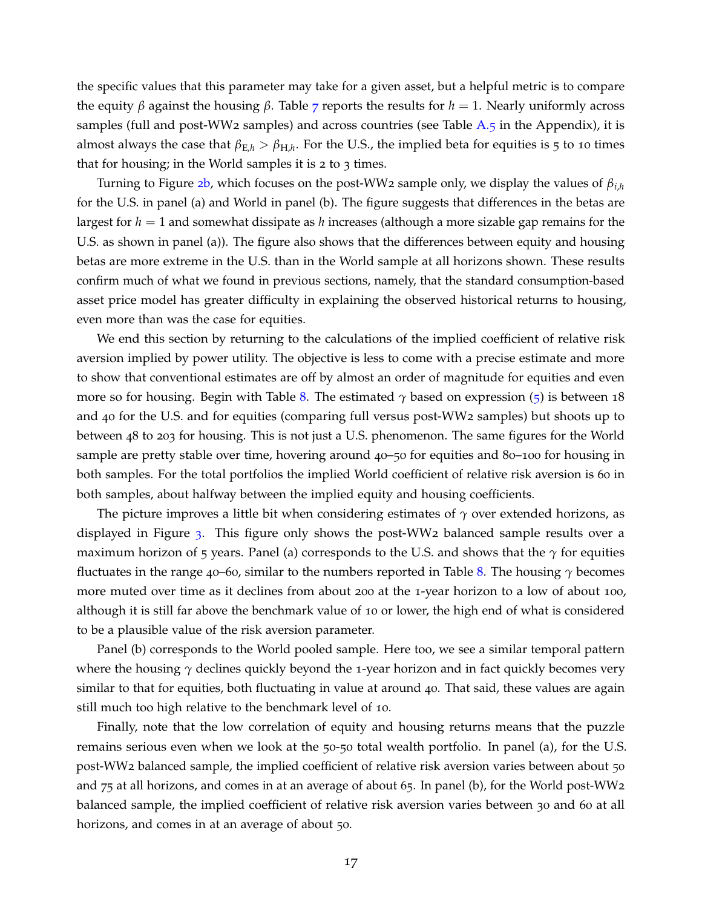the specific values that this parameter may take for a given asset, but a helpful metric is to compare the equity $\beta$ against the housing $\beta$. Table 7 reports the results for $h = 1$. Nearly uniformly across samples (full and post-WW2 samples) and across countries (see Table A.5 in the Appendix), it is almost always the case that $\beta_{E,h} > \beta_{H,h}$. For the U.S., the implied beta for equities is 5 to 10 times that for housing; in the World samples it is 2 to 3 times.

Turning to Figure 2b, which focuses on the post-WW2 sample only, we display the values of $\beta_{i,h}$ for the U.S. in panel (a) and World in panel (b). The figure suggests that differences in the betas are largest for $h = 1$ and somewhat dissipate as $h$ increases (although a more sizable gap remains for the U.S. as shown in panel (a)). The figure also shows that the differences between equity and housing betas are more extreme in the U.S. than in the World sample at all horizons shown. These results confirm much of what we found in previous sections, namely, that the standard consumption-based asset price model has greater difficulty in explaining the observed historical returns to housing, even more than was the case for equities.

We end this section by returning to the calculations of the implied coefficient of relative risk aversion implied by power utility. The objective is less to come with a precise estimate and more to show that conventional estimates are off by almost an order of magnitude for equities and even more so for housing. Begin with Table 8. The estimated $\gamma$ based on expression (5) is between 18 and 40 for the U.S. and for equities (comparing full versus post-WW2 samples) but shoots up to between 48 to 203 for housing. This is not just a U.S. phenomenon. The same figures for the World sample are pretty stable over time, hovering around 40–50 for equities and 80–100 for housing in both samples. For the total portfolios the implied World coefficient of relative risk aversion is 60 in both samples, about halfway between the implied equity and housing coefficients.

The picture improves a little bit when considering estimates of $\gamma$ over extended horizons, as displayed in Figure 3. This figure only shows the post-WW2 balanced sample results over a maximum horizon of 5 years. Panel (a) corresponds to the U.S. and shows that the $\gamma$ for equities fluctuates in the range 40–60, similar to the numbers reported in Table 8. The housing $\gamma$ becomes more muted over time as it declines from about 200 at the 1-year horizon to a low of about 100, although it is still far above the benchmark value of 10 or lower, the high end of what is considered to be a plausible value of the risk aversion parameter.

Panel (b) corresponds to the World pooled sample. Here too, we see a similar temporal pattern where the housing $\gamma$ declines quickly beyond the 1-year horizon and in fact quickly becomes very similar to that for equities, both fluctuating in value at around 40. That said, these values are again still much too high relative to the benchmark level of 10.

Finally, note that the low correlation of equity and housing returns means that the puzzle remains serious even when we look at the 50-50 total wealth portfolio. In panel (a), for the U.S. post-WW2 balanced sample, the implied coefficient of relative risk aversion varies between about 50 and 75 at all horizons, and comes in at an average of about 65. In panel (b), for the World post-WW2 balanced sample, the implied coefficient of relative risk aversion varies between 30 and 60 at all horizons, and comes in at an average of about 50.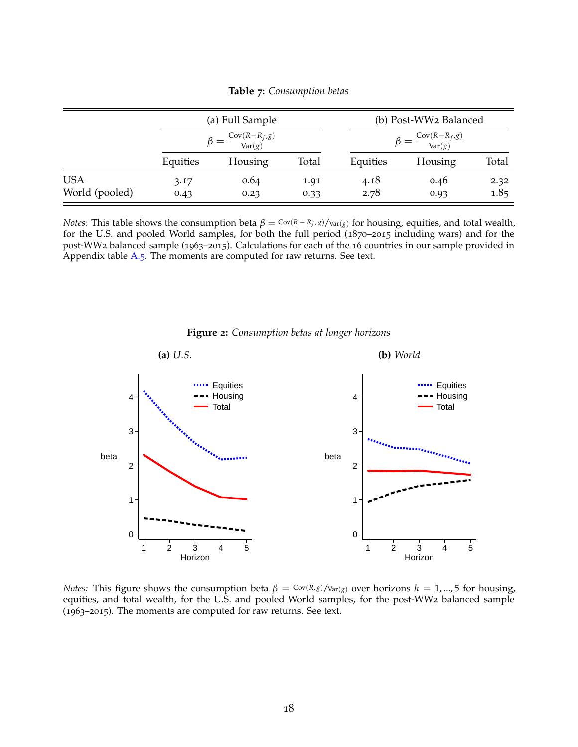**Table 7:** *Consumption betas*

| | (a) Full Sample $\beta = \frac{\text{Cov}(R-R_f,g)}{\text{Var}(g)}$ | | | (b) Post-WW2 Balanced $\beta = \frac{\text{Cov}(R-R_f,g)}{\text{Var}(g)}$ | | |
|---|---|---|---|---|---|---|
| | Equities | Housing | Total | Equities | Housing | Total |
| USA | 3.17 | 0.64 | 1.91 | 4.18 | 0.46 | 2.32 |
| World (pooled) | 0.43 | 0.23 | 0.33 | 2.78 | 0.93 | 1.85 |

*Notes:* This table shows the consumption beta $\beta = \text{Cov}(R - R_f, g)/\text{Var}(g)$ for housing, equities, and total wealth, for the U.S. and pooled World samples, for both the full period (1870–2015 including wars) and for the post-WW2 balanced sample (1963–2015). Calculations for each of the 16 countries in our sample provided in Appendix table A.5. The moments are computed for raw returns. See text.

**Figure 2:** *Consumption betas at longer horizons*

**(a)** *U.S.*

beta
0
1
2
3
4
1
2
3
4
5
Horizon
Equities
Housing
Total

**(b)** *World*

beta
0
1
2
3
4
1
2
3
4
5
Horizon
Equities
Housing
Total

*Notes:* This figure shows the consumption beta $\beta = \text{Cov}(R, g)/\text{Var}(g)$ over horizons $h = 1, ..., 5$ for housing, equities, and total wealth, for the U.S. and pooled World samples, for the post-WW2 balanced sample (1963–2015). The moments are computed for raw returns. See text.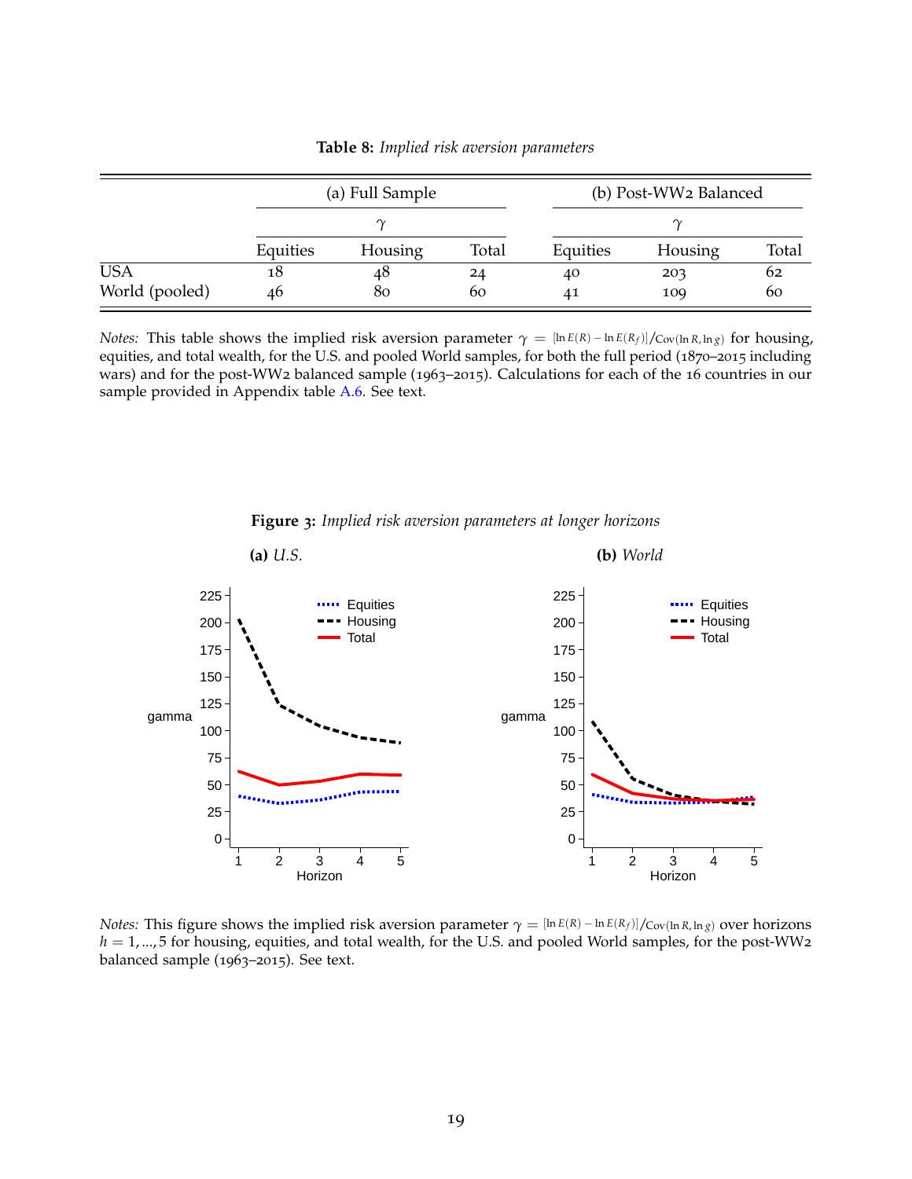**Table 8:** *Implied risk aversion parameters*

| | (a) Full Sample | | | (b) Post-WW2 Balanced | | |
|---|---|---|---|---|---|---|
| | $\gamma$ | | | $\gamma$ | | |
| | Equities | Housing | Total | Equities | Housing | Total |
| USA | 18 | 48 | 24 | 40 | 203 | 62 |
| World (pooled) | 46 | 80 | 60 | 41 | 109 | 60 |

*Notes:* This table shows the implied risk aversion parameter $\gamma = {}^{[\ln E(R) - \ln E(R_f)]}/_{\mathrm{Cov}(\ln R, \ln g)}$ for housing, equities, and total wealth, for the U.S. and pooled World samples, for both the full period (1870–2015 including wars) and for the post-WW2 balanced sample (1963–2015). Calculations for each of the 16 countries in our sample provided in Appendix table A.6. See text.

**Figure 3:** *Implied risk aversion parameters at longer horizons*

**(a)** *U.S.*

gamma
0
25
50
75
100
125
150
175
200
225
1
2
3
4
5
Horizon
Equities
Housing
Total

**(b)** *World*

gamma
0
25
50
75
100
125
150
175
200
225
1
2
3
4
5
Horizon
Equities
Housing
Total

*Notes:* This figure shows the implied risk aversion parameter $\gamma = {}^{[\ln E(R) - \ln E(R_f)]}/_{\mathrm{Cov}(\ln R, \ln g)}$ over horizons $h = 1, ..., 5$ for housing, equities, and total wealth, for the U.S. and pooled World samples, for the post-WW2 balanced sample (1963–2015). See text.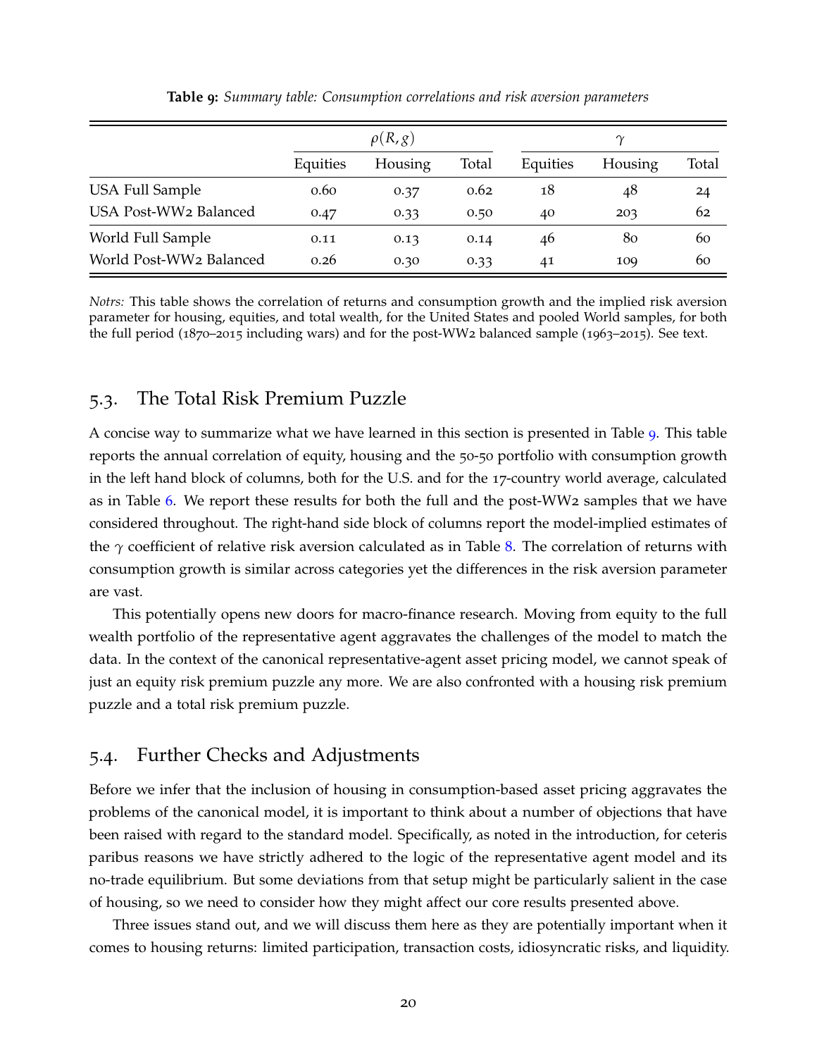**Table 9:** *Summary table: Consumption correlations and risk aversion parameters*

| | $\rho(R, g)$ | | | $\gamma$ | | |
|---|---|---|---|---|---|---|
| | Equities | Housing | Total | Equities | Housing | Total |
| USA Full Sample | 0.60 | 0.37 | 0.62 | 18 | 48 | 24 |
| USA Post-WW2 Balanced | 0.47 | 0.33 | 0.50 | 40 | 203 | 62 |
| World Full Sample | 0.11 | 0.13 | 0.14 | 46 | 80 | 60 |
| World Post-WW2 Balanced | 0.26 | 0.30 | 0.33 | 41 | 109 | 60 |

*Notrs:* This table shows the correlation of returns and consumption growth and the implied risk aversion parameter for housing, equities, and total wealth, for the United States and pooled World samples, for both the full period (1870–2015 including wars) and for the post-WW2 balanced sample (1963–2015). See text.

## 5.3. The Total Risk Premium Puzzle

A concise way to summarize what we have learned in this section is presented in Table 9. This table reports the annual correlation of equity, housing and the 50-50 portfolio with consumption growth in the left hand block of columns, both for the U.S. and for the 17-country world average, calculated as in Table 6. We report these results for both the full and the post-WW2 samples that we have considered throughout. The right-hand side block of columns report the model-implied estimates of the $\gamma$ coefficient of relative risk aversion calculated as in Table 8. The correlation of returns with consumption growth is similar across categories yet the differences in the risk aversion parameter are vast.

This potentially opens new doors for macro-finance research. Moving from equity to the full wealth portfolio of the representative agent aggravates the challenges of the model to match the data. In the context of the canonical representative-agent asset pricing model, we cannot speak of just an equity risk premium puzzle any more. We are also confronted with a housing risk premium puzzle and a total risk premium puzzle.

## 5.4. Further Checks and Adjustments

Before we infer that the inclusion of housing in consumption-based asset pricing aggravates the problems of the canonical model, it is important to think about a number of objections that have been raised with regard to the standard model. Specifically, as noted in the introduction, for ceteris paribus reasons we have strictly adhered to the logic of the representative agent model and its no-trade equilibrium. But some deviations from that setup might be particularly salient in the case of housing, so we need to consider how they might affect our core results presented above.

Three issues stand out, and we will discuss them here as they are potentially important when it comes to housing returns: limited participation, transaction costs, idiosyncratic risks, and liquidity.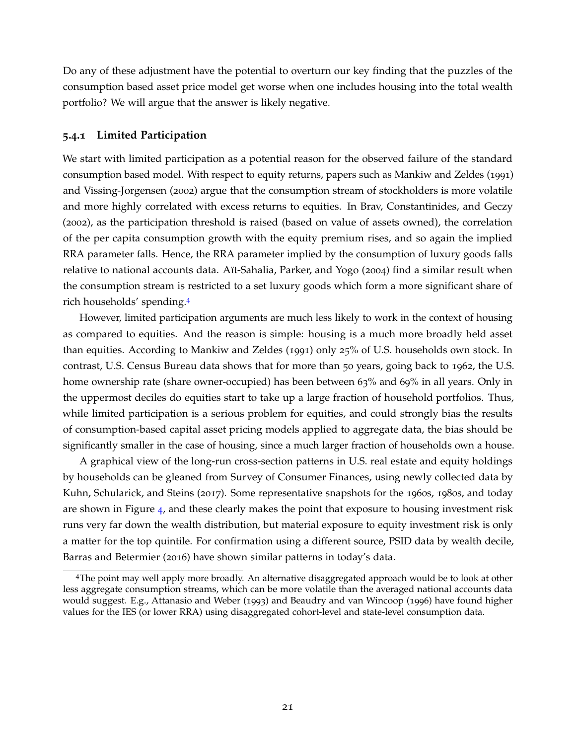Do any of these adjustment have the potential to overturn our key finding that the puzzles of the consumption based asset price model get worse when one includes housing into the total wealth portfolio? We will argue that the answer is likely negative.

### 5.4.1 Limited Participation

We start with limited participation as a potential reason for the observed failure of the standard consumption based model. With respect to equity returns, papers such as Mankiw and Zeldes (1991) and Vissing-Jorgensen (2002) argue that the consumption stream of stockholders is more volatile and more highly correlated with excess returns to equities. In Brav, Constantinides, and Geczy (2002), as the participation threshold is raised (based on value of assets owned), the correlation of the per capita consumption growth with the equity premium rises, and so again the implied RRA parameter falls. Hence, the RRA parameter implied by the consumption of luxury goods falls relative to national accounts data. Aït-Sahalia, Parker, and Yogo (2004) find a similar result when the consumption stream is restricted to a set luxury goods which form a more significant share of rich households' spending.[4]

However, limited participation arguments are much less likely to work in the context of housing as compared to equities. And the reason is simple: housing is a much more broadly held asset than equities. According to Mankiw and Zeldes (1991) only 25% of U.S. households own stock. In contrast, U.S. Census Bureau data shows that for more than 50 years, going back to 1962, the U.S. home ownership rate (share owner-occupied) has been between 63% and 69% in all years. Only in the uppermost deciles do equities start to take up a large fraction of household portfolios. Thus, while limited participation is a serious problem for equities, and could strongly bias the results of consumption-based capital asset pricing models applied to aggregate data, the bias should be significantly smaller in the case of housing, since a much larger fraction of households own a house.

A graphical view of the long-run cross-section patterns in U.S. real estate and equity holdings by households can be gleaned from Survey of Consumer Finances, using newly collected data by Kuhn, Schularick, and Steins (2017). Some representative snapshots for the 1960s, 1980s, and today are shown in Figure 4, and these clearly makes the point that exposure to housing investment risk runs very far down the wealth distribution, but material exposure to equity investment risk is only a matter for the top quintile. For confirmation using a different source, PSID data by wealth decile, Barras and Betermier (2016) have shown similar patterns in today's data.

[4] The point may well apply more broadly. An alternative disaggregated approach would be to look at other less aggregate consumption streams, which can be more volatile than the averaged national accounts data would suggest. E.g., Attanasio and Weber (1993) and Beaudry and van Wincoop (1996) have found higher values for the IES (or lower RRA) using disaggregated cohort-level and state-level consumption data.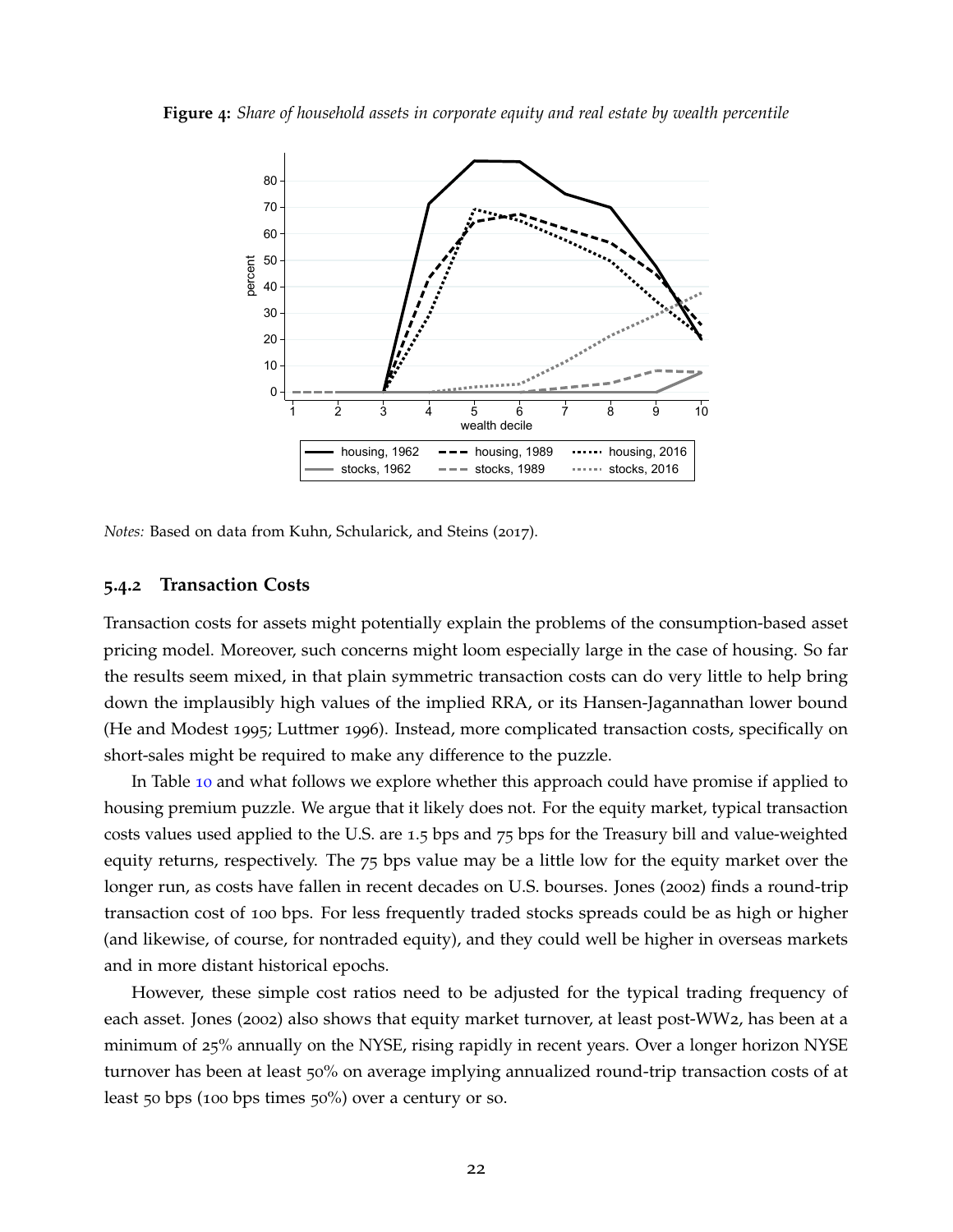**Figure 4:** *Share of household assets in corporate equity and real estate by wealth percentile*

percent

80
70
60
50
40
30
20
10
0

1 2 3 4 5 6 7 8 9 10

wealth decile

housing, 1962
housing, 1989
housing, 2016
stocks, 1962
stocks, 1989
stocks, 2016

*Notes:* Based on data from Kuhn, Schularick, and Steins (2017).

### 5.4.2 Transaction Costs

Transaction costs for assets might potentially explain the problems of the consumption-based asset pricing model. Moreover, such concerns might loom especially large in the case of housing. So far the results seem mixed, in that plain symmetric transaction costs can do very little to help bring down the implausibly high values of the implied RRA, or its Hansen-Jagannathan lower bound (He and Modest 1995; Luttmer 1996). Instead, more complicated transaction costs, specifically on short-sales might be required to make any difference to the puzzle.

In Table 10 and what follows we explore whether this approach could have promise if applied to housing premium puzzle. We argue that it likely does not. For the equity market, typical transaction costs values used applied to the U.S. are 1.5 bps and 75 bps for the Treasury bill and value-weighted equity returns, respectively. The 75 bps value may be a little low for the equity market over the longer run, as costs have fallen in recent decades on U.S. bourses. Jones (2002) finds a round-trip transaction cost of 100 bps. For less frequently traded stocks spreads could be as high or higher (and likewise, of course, for nontraded equity), and they could well be higher in overseas markets and in more distant historical epochs.

However, these simple cost ratios need to be adjusted for the typical trading frequency of each asset. Jones (2002) also shows that equity market turnover, at least post-WW2, has been at a minimum of 25% annually on the NYSE, rising rapidly in recent years. Over a longer horizon NYSE turnover has been at least 50% on average implying annualized round-trip transaction costs of at least 50 bps (100 bps times 50%) over a century or so.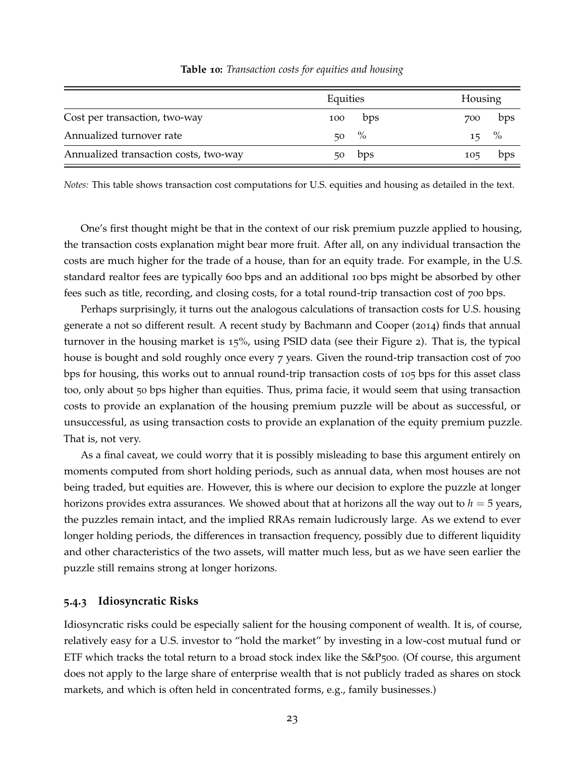**Table 10:** *Transaction costs for equities and housing*

| | Equities | Housing |
|---|---|---|
| Cost per transaction, two-way | 100 bps | 700 bps |
| Annualized turnover rate | 50 % | 15 % |
| Annualized transaction costs, two-way | 50 bps | 105 bps |

*Notes:* This table shows transaction cost computations for U.S. equities and housing as detailed in the text.

One's first thought might be that in the context of our risk premium puzzle applied to housing, the transaction costs explanation might bear more fruit. After all, on any individual transaction the costs are much higher for the trade of a house, than for an equity trade. For example, in the U.S. standard realtor fees are typically 600 bps and an additional 100 bps might be absorbed by other fees such as title, recording, and closing costs, for a total round-trip transaction cost of 700 bps.

Perhaps surprisingly, it turns out the analogous calculations of transaction costs for U.S. housing generate a not so different result. A recent study by Bachmann and Cooper (2014) finds that annual turnover in the housing market is 15%, using PSID data (see their Figure 2). That is, the typical house is bought and sold roughly once every 7 years. Given the round-trip transaction cost of 700 bps for housing, this works out to annual round-trip transaction costs of 105 bps for this asset class too, only about 50 bps higher than equities. Thus, prima facie, it would seem that using transaction costs to provide an explanation of the housing premium puzzle will be about as successful, or unsuccessful, as using transaction costs to provide an explanation of the equity premium puzzle. That is, not very.

As a final caveat, we could worry that it is possibly misleading to base this argument entirely on moments computed from short holding periods, such as annual data, when most houses are not being traded, but equities are. However, this is where our decision to explore the puzzle at longer horizons provides extra assurances. We showed about that at horizons all the way out to $h = 5$ years, the puzzles remain intact, and the implied RRAs remain ludicrously large. As we extend to ever longer holding periods, the differences in transaction frequency, possibly due to different liquidity and other characteristics of the two assets, will matter much less, but as we have seen earlier the puzzle still remains strong at longer horizons.

### 5.4.3 Idiosyncratic Risks

Idiosyncratic risks could be especially salient for the housing component of wealth. It is, of course, relatively easy for a U.S. investor to "hold the market" by investing in a low-cost mutual fund or ETF which tracks the total return to a broad stock index like the S&P500. (Of course, this argument does not apply to the large share of enterprise wealth that is not publicly traded as shares on stock markets, and which is often held in concentrated forms, e.g., family businesses.)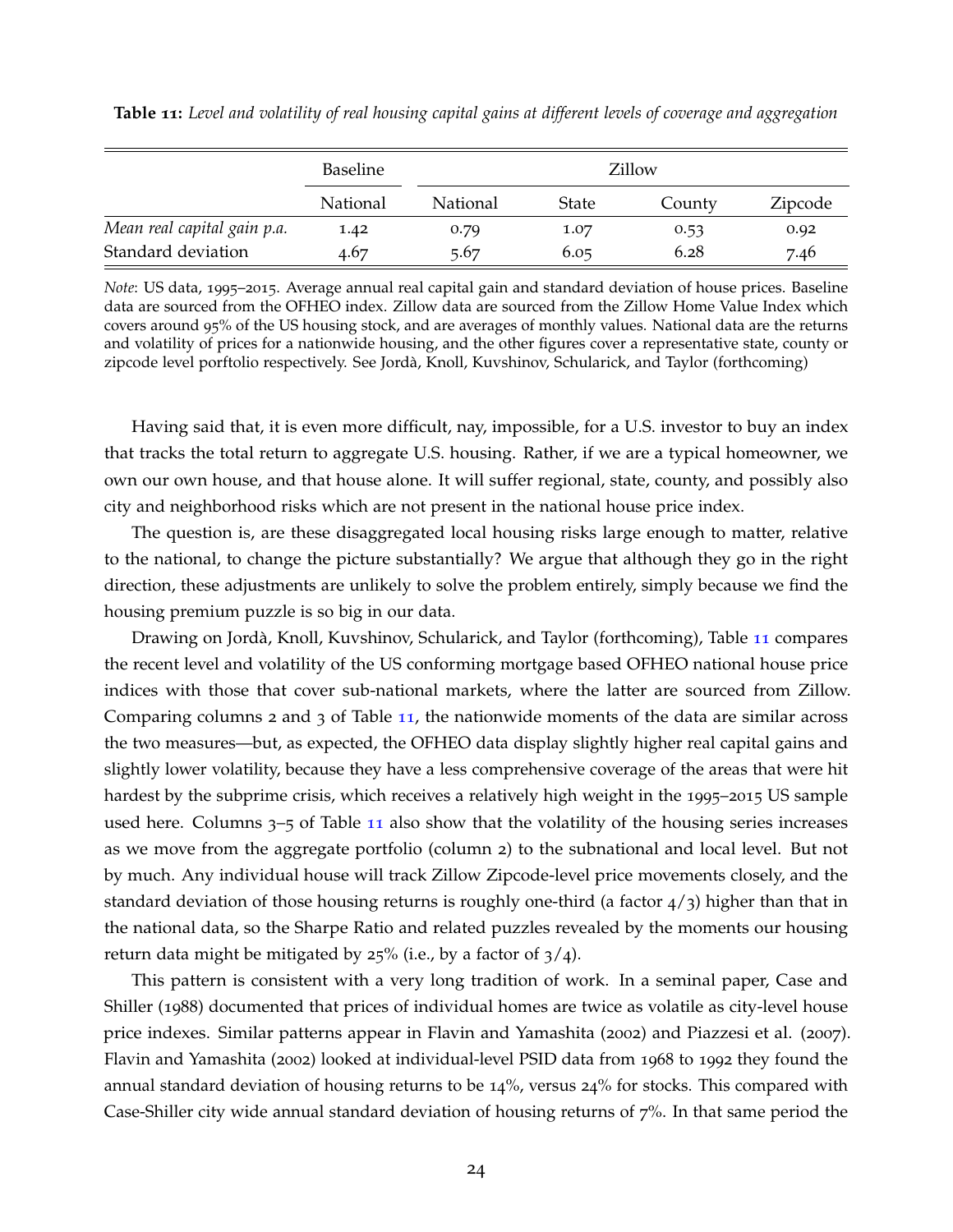**Table 11:** *Level and volatility of real housing capital gains at different levels of coverage and aggregation*

| | Baseline | Zillow | | | |
|---|---|---|---|---|---|
| | National | National | State | County | Zipcode |
| *Mean real capital gain p.a.* | 1.42 | 0.79 | 1.07 | 0.53 | 0.92 |
| Standard deviation | 4.67 | 5.67 | 6.05 | 6.28 | 7.46 |

*Note*: US data, 1995–2015. Average annual real capital gain and standard deviation of house prices. Baseline data are sourced from the OFHEO index. Zillow data are sourced from the Zillow Home Value Index which covers around 95% of the US housing stock, and are averages of monthly values. National data are the returns and volatility of prices for a nationwide housing, and the other figures cover a representative state, county or zipcode level porftolio respectively. See Jordà, Knoll, Kuvshinov, Schularick, and Taylor (forthcoming)

Having said that, it is even more difficult, nay, impossible, for a U.S. investor to buy an index that tracks the total return to aggregate U.S. housing. Rather, if we are a typical homeowner, we own our own house, and that house alone. It will suffer regional, state, county, and possibly also city and neighborhood risks which are not present in the national house price index.

The question is, are these disaggregated local housing risks large enough to matter, relative to the national, to change the picture substantially? We argue that although they go in the right direction, these adjustments are unlikely to solve the problem entirely, simply because we find the housing premium puzzle is so big in our data.

Drawing on Jordà, Knoll, Kuvshinov, Schularick, and Taylor (forthcoming), Table 11 compares the recent level and volatility of the US conforming mortgage based OFHEO national house price indices with those that cover sub-national markets, where the latter are sourced from Zillow. Comparing columns 2 and 3 of Table 11, the nationwide moments of the data are similar across the two measures—but, as expected, the OFHEO data display slightly higher real capital gains and slightly lower volatility, because they have a less comprehensive coverage of the areas that were hit hardest by the subprime crisis, which receives a relatively high weight in the 1995–2015 US sample used here. Columns 3–5 of Table 11 also show that the volatility of the housing series increases as we move from the aggregate portfolio (column 2) to the subnational and local level. But not by much. Any individual house will track Zillow Zipcode-level price movements closely, and the standard deviation of those housing returns is roughly one-third (a factor $4/3$) higher than that in the national data, so the Sharpe Ratio and related puzzles revealed by the moments our housing return data might be mitigated by 25% (i.e., by a factor of $3/4$).

This pattern is consistent with a very long tradition of work. In a seminal paper, Case and Shiller (1988) documented that prices of individual homes are twice as volatile as city-level house price indexes. Similar patterns appear in Flavin and Yamashita (2002) and Piazzesi et al. (2007). Flavin and Yamashita (2002) looked at individual-level PSID data from 1968 to 1992 they found the annual standard deviation of housing returns to be 14%, versus 24% for stocks. This compared with Case-Shiller city wide annual standard deviation of housing returns of 7%. In that same period the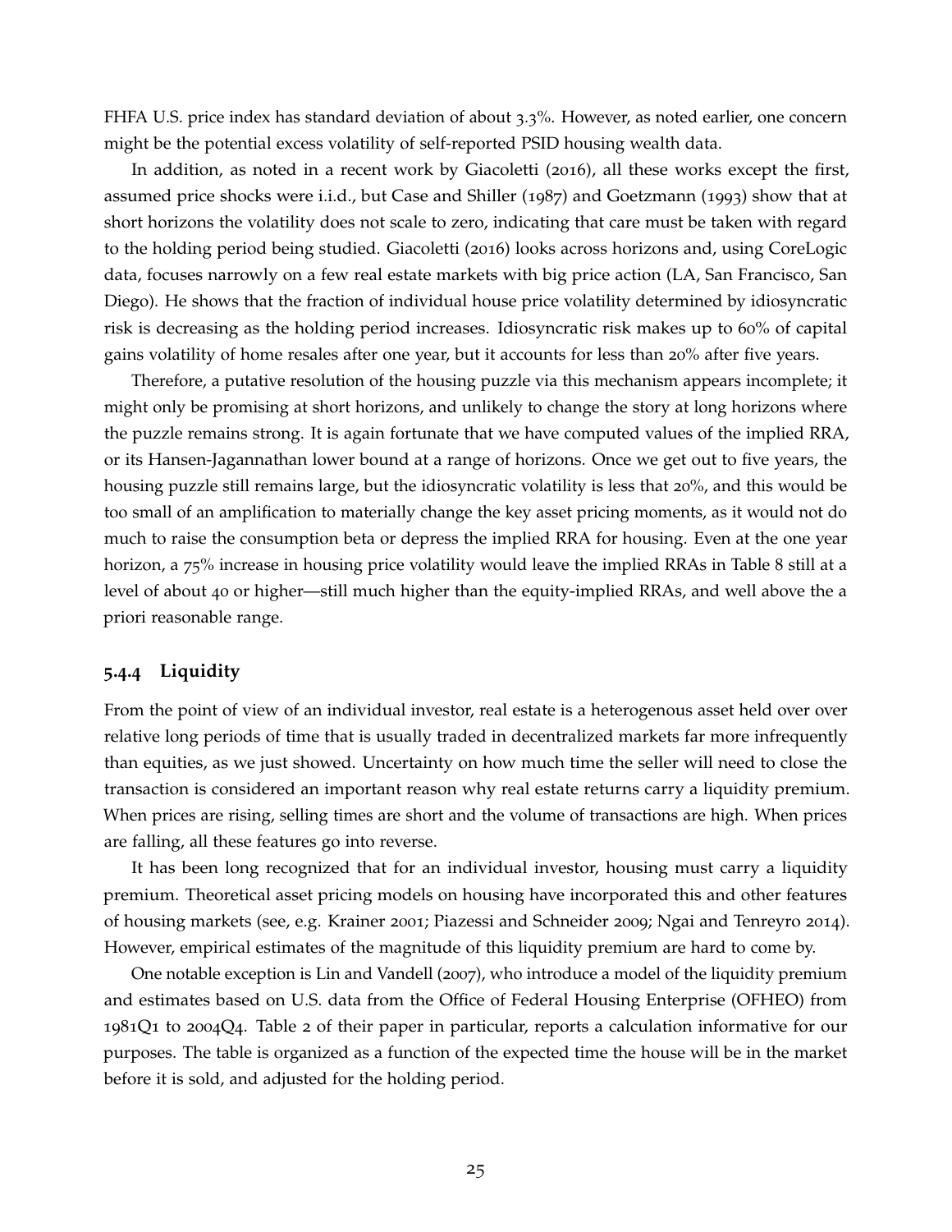FHFA U.S. price index has standard deviation of about 3.3%. However, as noted earlier, one concern might be the potential excess volatility of self-reported PSID housing wealth data.

In addition, as noted in a recent work by Giacoletti (2016), all these works except the first, assumed price shocks were i.i.d., but Case and Shiller (1987) and Goetzmann (1993) show that at short horizons the volatility does not scale to zero, indicating that care must be taken with regard to the holding period being studied. Giacoletti (2016) looks across horizons and, using CoreLogic data, focuses narrowly on a few real estate markets with big price action (LA, San Francisco, San Diego). He shows that the fraction of individual house price volatility determined by idiosyncratic risk is decreasing as the holding period increases. Idiosyncratic risk makes up to 60% of capital gains volatility of home resales after one year, but it accounts for less than 20% after five years.

Therefore, a putative resolution of the housing puzzle via this mechanism appears incomplete; it might only be promising at short horizons, and unlikely to change the story at long horizons where the puzzle remains strong. It is again fortunate that we have computed values of the implied RRA, or its Hansen-Jagannathan lower bound at a range of horizons. Once we get out to five years, the housing puzzle still remains large, but the idiosyncratic volatility is less that 20%, and this would be too small of an amplification to materially change the key asset pricing moments, as it would not do much to raise the consumption beta or depress the implied RRA for housing. Even at the one year horizon, a 75% increase in housing price volatility would leave the implied RRAs in Table 8 still at a level of about 40 or higher—still much higher than the equity-implied RRAs, and well above the a priori reasonable range.

#### 5.4.4 Liquidity

From the point of view of an individual investor, real estate is a heterogenous asset held over over relative long periods of time that is usually traded in decentralized markets far more infrequently than equities, as we just showed. Uncertainty on how much time the seller will need to close the transaction is considered an important reason why real estate returns carry a liquidity premium. When prices are rising, selling times are short and the volume of transactions are high. When prices are falling, all these features go into reverse.

It has been long recognized that for an individual investor, housing must carry a liquidity premium. Theoretical asset pricing models on housing have incorporated this and other features of housing markets (see, e.g. Krainer 2001; Piazessi and Schneider 2009; Ngai and Tenreyro 2014). However, empirical estimates of the magnitude of this liquidity premium are hard to come by.

One notable exception is Lin and Vandell (2007), who introduce a model of the liquidity premium and estimates based on U.S. data from the Office of Federal Housing Enterprise (OFHEO) from 1981Q1 to 2004Q4. Table 2 of their paper in particular, reports a calculation informative for our purposes. The table is organized as a function of the expected time the house will be in the market before it is sold, and adjusted for the holding period.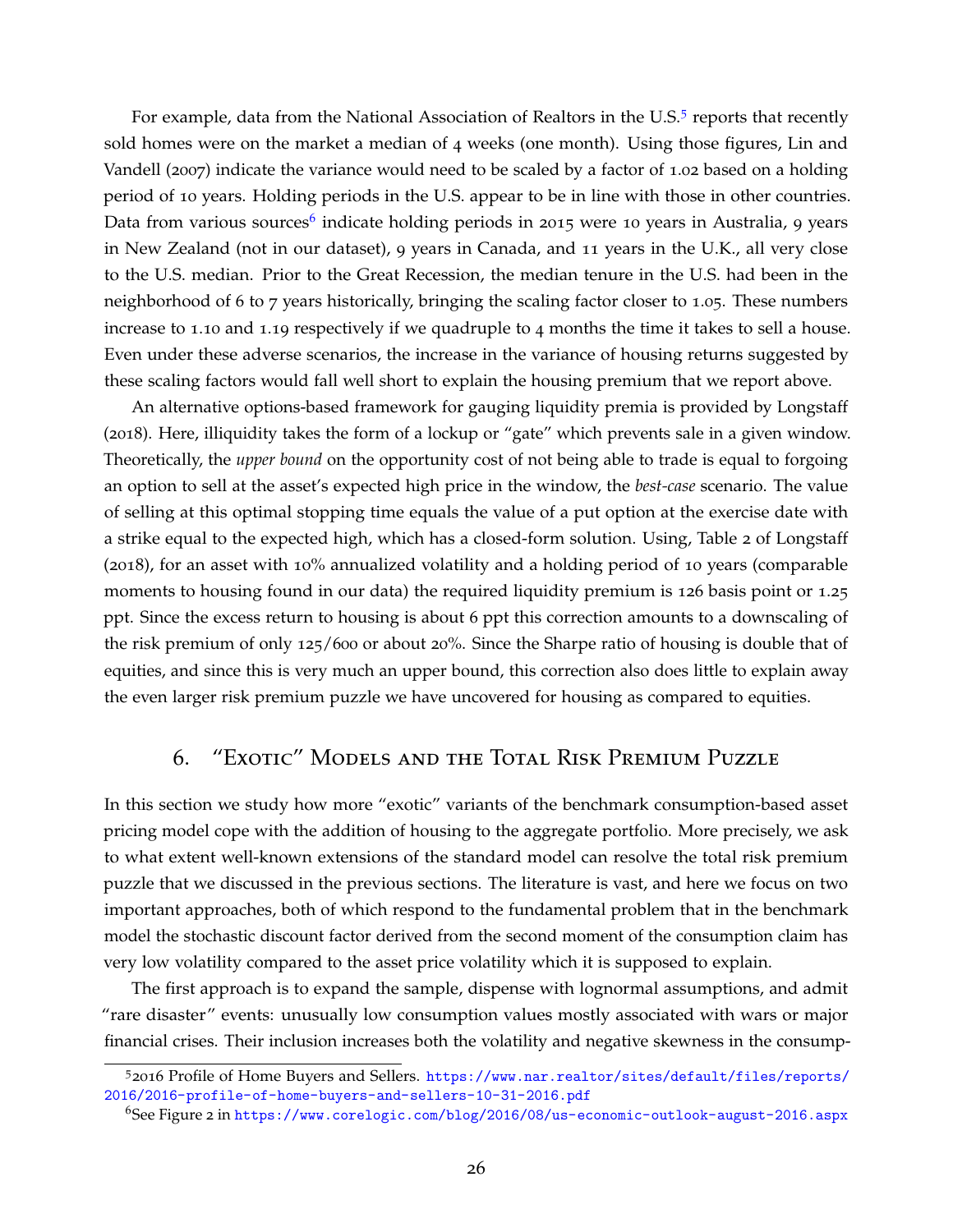For example, data from the National Association of Realtors in the U.S.[5] reports that recently sold homes were on the market a median of 4 weeks (one month). Using those figures, Lin and Vandell (2007) indicate the variance would need to be scaled by a factor of 1.02 based on a holding period of 10 years. Holding periods in the U.S. appear to be in line with those in other countries. Data from various sources[6] indicate holding periods in 2015 were 10 years in Australia, 9 years in New Zealand (not in our dataset), 9 years in Canada, and 11 years in the U.K., all very close to the U.S. median. Prior to the Great Recession, the median tenure in the U.S. had been in the neighborhood of 6 to 7 years historically, bringing the scaling factor closer to 1.05. These numbers increase to 1.10 and 1.19 respectively if we quadruple to 4 months the time it takes to sell a house. Even under these adverse scenarios, the increase in the variance of housing returns suggested by these scaling factors would fall well short to explain the housing premium that we report above.

An alternative options-based framework for gauging liquidity premia is provided by Longstaff (2018). Here, illiquidity takes the form of a lockup or "gate" which prevents sale in a given window. Theoretically, the *upper bound* on the opportunity cost of not being able to trade is equal to forgoing an option to sell at the asset's expected high price in the window, the *best-case* scenario. The value of selling at this optimal stopping time equals the value of a put option at the exercise date with a strike equal to the expected high, which has a closed-form solution. Using, Table 2 of Longstaff (2018), for an asset with 10% annualized volatility and a holding period of 10 years (comparable moments to housing found in our data) the required liquidity premium is 126 basis point or 1.25 ppt. Since the excess return to housing is about 6 ppt this correction amounts to a downscaling of the risk premium of only 125/600 or about 20%. Since the Sharpe ratio of housing is double that of equities, and since this is very much an upper bound, this correction also does little to explain away the even larger risk premium puzzle we have uncovered for housing as compared to equities.

## 6. "Exotic" Models and the Total Risk Premium Puzzle

In this section we study how more "exotic" variants of the benchmark consumption-based asset pricing model cope with the addition of housing to the aggregate portfolio. More precisely, we ask to what extent well-known extensions of the standard model can resolve the total risk premium puzzle that we discussed in the previous sections. The literature is vast, and here we focus on two important approaches, both of which respond to the fundamental problem that in the benchmark model the stochastic discount factor derived from the second moment of the consumption claim has very low volatility compared to the asset price volatility which it is supposed to explain.

The first approach is to expand the sample, dispense with lognormal assumptions, and admit "rare disaster" events: unusually low consumption values mostly associated with wars or major financial crises. Their inclusion increases both the volatility and negative skewness in the consump-

[5] 2016 Profile of Home Buyers and Sellers. https://www.nar.realtor/sites/default/files/reports/2016/2016-profile-of-home-buyers-and-sellers-10-31-2016.pdf

[6] See Figure 2 in https://www.corelogic.com/blog/2016/08/us-economic-outlook-august-2016.aspx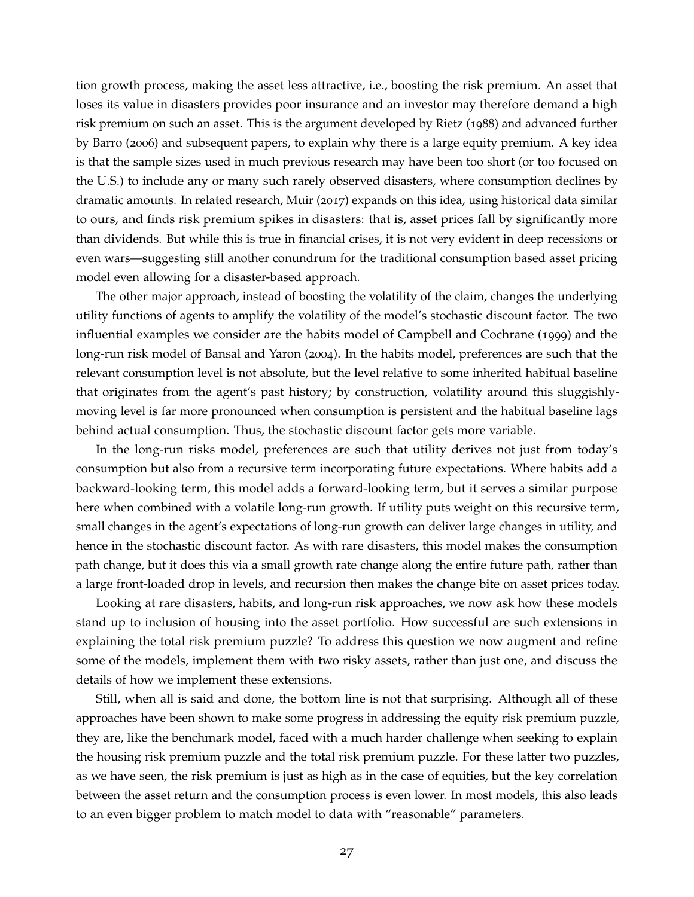tion growth process, making the asset less attractive, i.e., boosting the risk premium. An asset that loses its value in disasters provides poor insurance and an investor may therefore demand a high risk premium on such an asset. This is the argument developed by Rietz (1988) and advanced further by Barro (2006) and subsequent papers, to explain why there is a large equity premium. A key idea is that the sample sizes used in much previous research may have been too short (or too focused on the U.S.) to include any or many such rarely observed disasters, where consumption declines by dramatic amounts. In related research, Muir (2017) expands on this idea, using historical data similar to ours, and finds risk premium spikes in disasters: that is, asset prices fall by significantly more than dividends. But while this is true in financial crises, it is not very evident in deep recessions or even wars—suggesting still another conundrum for the traditional consumption based asset pricing model even allowing for a disaster-based approach.

The other major approach, instead of boosting the volatility of the claim, changes the underlying utility functions of agents to amplify the volatility of the model's stochastic discount factor. The two influential examples we consider are the habits model of Campbell and Cochrane (1999) and the long-run risk model of Bansal and Yaron (2004). In the habits model, preferences are such that the relevant consumption level is not absolute, but the level relative to some inherited habitual baseline that originates from the agent's past history; by construction, volatility around this sluggishly-moving level is far more pronounced when consumption is persistent and the habitual baseline lags behind actual consumption. Thus, the stochastic discount factor gets more variable.

In the long-run risks model, preferences are such that utility derives not just from today's consumption but also from a recursive term incorporating future expectations. Where habits add a backward-looking term, this model adds a forward-looking term, but it serves a similar purpose here when combined with a volatile long-run growth. If utility puts weight on this recursive term, small changes in the agent's expectations of long-run growth can deliver large changes in utility, and hence in the stochastic discount factor. As with rare disasters, this model makes the consumption path change, but it does this via a small growth rate change along the entire future path, rather than a large front-loaded drop in levels, and recursion then makes the change bite on asset prices today.

Looking at rare disasters, habits, and long-run risk approaches, we now ask how these models stand up to inclusion of housing into the asset portfolio. How successful are such extensions in explaining the total risk premium puzzle? To address this question we now augment and refine some of the models, implement them with two risky assets, rather than just one, and discuss the details of how we implement these extensions.

Still, when all is said and done, the bottom line is not that surprising. Although all of these approaches have been shown to make some progress in addressing the equity risk premium puzzle, they are, like the benchmark model, faced with a much harder challenge when seeking to explain the housing risk premium puzzle and the total risk premium puzzle. For these latter two puzzles, as we have seen, the risk premium is just as high as in the case of equities, but the key correlation between the asset return and the consumption process is even lower. In most models, this also leads to an even bigger problem to match model to data with "reasonable" parameters.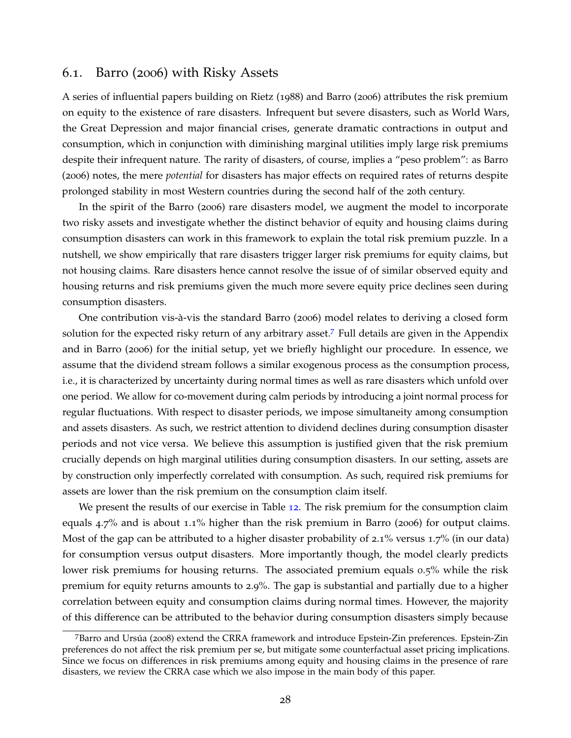## 6.1. Barro (2006) with Risky Assets

A series of influential papers building on Rietz (1988) and Barro (2006) attributes the risk premium on equity to the existence of rare disasters. Infrequent but severe disasters, such as World Wars, the Great Depression and major financial crises, generate dramatic contractions in output and consumption, which in conjunction with diminishing marginal utilities imply large risk premiums despite their infrequent nature. The rarity of disasters, of course, implies a "peso problem": as Barro (2006) notes, the mere *potential* for disasters has major effects on required rates of returns despite prolonged stability in most Western countries during the second half of the 20th century.

In the spirit of the Barro (2006) rare disasters model, we augment the model to incorporate two risky assets and investigate whether the distinct behavior of equity and housing claims during consumption disasters can work in this framework to explain the total risk premium puzzle. In a nutshell, we show empirically that rare disasters trigger larger risk premiums for equity claims, but not housing claims. Rare disasters hence cannot resolve the issue of of similar observed equity and housing returns and risk premiums given the much more severe equity price declines seen during consumption disasters.

One contribution vis-à-vis the standard Barro (2006) model relates to deriving a closed form solution for the expected risky return of any arbitrary asset.[7] Full details are given in the Appendix and in Barro (2006) for the initial setup, yet we briefly highlight our procedure. In essence, we assume that the dividend stream follows a similar exogenous process as the consumption process, i.e., it is characterized by uncertainty during normal times as well as rare disasters which unfold over one period. We allow for co-movement during calm periods by introducing a joint normal process for regular fluctuations. With respect to disaster periods, we impose simultaneity among consumption and assets disasters. As such, we restrict attention to dividend declines during consumption disaster periods and not vice versa. We believe this assumption is justified given that the risk premium crucially depends on high marginal utilities during consumption disasters. In our setting, assets are by construction only imperfectly correlated with consumption. As such, required risk premiums for assets are lower than the risk premium on the consumption claim itself.

We present the results of our exercise in Table 12. The risk premium for the consumption claim equals 4.7% and is about 1.1% higher than the risk premium in Barro (2006) for output claims. Most of the gap can be attributed to a higher disaster probability of 2.1% versus 1.7% (in our data) for consumption versus output disasters. More importantly though, the model clearly predicts lower risk premiums for housing returns. The associated premium equals 0.5% while the risk premium for equity returns amounts to 2.9%. The gap is substantial and partially due to a higher correlation between equity and consumption claims during normal times. However, the majority of this difference can be attributed to the behavior during consumption disasters simply because

[7] Barro and Ursúa (2008) extend the CRRA framework and introduce Epstein-Zin preferences. Epstein-Zin preferences do not affect the risk premium per se, but mitigate some counterfactual asset pricing implications. Since we focus on differences in risk premiums among equity and housing claims in the presence of rare disasters, we review the CRRA case which we also impose in the main body of this paper.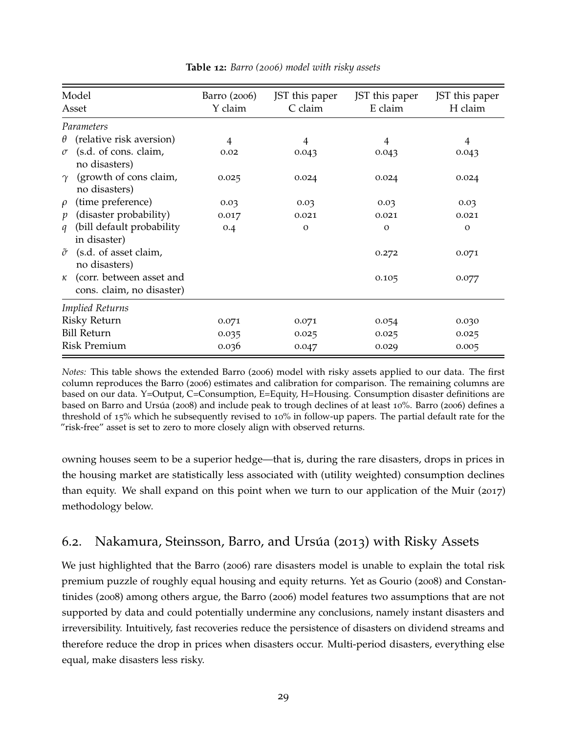**Table 12:** *Barro (2006) model with risky assets*

| Model<br>Asset | Barro (2006)<br>Y claim | JST this paper<br>C claim | JST this paper<br>E claim | JST this paper<br>H claim |
|---|---|---|---|---|
| *Parameters* | | | | |
| $\theta$ (relative risk aversion) | 4 | 4 | 4 | 4 |
| $\sigma$ (s.d. of cons. claim, no disasters) | 0.02 | 0.043 | 0.043 | 0.043 |
| $\gamma$ (growth of cons claim, no disasters) | 0.025 | 0.024 | 0.024 | 0.024 |
| $\rho$ (time preference) | 0.03 | 0.03 | 0.03 | 0.03 |
| $p$ (disaster probability) | 0.017 | 0.021 | 0.021 | 0.021 |
| $q$ (bill default probability in disaster) | 0.4 | 0 | 0 | 0 |
| $\tilde{\sigma}$ (s.d. of asset claim, no disasters) | | | 0.272 | 0.071 |
| $\kappa$ (corr. between asset and cons. claim, no disaster) | | | 0.105 | 0.077 |
| *Implied Returns* | | | | |
| Risky Return | 0.071 | 0.071 | 0.054 | 0.030 |
| Bill Return | 0.035 | 0.025 | 0.025 | 0.025 |
| Risk Premium | 0.036 | 0.047 | 0.029 | 0.005 |

*Notes:* This table shows the extended Barro (2006) model with risky assets applied to our data. The first column reproduces the Barro (2006) estimates and calibration for comparison. The remaining columns are based on our data. Y=Output, C=Consumption, E=Equity, H=Housing. Consumption disaster definitions are based on Barro and Ursúa (2008) and include peak to trough declines of at least 10%. Barro (2006) defines a threshold of 15% which he subsequently revised to 10% in follow-up papers. The partial default rate for the "risk-free" asset is set to zero to more closely align with observed returns.

owning houses seem to be a superior hedge—that is, during the rare disasters, drops in prices in the housing market are statistically less associated with (utility weighted) consumption declines than equity. We shall expand on this point when we turn to our application of the Muir (2017) methodology below.

## 6.2. Nakamura, Steinsson, Barro, and Ursúa (2013) with Risky Assets

We just highlighted that the Barro (2006) rare disasters model is unable to explain the total risk premium puzzle of roughly equal housing and equity returns. Yet as Gourio (2008) and Constantinides (2008) among others argue, the Barro (2006) model features two assumptions that are not supported by data and could potentially undermine any conclusions, namely instant disasters and irreversibility. Intuitively, fast recoveries reduce the persistence of disasters on dividend streams and therefore reduce the drop in prices when disasters occur. Multi-period disasters, everything else equal, make disasters less risky.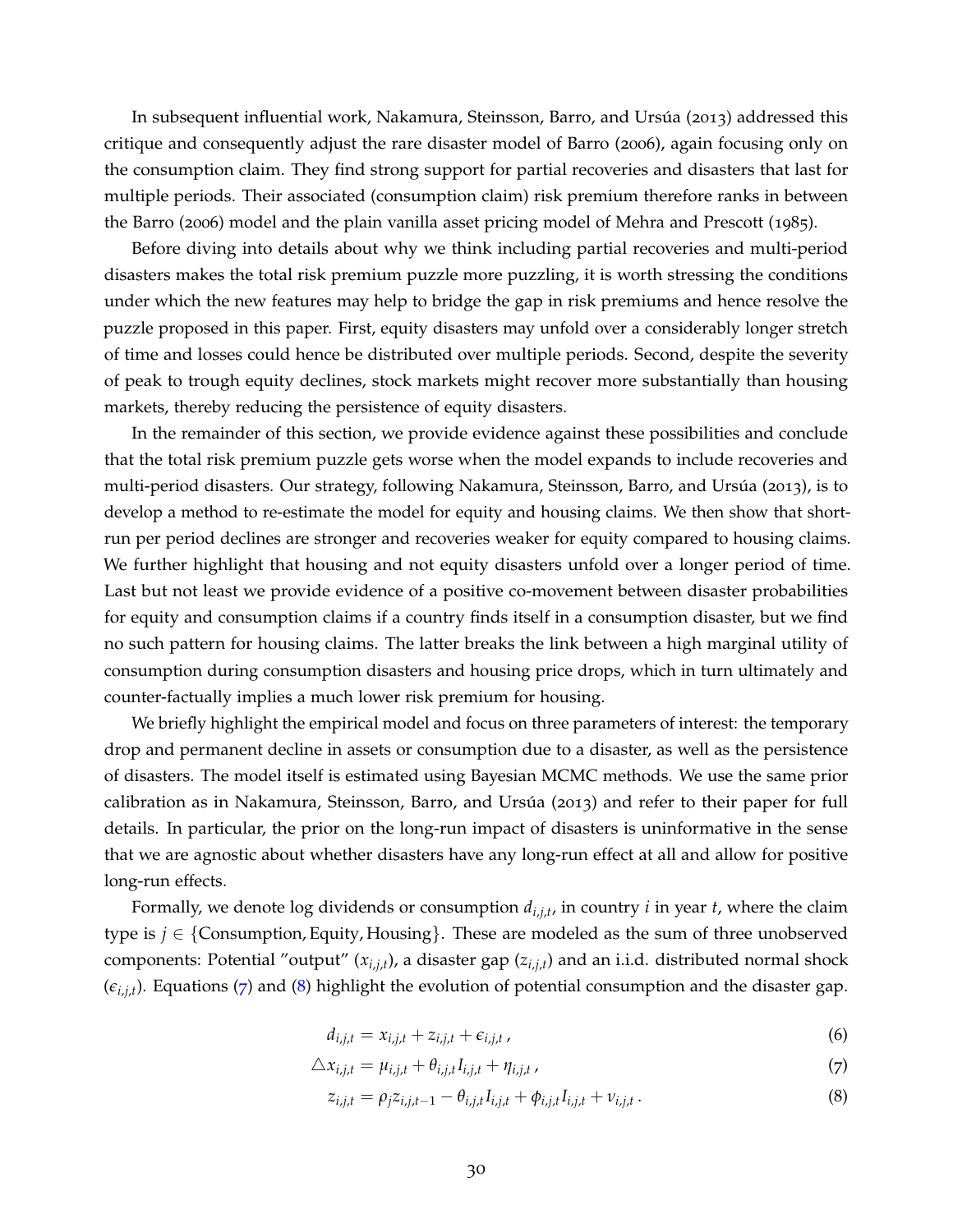In subsequent influential work, Nakamura, Steinsson, Barro, and Ursúa (2013) addressed this critique and consequently adjust the rare disaster model of Barro (2006), again focusing only on the consumption claim. They find strong support for partial recoveries and disasters that last for multiple periods. Their associated (consumption claim) risk premium therefore ranks in between the Barro (2006) model and the plain vanilla asset pricing model of Mehra and Prescott (1985).

Before diving into details about why we think including partial recoveries and multi-period disasters makes the total risk premium puzzle more puzzling, it is worth stressing the conditions under which the new features may help to bridge the gap in risk premiums and hence resolve the puzzle proposed in this paper. First, equity disasters may unfold over a considerably longer stretch of time and losses could hence be distributed over multiple periods. Second, despite the severity of peak to trough equity declines, stock markets might recover more substantially than housing markets, thereby reducing the persistence of equity disasters.

In the remainder of this section, we provide evidence against these possibilities and conclude that the total risk premium puzzle gets worse when the model expands to include recoveries and multi-period disasters. Our strategy, following Nakamura, Steinsson, Barro, and Ursúa (2013), is to develop a method to re-estimate the model for equity and housing claims. We then show that short-run per period declines are stronger and recoveries weaker for equity compared to housing claims. We further highlight that housing and not equity disasters unfold over a longer period of time. Last but not least we provide evidence of a positive co-movement between disaster probabilities for equity and consumption claims if a country finds itself in a consumption disaster, but we find no such pattern for housing claims. The latter breaks the link between a high marginal utility of consumption during consumption disasters and housing price drops, which in turn ultimately and counter-factually implies a much lower risk premium for housing.

We briefly highlight the empirical model and focus on three parameters of interest: the temporary drop and permanent decline in assets or consumption due to a disaster, as well as the persistence of disasters. The model itself is estimated using Bayesian MCMC methods. We use the same prior calibration as in Nakamura, Steinsson, Barro, and Ursúa (2013) and refer to their paper for full details. In particular, the prior on the long-run impact of disasters is uninformative in the sense that we are agnostic about whether disasters have any long-run effect at all and allow for positive long-run effects.

Formally, we denote log dividends or consumption $d_{i,j,t}$, in country $i$ in year $t$, where the claim type is $j \in \{\text{Consumption}, \text{Equity}, \text{Housing}\}$. These are modeled as the sum of three unobserved components: Potential "output" ($x_{i,j,t}$), a disaster gap ($z_{i,j,t}$) and an i.i.d. distributed normal shock ($\epsilon_{i,j,t}$). Equations (7) and (8) highlight the evolution of potential consumption and the disaster gap.

$$d_{i,j,t} = x_{i,j,t} + z_{i,j,t} + \epsilon_{i,j,t} \,, \tag{6}$$

$$\triangle x_{i,j,t} = \mu_{i,j,t} + \theta_{i,j,t} I_{i,j,t} + \eta_{i,j,t} \,, \tag{7}$$

$$z_{i,j,t} = \rho_j z_{i,j,t-1} - \theta_{i,j,t} I_{i,j,t} + \phi_{i,j,t} I_{i,j,t} + \nu_{i,j,t} \,. \tag{8}$$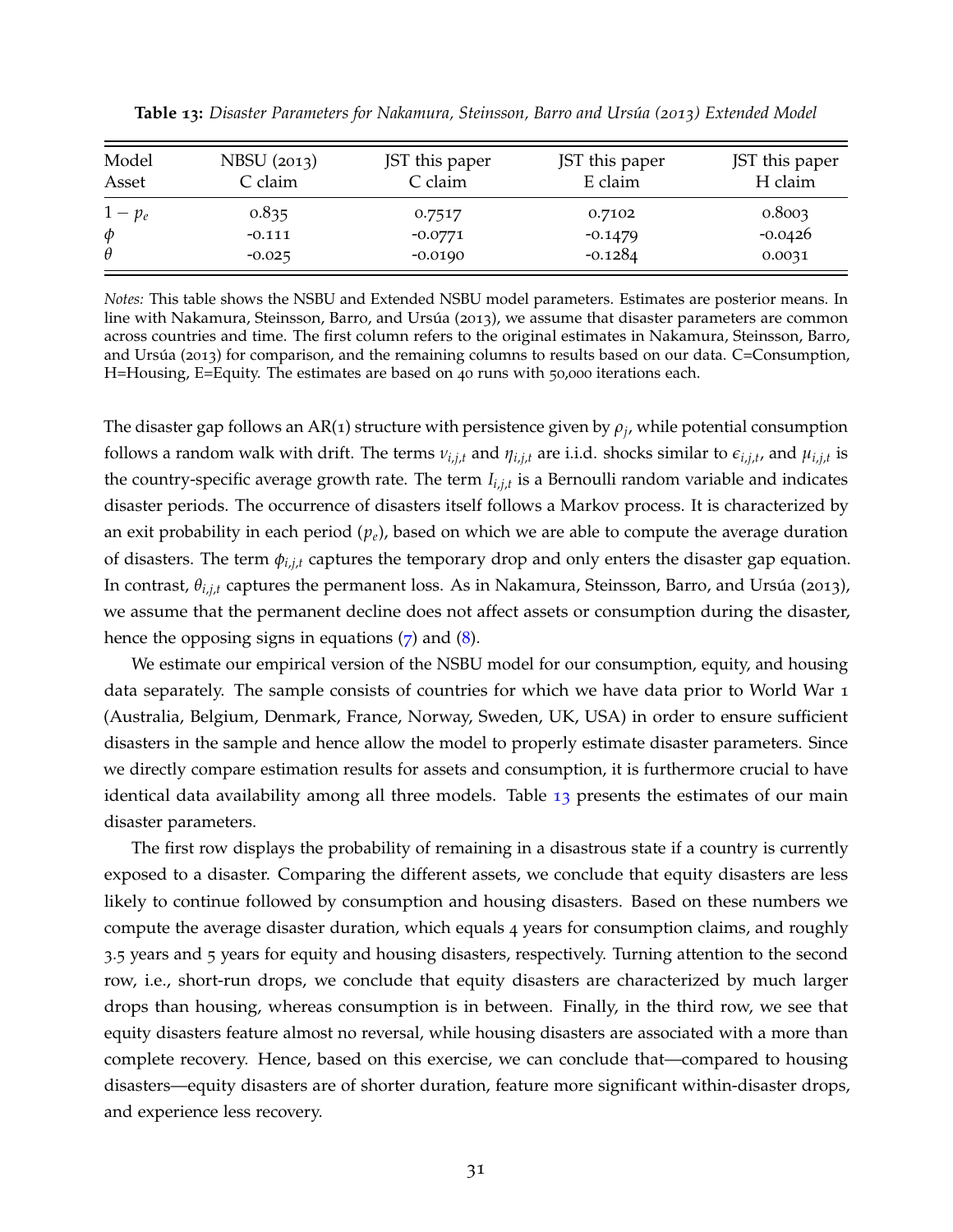**Table 13:** *Disaster Parameters for Nakamura, Steinsson, Barro and Ursúa (2013) Extended Model*

| Model<br>Asset | NBSU (2013)<br>C claim | JST this paper<br>C claim | JST this paper<br>E claim | JST this paper<br>H claim |
|---|---|---|---|---|
| $1 - p_e$ | 0.835 | 0.7517 | 0.7102 | 0.8003 |
| $\phi$ | -0.111 | -0.0771 | -0.1479 | -0.0426 |
| $\theta$ | -0.025 | -0.0190 | -0.1284 | 0.0031 |

*Notes:* This table shows the NSBU and Extended NSBU model parameters. Estimates are posterior means. In line with Nakamura, Steinsson, Barro, and Ursúa (2013), we assume that disaster parameters are common across countries and time. The first column refers to the original estimates in Nakamura, Steinsson, Barro, and Ursúa (2013) for comparison, and the remaining columns to results based on our data. C=Consumption, H=Housing, E=Equity. The estimates are based on 40 runs with 50,000 iterations each.

The disaster gap follows an AR(1) structure with persistence given by $\rho_j$, while potential consumption follows a random walk with drift. The terms $\nu_{i,j,t}$ and $\eta_{i,j,t}$ are i.i.d. shocks similar to $\epsilon_{i,j,t}$, and $\mu_{i,j,t}$ is the country-specific average growth rate. The term $I_{i,j,t}$ is a Bernoulli random variable and indicates disaster periods. The occurrence of disasters itself follows a Markov process. It is characterized by an exit probability in each period ($p_e$), based on which we are able to compute the average duration of disasters. The term $\phi_{i,j,t}$ captures the temporary drop and only enters the disaster gap equation. In contrast, $\theta_{i,j,t}$ captures the permanent loss. As in Nakamura, Steinsson, Barro, and Ursúa (2013), we assume that the permanent decline does not affect assets or consumption during the disaster, hence the opposing signs in equations (7) and (8).

We estimate our empirical version of the NSBU model for our consumption, equity, and housing data separately. The sample consists of countries for which we have data prior to World War 1 (Australia, Belgium, Denmark, France, Norway, Sweden, UK, USA) in order to ensure sufficient disasters in the sample and hence allow the model to properly estimate disaster parameters. Since we directly compare estimation results for assets and consumption, it is furthermore crucial to have identical data availability among all three models. Table 13 presents the estimates of our main disaster parameters.

The first row displays the probability of remaining in a disastrous state if a country is currently exposed to a disaster. Comparing the different assets, we conclude that equity disasters are less likely to continue followed by consumption and housing disasters. Based on these numbers we compute the average disaster duration, which equals 4 years for consumption claims, and roughly 3.5 years and 5 years for equity and housing disasters, respectively. Turning attention to the second row, i.e., short-run drops, we conclude that equity disasters are characterized by much larger drops than housing, whereas consumption is in between. Finally, in the third row, we see that equity disasters feature almost no reversal, while housing disasters are associated with a more than complete recovery. Hence, based on this exercise, we can conclude that—compared to housing disasters—equity disasters are of shorter duration, feature more significant within-disaster drops, and experience less recovery.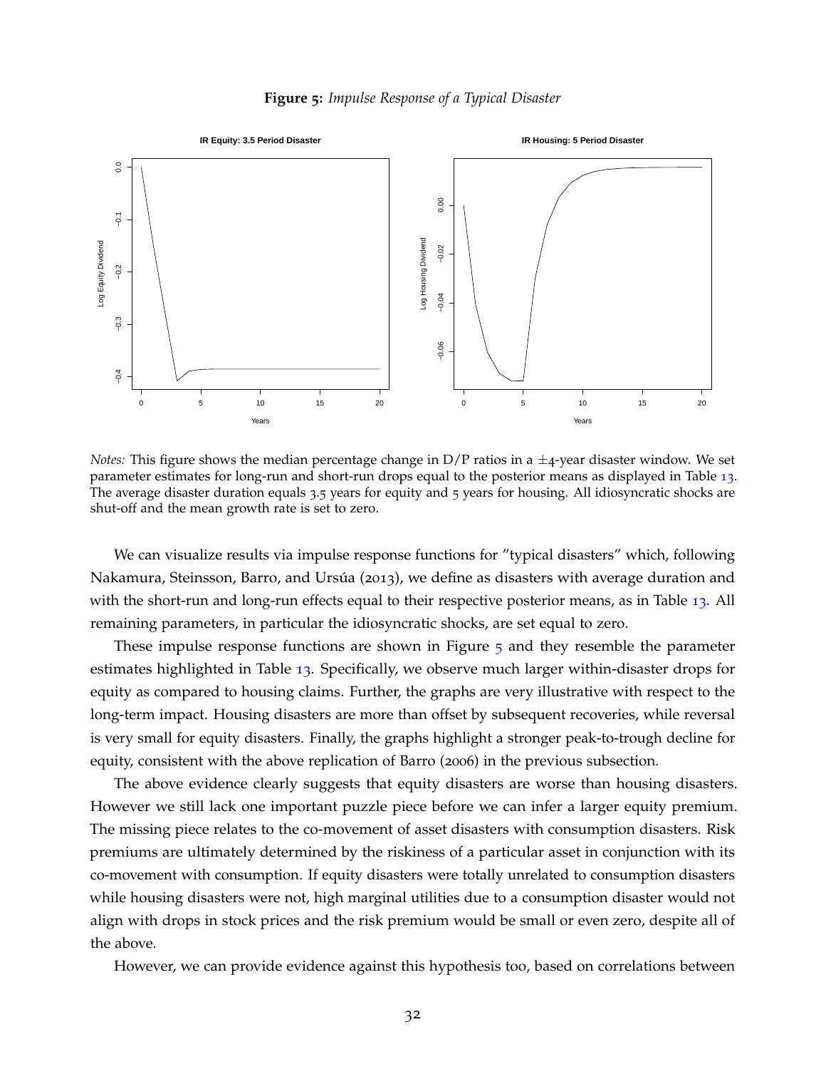**Figure 5:** *Impulse Response of a Typical Disaster*

*Notes:* This figure shows the median percentage change in D/P ratios in a ±4-year disaster window. We set parameter estimates for long-run and short-run drops equal to the posterior means as displayed in Table 13. The average disaster duration equals 3.5 years for equity and 5 years for housing. All idiosyncratic shocks are shut-off and the mean growth rate is set to zero.

We can visualize results via impulse response functions for "typical disasters" which, following Nakamura, Steinsson, Barro, and Ursúa (2013), we define as disasters with average duration and with the short-run and long-run effects equal to their respective posterior means, as in Table 13. All remaining parameters, in particular the idiosyncratic shocks, are set equal to zero.

These impulse response functions are shown in Figure 5 and they resemble the parameter estimates highlighted in Table 13. Specifically, we observe much larger within-disaster drops for equity as compared to housing claims. Further, the graphs are very illustrative with respect to the long-term impact. Housing disasters are more than offset by subsequent recoveries, while reversal is very small for equity disasters. Finally, the graphs highlight a stronger peak-to-trough decline for equity, consistent with the above replication of Barro (2006) in the previous subsection.

The above evidence clearly suggests that equity disasters are worse than housing disasters. However we still lack one important puzzle piece before we can infer a larger equity premium. The missing piece relates to the co-movement of asset disasters with consumption disasters. Risk premiums are ultimately determined by the riskiness of a particular asset in conjunction with its co-movement with consumption. If equity disasters were totally unrelated to consumption disasters while housing disasters were not, high marginal utilities due to a consumption disaster would not align with drops in stock prices and the risk premium would be small or even zero, despite all of the above.

However, we can provide evidence against this hypothesis too, based on correlations between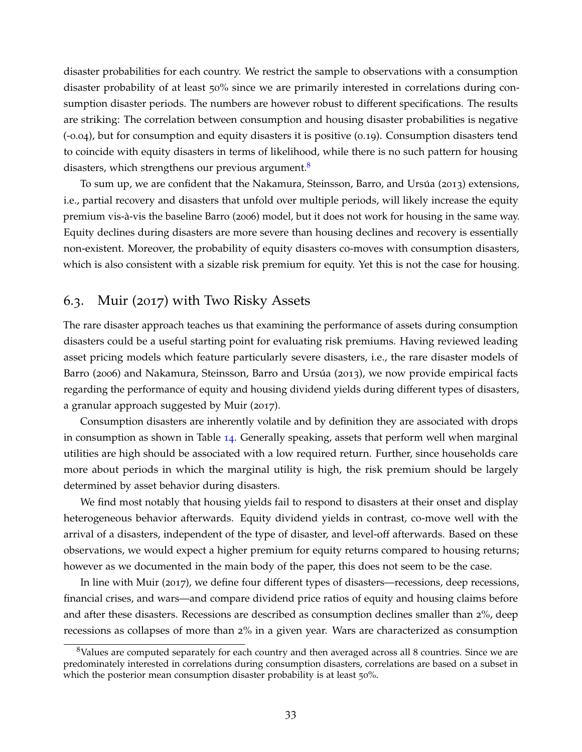disaster probabilities for each country. We restrict the sample to observations with a consumption disaster probability of at least 50% since we are primarily interested in correlations during consumption disaster periods. The numbers are however robust to different specifications. The results are striking: The correlation between consumption and housing disaster probabilities is negative (-0.04), but for consumption and equity disasters it is positive (0.19). Consumption disasters tend to coincide with equity disasters in terms of likelihood, while there is no such pattern for housing disasters, which strengthens our previous argument.[8]

To sum up, we are confident that the Nakamura, Steinsson, Barro, and Ursúa (2013) extensions, i.e., partial recovery and disasters that unfold over multiple periods, will likely increase the equity premium vis-à-vis the baseline Barro (2006) model, but it does not work for housing in the same way. Equity declines during disasters are more severe than housing declines and recovery is essentially non-existent. Moreover, the probability of equity disasters co-moves with consumption disasters, which is also consistent with a sizable risk premium for equity. Yet this is not the case for housing.

## 6.3. Muir (2017) with Two Risky Assets

The rare disaster approach teaches us that examining the performance of assets during consumption disasters could be a useful starting point for evaluating risk premiums. Having reviewed leading asset pricing models which feature particularly severe disasters, i.e., the rare disaster models of Barro (2006) and Nakamura, Steinsson, Barro and Ursúa (2013), we now provide empirical facts regarding the performance of equity and housing dividend yields during different types of disasters, a granular approach suggested by Muir (2017).

Consumption disasters are inherently volatile and by definition they are associated with drops in consumption as shown in Table 14. Generally speaking, assets that perform well when marginal utilities are high should be associated with a low required return. Further, since households care more about periods in which the marginal utility is high, the risk premium should be largely determined by asset behavior during disasters.

We find most notably that housing yields fail to respond to disasters at their onset and display heterogeneous behavior afterwards. Equity dividend yields in contrast, co-move well with the arrival of a disasters, independent of the type of disaster, and level-off afterwards. Based on these observations, we would expect a higher premium for equity returns compared to housing returns; however as we documented in the main body of the paper, this does not seem to be the case.

In line with Muir (2017), we define four different types of disasters—recessions, deep recessions, financial crises, and wars—and compare dividend price ratios of equity and housing claims before and after these disasters. Recessions are described as consumption declines smaller than 2%, deep recessions as collapses of more than 2% in a given year. Wars are characterized as consumption

[8] Values are computed separately for each country and then averaged across all 8 countries. Since we are predominately interested in correlations during consumption disasters, correlations are based on a subset in which the posterior mean consumption disaster probability is at least 50%.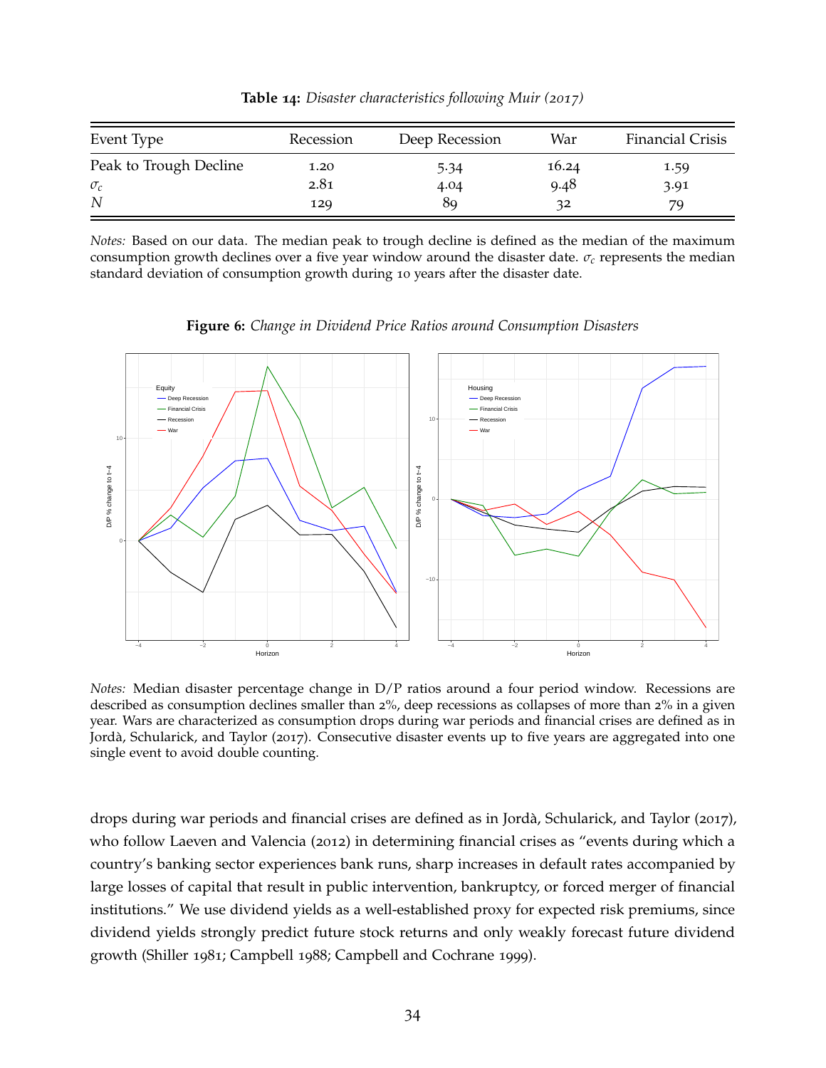**Table 14:** *Disaster characteristics following Muir (2017)*

| Event Type | Recession | Deep Recession | War | Financial Crisis |
|---|---|---|---|---|
| Peak to Trough Decline | 1.20 | 5.34 | 16.24 | 1.59 |
| $\sigma_c$ | 2.81 | 4.04 | 9.48 | 3.91 |
| $N$ | 129 | 89 | 32 | 79 |

*Notes:* Based on our data. The median peak to trough decline is defined as the median of the maximum consumption growth declines over a five year window around the disaster date. $\sigma_c$ represents the median standard deviation of consumption growth during 10 years after the disaster date.

**Figure 6:** *Change in Dividend Price Ratios around Consumption Disasters*

Equity
Deep Recession
Financial Crisis
Recession
War
D/P % change to t-4
Horizon

Housing
Deep Recession
Financial Crisis
Recession
War
D/P % change to t-4
Horizon

*Notes:* Median disaster percentage change in D/P ratios around a four period window. Recessions are described as consumption declines smaller than 2%, deep recessions as collapses of more than 2% in a given year. Wars are characterized as consumption drops during war periods and financial crises are defined as in Jordà, Schularick, and Taylor (2017). Consecutive disaster events up to five years are aggregated into one single event to avoid double counting.

drops during war periods and financial crises are defined as in Jordà, Schularick, and Taylor (2017), who follow Laeven and Valencia (2012) in determining financial crises as "events during which a country's banking sector experiences bank runs, sharp increases in default rates accompanied by large losses of capital that result in public intervention, bankruptcy, or forced merger of financial institutions." We use dividend yields as a well-established proxy for expected risk premiums, since dividend yields strongly predict future stock returns and only weakly forecast future dividend growth (Shiller 1981; Campbell 1988; Campbell and Cochrane 1999).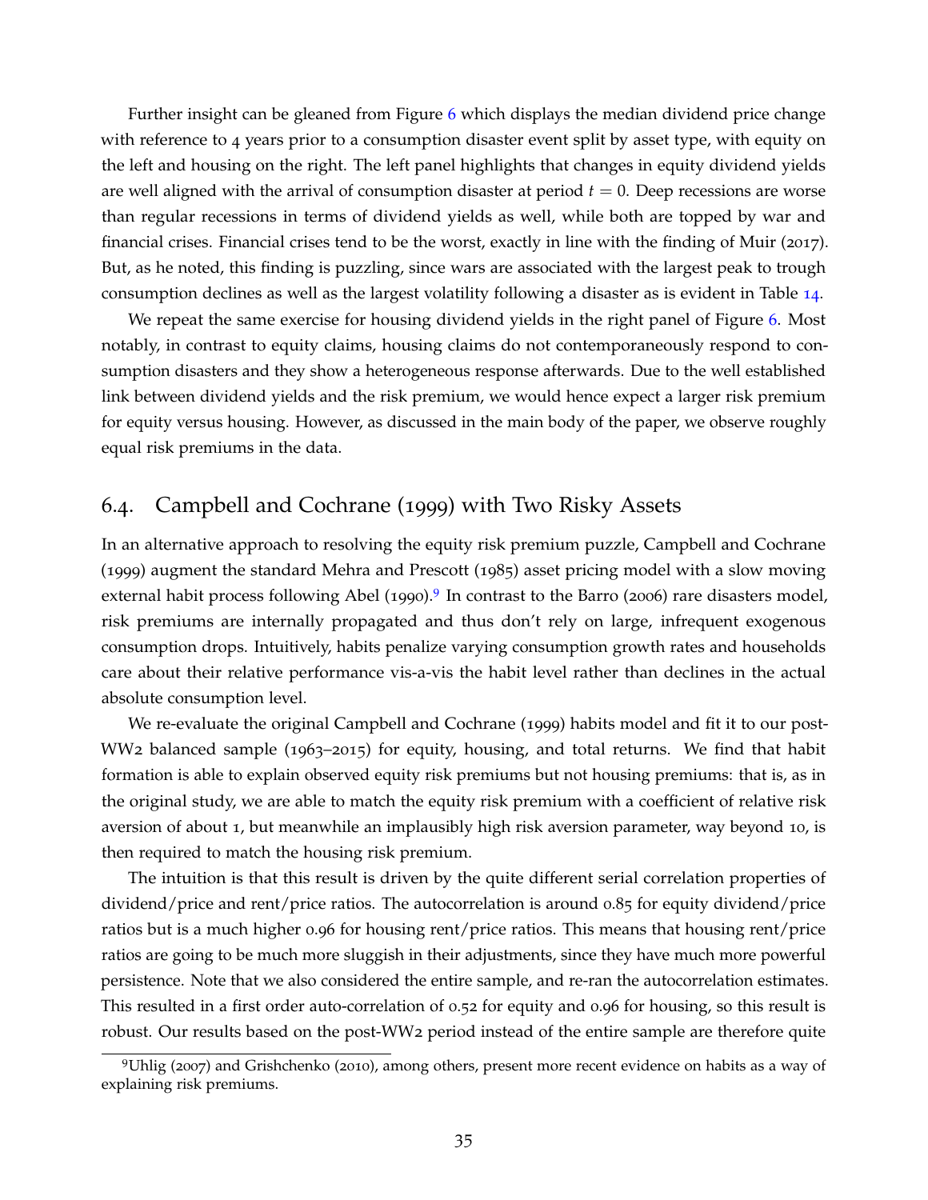Further insight can be gleaned from Figure 6 which displays the median dividend price change with reference to 4 years prior to a consumption disaster event split by asset type, with equity on the left and housing on the right. The left panel highlights that changes in equity dividend yields are well aligned with the arrival of consumption disaster at period $t = 0$. Deep recessions are worse than regular recessions in terms of dividend yields as well, while both are topped by war and financial crises. Financial crises tend to be the worst, exactly in line with the finding of Muir (2017). But, as he noted, this finding is puzzling, since wars are associated with the largest peak to trough consumption declines as well as the largest volatility following a disaster as is evident in Table 14.

We repeat the same exercise for housing dividend yields in the right panel of Figure 6. Most notably, in contrast to equity claims, housing claims do not contemporaneously respond to consumption disasters and they show a heterogeneous response afterwards. Due to the well established link between dividend yields and the risk premium, we would hence expect a larger risk premium for equity versus housing. However, as discussed in the main body of the paper, we observe roughly equal risk premiums in the data.

## 6.4. Campbell and Cochrane (1999) with Two Risky Assets

In an alternative approach to resolving the equity risk premium puzzle, Campbell and Cochrane (1999) augment the standard Mehra and Prescott (1985) asset pricing model with a slow moving external habit process following Abel (1990).[9] In contrast to the Barro (2006) rare disasters model, risk premiums are internally propagated and thus don't rely on large, infrequent exogenous consumption drops. Intuitively, habits penalize varying consumption growth rates and households care about their relative performance vis-a-vis the habit level rather than declines in the actual absolute consumption level.

We re-evaluate the original Campbell and Cochrane (1999) habits model and fit it to our post-WW2 balanced sample (1963–2015) for equity, housing, and total returns. We find that habit formation is able to explain observed equity risk premiums but not housing premiums: that is, as in the original study, we are able to match the equity risk premium with a coefficient of relative risk aversion of about 1, but meanwhile an implausibly high risk aversion parameter, way beyond 10, is then required to match the housing risk premium.

The intuition is that this result is driven by the quite different serial correlation properties of dividend/price and rent/price ratios. The autocorrelation is around 0.85 for equity dividend/price ratios but is a much higher 0.96 for housing rent/price ratios. This means that housing rent/price ratios are going to be much more sluggish in their adjustments, since they have much more powerful persistence. Note that we also considered the entire sample, and re-ran the autocorrelation estimates. This resulted in a first order auto-correlation of 0.52 for equity and 0.96 for housing, so this result is robust. Our results based on the post-WW2 period instead of the entire sample are therefore quite

[9] Uhlig (2007) and Grishchenko (2010), among others, present more recent evidence on habits as a way of explaining risk premiums.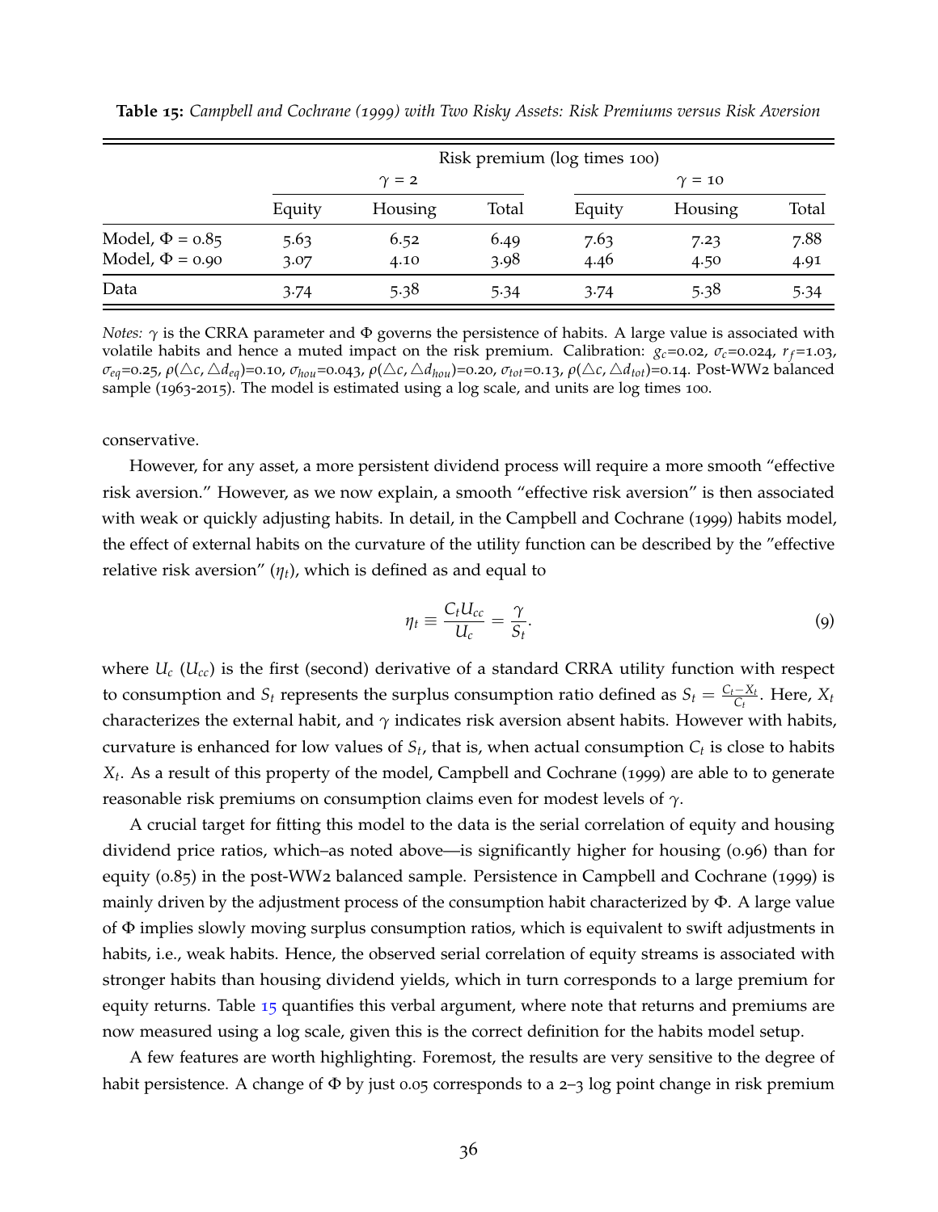**Table 15:** *Campbell and Cochrane (1999) with Two Risky Assets: Risk Premiums versus Risk Aversion*

| | Risk premium (log times 100) | | | | | |
|---|---|---|---|---|---|---|
| | $\gamma$ = 2 | | | $\gamma$ = 10 | | |
| | Equity | Housing | Total | Equity | Housing | Total |
| Model, $\Phi$ = 0.85 | 5.63 | 6.52 | 6.49 | 7.63 | 7.23 | 7.88 |
| Model, $\Phi$ = 0.90 | 3.07 | 4.10 | 3.98 | 4.46 | 4.50 | 4.91 |
| Data | 3.74 | 5.38 | 5.34 | 3.74 | 5.38 | 5.34 |

*Notes:* $\gamma$ is the CRRA parameter and $\Phi$ governs the persistence of habits. A large value is associated with volatile habits and hence a muted impact on the risk premium. Calibration: $g_c$=0.02, $\sigma_c$=0.024, $r_f$=1.03, $\sigma_{eq}$=0.25, $\rho(\triangle c, \triangle d_{eq})$=0.10, $\sigma_{hou}$=0.043, $\rho(\triangle c, \triangle d_{hou})$=0.20, $\sigma_{tot}$=0.13, $\rho(\triangle c, \triangle d_{tot})$=0.14. Post-WW2 balanced sample (1963-2015). The model is estimated using a log scale, and units are log times 100.

conservative.

However, for any asset, a more persistent dividend process will require a more smooth "effective risk aversion." However, as we now explain, a smooth "effective risk aversion" is then associated with weak or quickly adjusting habits. In detail, in the Campbell and Cochrane (1999) habits model, the effect of external habits on the curvature of the utility function can be described by the "effective relative risk aversion" ($\eta_t$), which is defined as and equal to

$$\eta_t \equiv \frac{C_t U_{cc}}{U_c} = \frac{\gamma}{S_t}. \tag{9}$$

where $U_c$ ($U_{cc}$) is the first (second) derivative of a standard CRRA utility function with respect to consumption and $S_t$ represents the surplus consumption ratio defined as $S_t = \frac{C_t - X_t}{C_t}$. Here, $X_t$ characterizes the external habit, and $\gamma$ indicates risk aversion absent habits. However with habits, curvature is enhanced for low values of $S_t$, that is, when actual consumption $C_t$ is close to habits $X_t$. As a result of this property of the model, Campbell and Cochrane (1999) are able to to generate reasonable risk premiums on consumption claims even for modest levels of $\gamma$.

A crucial target for fitting this model to the data is the serial correlation of equity and housing dividend price ratios, which–as noted above—is significantly higher for housing (0.96) than for equity (0.85) in the post-WW2 balanced sample. Persistence in Campbell and Cochrane (1999) is mainly driven by the adjustment process of the consumption habit characterized by $\Phi$. A large value of $\Phi$ implies slowly moving surplus consumption ratios, which is equivalent to swift adjustments in habits, i.e., weak habits. Hence, the observed serial correlation of equity streams is associated with stronger habits than housing dividend yields, which in turn corresponds to a large premium for equity returns. Table 15 quantifies this verbal argument, where note that returns and premiums are now measured using a log scale, given this is the correct definition for the habits model setup.

A few features are worth highlighting. Foremost, the results are very sensitive to the degree of habit persistence. A change of $\Phi$ by just 0.05 corresponds to a 2–3 log point change in risk premium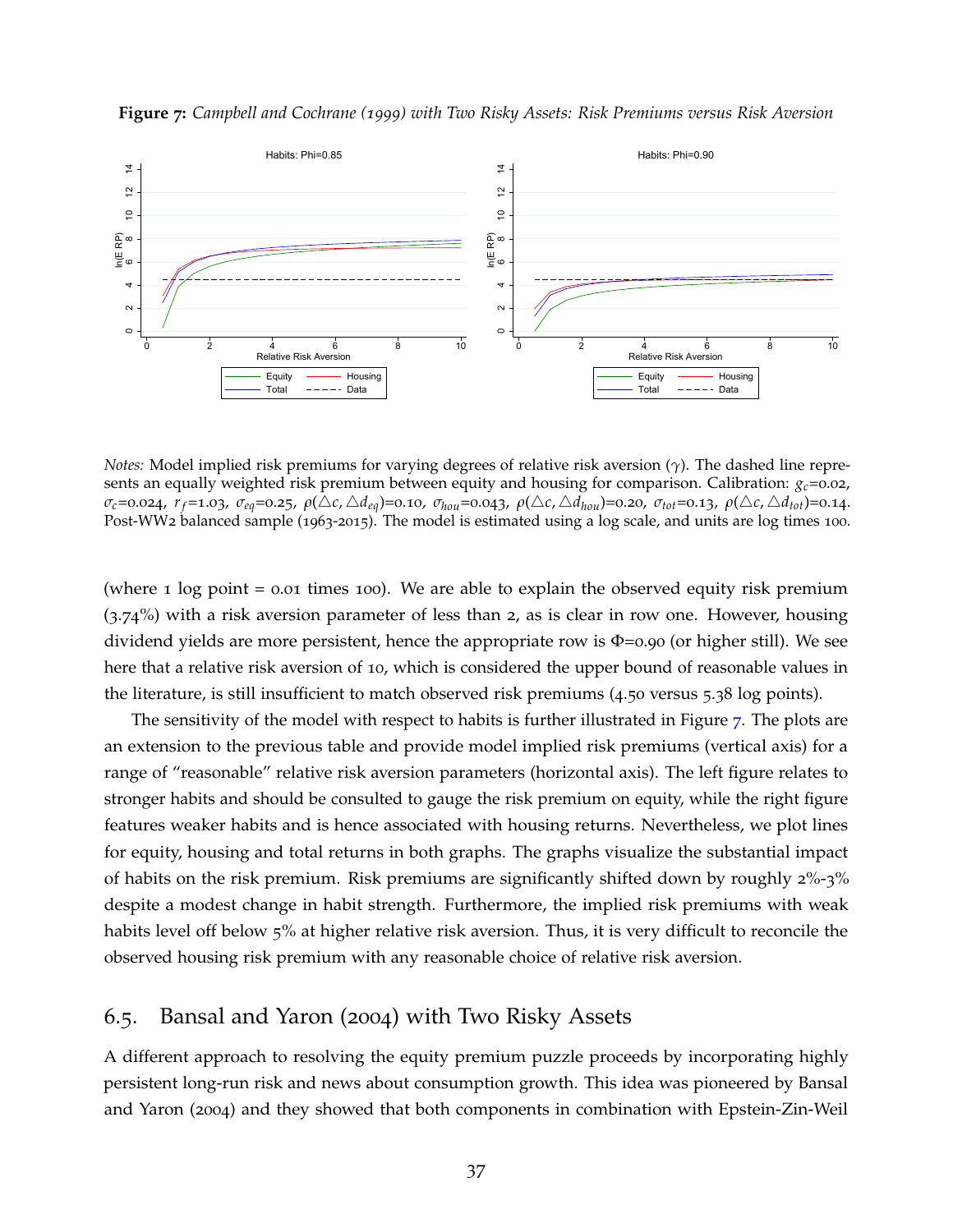**Figure 7:** *Campbell and Cochrane (1999) with Two Risky Assets: Risk Premiums versus Risk Aversion*

Habits: Phi=0.85

ln(E RP)

0 2 4 6 8 10 12 14

0 2 4 6 8 10

Relative Risk Aversion

Equity
Housing
Total
Data

Habits: Phi=0.90

ln(E RP)

0 2 4 6 8 10 12 14

0 2 4 6 8 10

Relative Risk Aversion

Equity
Housing
Total
Data

*Notes:* Model implied risk premiums for varying degrees of relative risk aversion ($\gamma$). The dashed line represents an equally weighted risk premium between equity and housing for comparison. Calibration: $g_c$=0.02, $\sigma_c$=0.024, $r_f$=1.03, $\sigma_{eq}$=0.25, $\rho(\triangle c, \triangle d_{eq})$=0.10, $\sigma_{hou}$=0.043, $\rho(\triangle c, \triangle d_{hou})$=0.20, $\sigma_{tot}$=0.13, $\rho(\triangle c, \triangle d_{tot})$=0.14. Post-WW2 balanced sample (1963-2015). The model is estimated using a log scale, and units are log times 100.

(where 1 log point = 0.01 times 100). We are able to explain the observed equity risk premium (3.74%) with a risk aversion parameter of less than 2, as is clear in row one. However, housing dividend yields are more persistent, hence the appropriate row is $\Phi$=0.90 (or higher still). We see here that a relative risk aversion of 10, which is considered the upper bound of reasonable values in the literature, is still insufficient to match observed risk premiums (4.50 versus 5.38 log points).

The sensitivity of the model with respect to habits is further illustrated in Figure 7. The plots are an extension to the previous table and provide model implied risk premiums (vertical axis) for a range of "reasonable" relative risk aversion parameters (horizontal axis). The left figure relates to stronger habits and should be consulted to gauge the risk premium on equity, while the right figure features weaker habits and is hence associated with housing returns. Nevertheless, we plot lines for equity, housing and total returns in both graphs. The graphs visualize the substantial impact of habits on the risk premium. Risk premiums are significantly shifted down by roughly 2%-3% despite a modest change in habit strength. Furthermore, the implied risk premiums with weak habits level off below 5% at higher relative risk aversion. Thus, it is very difficult to reconcile the observed housing risk premium with any reasonable choice of relative risk aversion.

## 6.5. Bansal and Yaron (2004) with Two Risky Assets

A different approach to resolving the equity premium puzzle proceeds by incorporating highly persistent long-run risk and news about consumption growth. This idea was pioneered by Bansal and Yaron (2004) and they showed that both components in combination with Epstein-Zin-Weil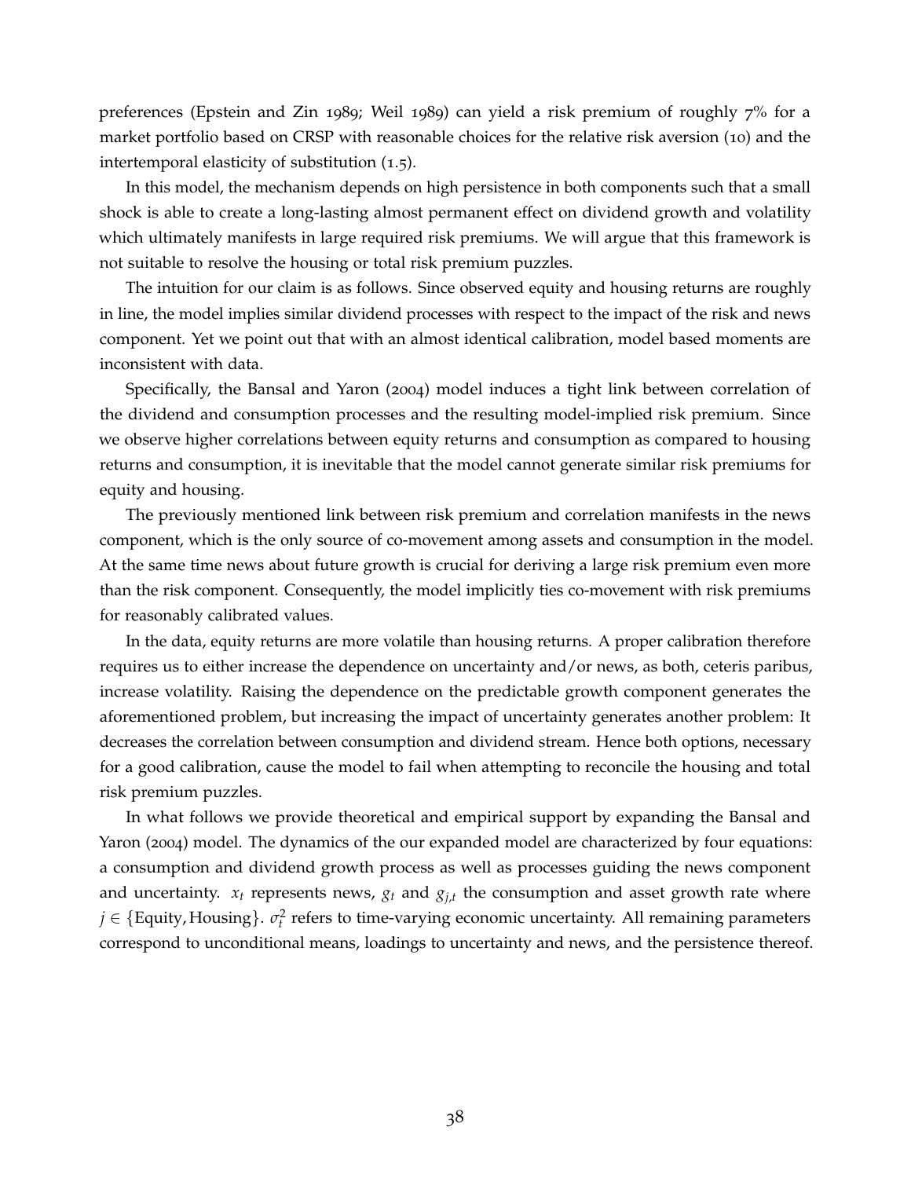preferences (Epstein and Zin 1989; Weil 1989) can yield a risk premium of roughly 7% for a market portfolio based on CRSP with reasonable choices for the relative risk aversion (10) and the intertemporal elasticity of substitution (1.5).

In this model, the mechanism depends on high persistence in both components such that a small shock is able to create a long-lasting almost permanent effect on dividend growth and volatility which ultimately manifests in large required risk premiums. We will argue that this framework is not suitable to resolve the housing or total risk premium puzzles.

The intuition for our claim is as follows. Since observed equity and housing returns are roughly in line, the model implies similar dividend processes with respect to the impact of the risk and news component. Yet we point out that with an almost identical calibration, model based moments are inconsistent with data.

Specifically, the Bansal and Yaron (2004) model induces a tight link between correlation of the dividend and consumption processes and the resulting model-implied risk premium. Since we observe higher correlations between equity returns and consumption as compared to housing returns and consumption, it is inevitable that the model cannot generate similar risk premiums for equity and housing.

The previously mentioned link between risk premium and correlation manifests in the news component, which is the only source of co-movement among assets and consumption in the model. At the same time news about future growth is crucial for deriving a large risk premium even more than the risk component. Consequently, the model implicitly ties co-movement with risk premiums for reasonably calibrated values.

In the data, equity returns are more volatile than housing returns. A proper calibration therefore requires us to either increase the dependence on uncertainty and/or news, as both, ceteris paribus, increase volatility. Raising the dependence on the predictable growth component generates the aforementioned problem, but increasing the impact of uncertainty generates another problem: It decreases the correlation between consumption and dividend stream. Hence both options, necessary for a good calibration, cause the model to fail when attempting to reconcile the housing and total risk premium puzzles.

In what follows we provide theoretical and empirical support by expanding the Bansal and Yaron (2004) model. The dynamics of the our expanded model are characterized by four equations: a consumption and dividend growth process as well as processes guiding the news component and uncertainty. $x_t$ represents news, $g_t$ and $g_{j,t}$ the consumption and asset growth rate where $j \in \{\text{Equity}, \text{Housing}\}$. $\sigma_t^2$ refers to time-varying economic uncertainty. All remaining parameters correspond to unconditional means, loadings to uncertainty and news, and the persistence thereof.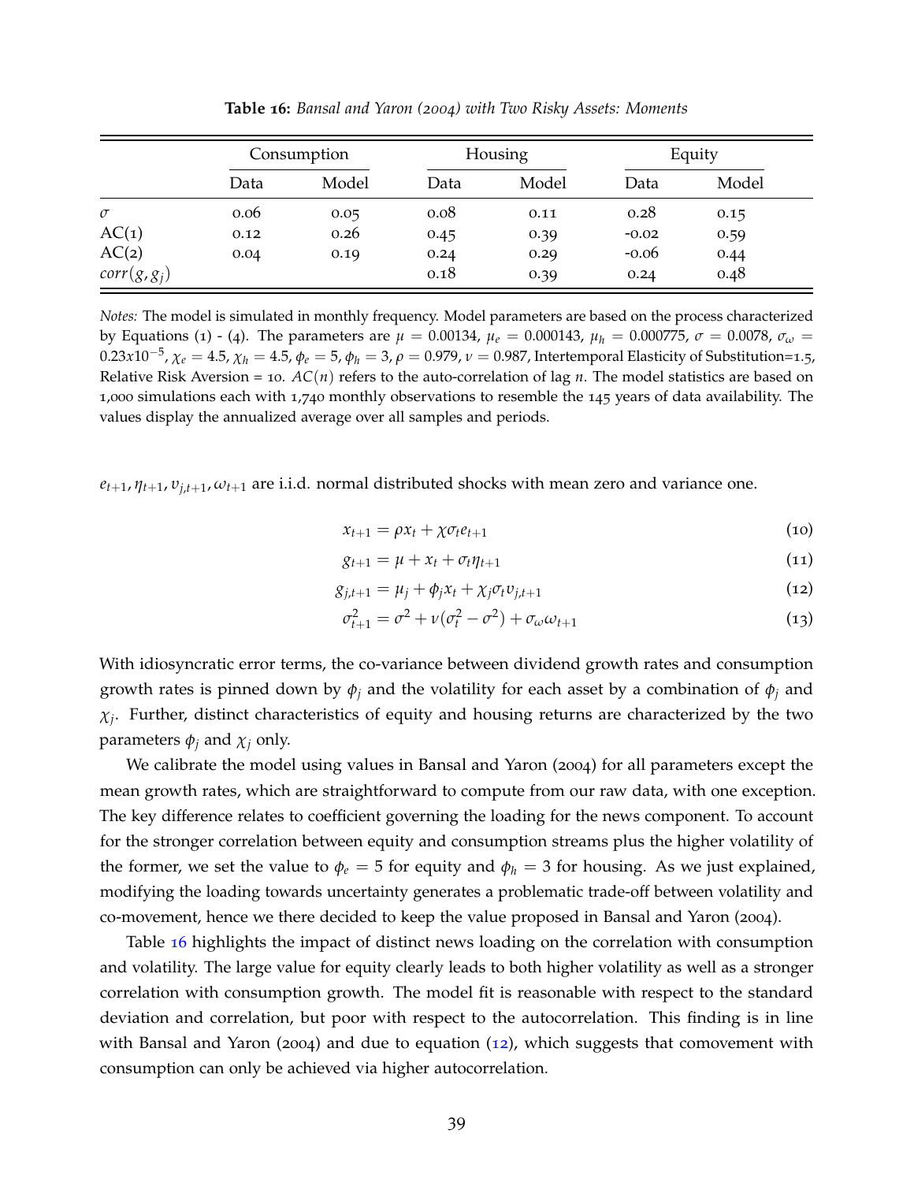**Table 16:** *Bansal and Yaron (2004) with Two Risky Assets: Moments*

| | Consumption | | Housing | | Equity | |
|---|---|---|---|---|---|---|
| | Data | Model | Data | Model | Data | Model |
| $\sigma$ | 0.06 | 0.05 | 0.08 | 0.11 | 0.28 | 0.15 |
| AC(1) | 0.12 | 0.26 | 0.45 | 0.39 | -0.02 | 0.59 |
| AC(2) | 0.04 | 0.19 | 0.24 | 0.29 | -0.06 | 0.44 |
| $corr(g, g_j)$ | | | 0.18 | 0.39 | 0.24 | 0.48 |

*Notes:* The model is simulated in monthly frequency. Model parameters are based on the process characterized by Equations (1) - (4). The parameters are $\mu = 0.00134$, $\mu_e = 0.000143$, $\mu_h = 0.000775$, $\sigma = 0.0078$, $\sigma_\omega = 0.23x10^{-5}$, $\chi_e = 4.5$, $\chi_h = 4.5$, $\phi_e = 5$, $\phi_h = 3$, $\rho = 0.979$, $\nu = 0.987$, Intertemporal Elasticity of Substitution=1.5, Relative Risk Aversion = 10. $AC(n)$ refers to the auto-correlation of lag $n$. The model statistics are based on 1,000 simulations each with 1,740 monthly observations to resemble the 145 years of data availability. The values display the annualized average over all samples and periods.

$e_{t+1}, \eta_{t+1}, v_{j,t+1}, \omega_{t+1}$ are i.i.d. normal distributed shocks with mean zero and variance one.

$$x_{t+1} = \rho x_t + \chi \sigma_t e_{t+1} \tag{10}$$

$$g_{t+1} = \mu + x_t + \sigma_t \eta_{t+1} \tag{11}$$

$$g_{j,t+1} = \mu_j + \phi_j x_t + \chi_j \sigma_t v_{j,t+1} \tag{12}$$

$$\sigma_{t+1}^2 = \sigma^2 + \nu(\sigma_t^2 - \sigma^2) + \sigma_\omega \omega_{t+1} \tag{13}$$

With idiosyncratic error terms, the co-variance between dividend growth rates and consumption growth is pinned down by $\phi_j$ and the volatility for each asset by a combination of $\phi_j$ and $\chi_j$. Further, distinct characteristics of equity and housing returns are characterized by the two parameters $\phi_j$ and $\chi_j$ only.

We calibrate the model using values in Bansal and Yaron (2004) for all parameters except the mean growth rates, which are straightforward to compute from our raw data, with one exception. The key difference relates to coefficient governing the loading for the news component. To account for the stronger correlation between equity and consumption streams plus the higher volatility of the former, we set the value to $\phi_e = 5$ for equity and $\phi_h = 3$ for housing. As we just explained, modifying the loading towards uncertainty generates a problematic trade-off between volatility and co-movement, hence we there decided to keep the value proposed in Bansal and Yaron (2004).

Table 16 highlights the impact of distinct news loading on the correlation with consumption and volatility. The large value for equity clearly leads to both higher volatility as well as a stronger correlation with consumption growth. The model fit is reasonable with respect to the standard deviation and correlation, but poor with respect to the autocorrelation. This finding is in line with Bansal and Yaron (2004) and due to equation (12), which suggests that comovement with consumption can only be achieved via higher autocorrelation.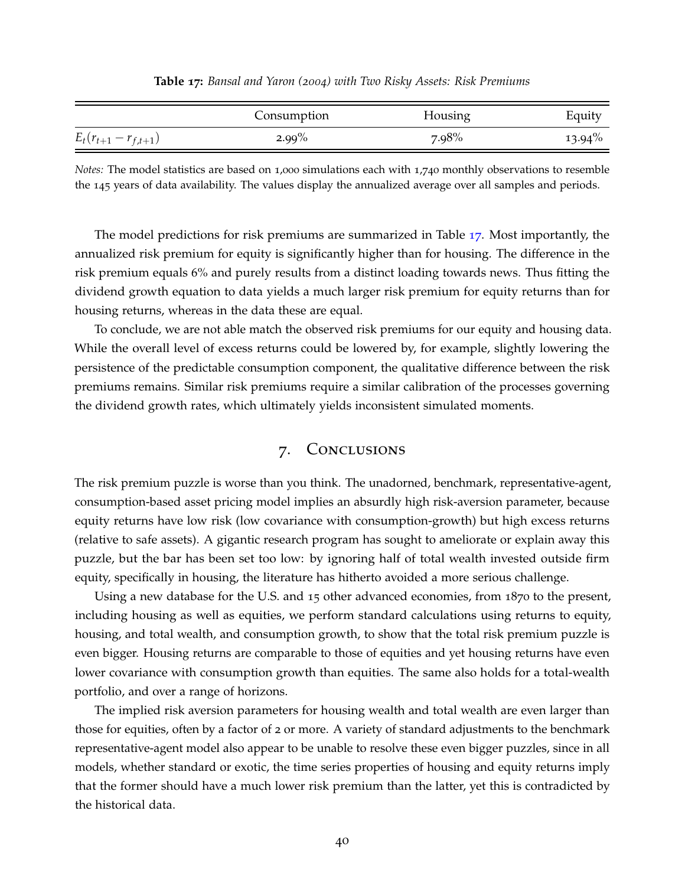**Table 17:** *Bansal and Yaron (2004) with Two Risky Assets: Risk Premiums*

| | Consumption | Housing | Equity |
|---|---|---|---|
| $E_t(r_{t+1} - r_{f,t+1})$ | 2.99% | 7.98% | 13.94% |

*Notes:* The model statistics are based on 1,000 simulations each with 1,740 monthly observations to resemble the 145 years of data availability. The values display the annualized average over all samples and periods.

The model predictions for risk premiums are summarized in Table 17. Most importantly, the annualized risk premium for equity is significantly higher than for housing. The difference in the risk premium equals 6% and purely results from a distinct loading towards news. Thus fitting the dividend growth equation to data yields a much larger risk premium for equity returns than for housing returns, whereas in the data these are equal.

To conclude, we are not able match the observed risk premiums for our equity and housing data. While the overall level of excess returns could be lowered by, for example, slightly lowering the persistence of the predictable consumption component, the qualitative difference between the risk premiums remains. Similar risk premiums require a similar calibration of the processes governing the dividend growth rates, which ultimately yields inconsistent simulated moments.

## 7. Conclusions

The risk premium puzzle is worse than you think. The unadorned, benchmark, representative-agent, consumption-based asset pricing model implies an absurdly high risk-aversion parameter, because equity returns have low risk (low covariance with consumption-growth) but high excess returns (relative to safe assets). A gigantic research program has sought to ameliorate or explain away this puzzle, but the bar has been set too low: by ignoring half of total wealth invested outside firm equity, specifically in housing, the literature has hitherto avoided a more serious challenge.

Using a new database for the U.S. and 15 other advanced economies, from 1870 to the present, including housing as well as equities, we perform standard calculations using returns to equity, housing, and total wealth, and consumption growth, to show that the total risk premium puzzle is even bigger. Housing returns are comparable to those of equities and yet housing returns have even lower covariance with consumption growth than equities. The same also holds for a total-wealth portfolio, and over a range of horizons.

The implied risk aversion parameters for housing wealth and total wealth are even larger than those for equities, often by a factor of 2 or more. A variety of standard adjustments to the benchmark representative-agent model also appear to be unable to resolve these even bigger puzzles, since in all models, whether standard or exotic, the time series properties of housing and equity returns imply that the former should have a much lower risk premium than the latter, yet this is contradicted by the historical data.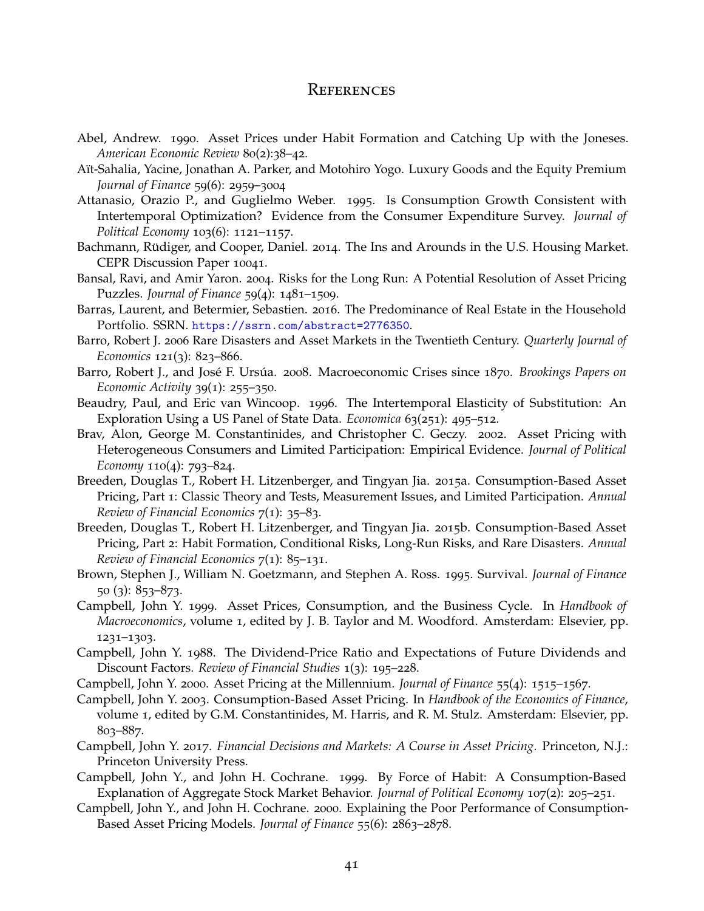# References

Abel, Andrew. 1990. Asset Prices under Habit Formation and Catching Up with the Joneses. *American Economic Review* 80(2):38–42.

Aït-Sahalia, Yacine, Jonathan A. Parker, and Motohiro Yogo. Luxury Goods and the Equity Premium *Journal of Finance* 59(6): 2959–3004

Attanasio, Orazio P., and Guglielmo Weber. 1995. Is Consumption Growth Consistent with Intertemporal Optimization? Evidence from the Consumer Expenditure Survey. *Journal of Political Economy* 103(6): 1121–1157.

Bachmann, Rüdiger, and Cooper, Daniel. 2014. The Ins and Arounds in the U.S. Housing Market. CEPR Discussion Paper 10041.

Bansal, Ravi, and Amir Yaron. 2004. Risks for the Long Run: A Potential Resolution of Asset Pricing Puzzles. *Journal of Finance* 59(4): 1481–1509.

Barras, Laurent, and Betermier, Sebastien. 2016. The Predominance of Real Estate in the Household Portfolio. SSRN. https://ssrn.com/abstract=2776350.

Barro, Robert J. 2006 Rare Disasters and Asset Markets in the Twentieth Century. *Quarterly Journal of Economics* 121(3): 823–866.

Barro, Robert J., and José F. Ursúa. 2008. Macroeconomic Crises since 1870. *Brookings Papers on Economic Activity* 39(1): 255–350.

Beaudry, Paul, and Eric van Wincoop. 1996. The Intertemporal Elasticity of Substitution: An Exploration Using a US Panel of State Data. *Economica* 63(251): 495–512.

Brav, Alon, George M. Constantinides, and Christopher C. Geczy. 2002. Asset Pricing with Heterogeneous Consumers and Limited Participation: Empirical Evidence. *Journal of Political Economy* 110(4): 793–824.

Breeden, Douglas T., Robert H. Litzenberger, and Tingyan Jia. 2015a. Consumption-Based Asset Pricing, Part 1: Classic Theory and Tests, Measurement Issues, and Limited Participation. *Annual Review of Financial Economics* 7(1): 35–83.

Breeden, Douglas T., Robert H. Litzenberger, and Tingyan Jia. 2015b. Consumption-Based Asset Pricing, Part 2: Habit Formation, Conditional Risks, Long-Run Risks, and Rare Disasters. *Annual Review of Financial Economics* 7(1): 85–131.

Brown, Stephen J., William N. Goetzmann, and Stephen A. Ross. 1995. Survival. *Journal of Finance* 50 (3): 853–873.

Campbell, John Y. 1999. Asset Prices, Consumption, and the Business Cycle. In *Handbook of Macroeconomics*, volume 1, edited by J. B. Taylor and M. Woodford. Amsterdam: Elsevier, pp. 1231–1303.

Campbell, John Y. 1988. The Dividend-Price Ratio and Expectations of Future Dividends and Discount Factors. *Review of Financial Studies* 1(3): 195–228.

Campbell, John Y. 2000. Asset Pricing at the Millennium. *Journal of Finance* 55(4): 1515–1567.

Campbell, John Y. 2003. Consumption-Based Asset Pricing. In *Handbook of the Economics of Finance*, volume 1, edited by G.M. Constantinides, M. Harris, and R. M. Stulz. Amsterdam: Elsevier, pp. 803–887.

Campbell, John Y. 2017. *Financial Decisions and Markets: A Course in Asset Pricing.* Princeton, N.J.: Princeton University Press.

Campbell, John Y., and John H. Cochrane. 1999. By Force of Habit: A Consumption-Based Explanation of Aggregate Stock Market Behavior. *Journal of Political Economy* 107(2): 205–251.

Campbell, John Y., and John H. Cochrane. 2000. Explaining the Poor Performance of Consumption-Based Asset Pricing Models. *Journal of Finance* 55(6): 2863–2878.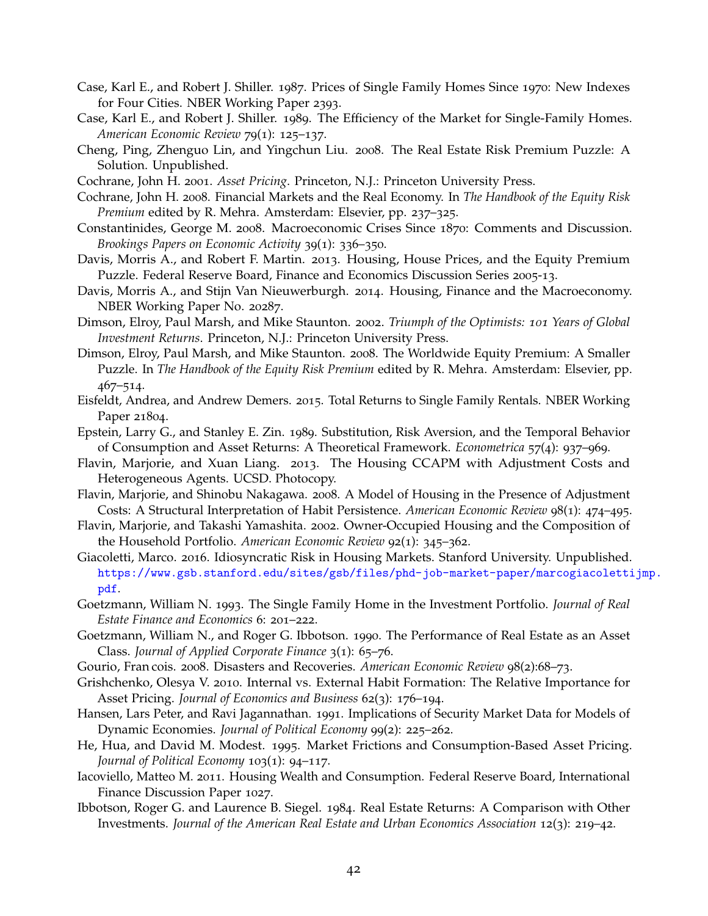Case, Karl E., and Robert J. Shiller. 1987. Prices of Single Family Homes Since 1970: New Indexes for Four Cities. NBER Working Paper 2393.

Case, Karl E., and Robert J. Shiller. 1989. The Efficiency of the Market for Single-Family Homes. *American Economic Review* 79(1): 125–137.

Cheng, Ping, Zhenguo Lin, and Yingchun Liu. 2008. The Real Estate Risk Premium Puzzle: A Solution. Unpublished.

Cochrane, John H. 2001. *Asset Pricing*. Princeton, N.J.: Princeton University Press.

Cochrane, John H. 2008. Financial Markets and the Real Economy. In *The Handbook of the Equity Risk Premium* edited by R. Mehra. Amsterdam: Elsevier, pp. 237–325.

Constantinides, George M. 2008. Macroeconomic Crises Since 1870: Comments and Discussion. *Brookings Papers on Economic Activity* 39(1): 336–350.

Davis, Morris A., and Robert F. Martin. 2013. Housing, House Prices, and the Equity Premium Puzzle. Federal Reserve Board, Finance and Economics Discussion Series 2005-13.

Davis, Morris A., and Stijn Van Nieuwerburgh. 2014. Housing, Finance and the Macroeconomy. NBER Working Paper No. 20287.

Dimson, Elroy, Paul Marsh, and Mike Staunton. 2002. *Triumph of the Optimists: 101 Years of Global Investment Returns*. Princeton, N.J.: Princeton University Press.

Dimson, Elroy, Paul Marsh, and Mike Staunton. 2008. The Worldwide Equity Premium: A Smaller Puzzle. In *The Handbook of the Equity Risk Premium* edited by R. Mehra. Amsterdam: Elsevier, pp. 467–514.

Eisfeldt, Andrea, and Andrew Demers. 2015. Total Returns to Single Family Rentals. NBER Working Paper 21804.

Epstein, Larry G., and Stanley E. Zin. 1989. Substitution, Risk Aversion, and the Temporal Behavior of Consumption and Asset Returns: A Theoretical Framework. *Econometrica* 57(4): 937–969.

Flavin, Marjorie, and Xuan Liang. 2013. The Housing CCAPM with Adjustment Costs and Heterogeneous Agents. UCSD. Photocopy.

Flavin, Marjorie, and Shinobu Nakagawa. 2008. A Model of Housing in the Presence of Adjustment Costs: A Structural Interpretation of Habit Persistence. *American Economic Review* 98(1): 474–495.

Flavin, Marjorie, and Takashi Yamashita. 2002. Owner-Occupied Housing and the Composition of the Household Portfolio. *American Economic Review* 92(1): 345–362.

Giacoletti, Marco. 2016. Idiosyncratic Risk in Housing Markets. Stanford University. Unpublished. https://www.gsb.stanford.edu/sites/gsb/files/phd-job-market-paper/marcogiacolettijmp.pdf.

Goetzmann, William N. 1993. The Single Family Home in the Investment Portfolio. *Journal of Real Estate Finance and Economics* 6: 201–222.

Goetzmann, William N., and Roger G. Ibbotson. 1990. The Performance of Real Estate as an Asset Class. *Journal of Applied Corporate Finance* 3(1): 65–76.

Gourio, Francois. 2008. Disasters and Recoveries. *American Economic Review* 98(2):68–73.

Grishchenko, Olesya V. 2010. Internal vs. External Habit Formation: The Relative Importance for Asset Pricing. *Journal of Economics and Business* 62(3): 176–194.

Hansen, Lars Peter, and Ravi Jagannathan. 1991. Implications of Security Market Data for Models of Dynamic Economies. *Journal of Political Economy* 99(2): 225–262.

He, Hua, and David M. Modest. 1995. Market Frictions and Consumption-Based Asset Pricing. *Journal of Political Economy* 103(1): 94–117.

Iacoviello, Matteo M. 2011. Housing Wealth and Consumption. Federal Reserve Board, International Finance Discussion Paper 1027.

Ibbotson, Roger G. and Laurence B. Siegel. 1984. Real Estate Returns: A Comparison with Other Investments. *Journal of the American Real Estate and Urban Economics Association* 12(3): 219–42.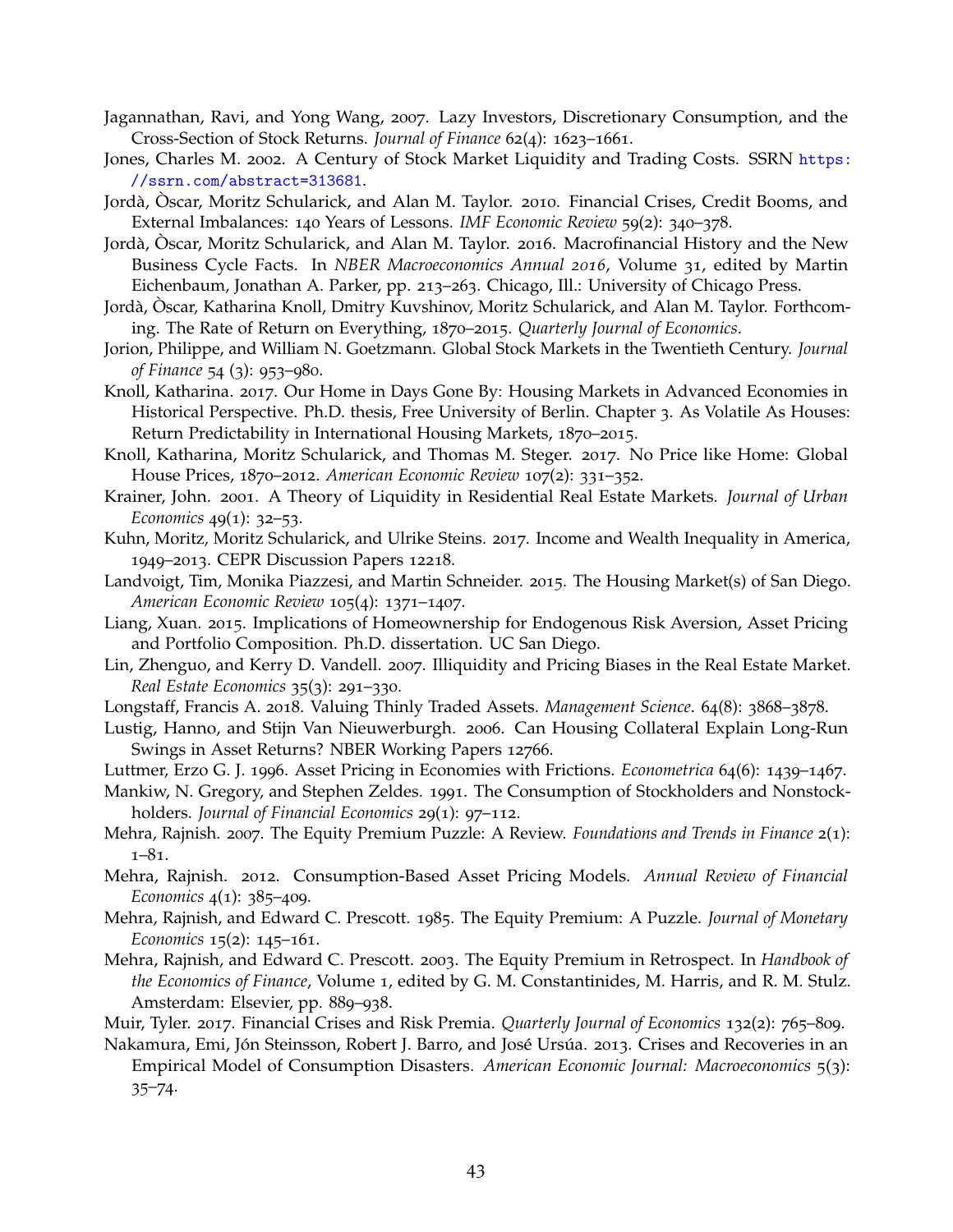Jagannathan, Ravi, and Yong Wang, 2007. Lazy Investors, Discretionary Consumption, and the Cross-Section of Stock Returns. *Journal of Finance* 62(4): 1623–1661.

Jones, Charles M. 2002. A Century of Stock Market Liquidity and Trading Costs. SSRN https://ssrn.com/abstract=313681.

Jordà, Òscar, Moritz Schularick, and Alan M. Taylor. 2010. Financial Crises, Credit Booms, and External Imbalances: 140 Years of Lessons. *IMF Economic Review* 59(2): 340–378.

Jordà, Òscar, Moritz Schularick, and Alan M. Taylor. 2016. Macrofinancial History and the New Business Cycle Facts. In *NBER Macroeconomics Annual 2016*, Volume 31, edited by Martin Eichenbaum, Jonathan A. Parker, pp. 213–263. Chicago, Ill.: University of Chicago Press.

Jordà, Òscar, Katharina Knoll, Dmitry Kuvshinov, Moritz Schularick, and Alan M. Taylor. Forthcoming. The Rate of Return on Everything, 1870–2015. *Quarterly Journal of Economics*.

Jorion, Philippe, and William N. Goetzmann. Global Stock Markets in the Twentieth Century. *Journal of Finance* 54 (3): 953–980.

Knoll, Katharina. 2017. Our Home in Days Gone By: Housing Markets in Advanced Economies in Historical Perspective. Ph.D. thesis, Free University of Berlin. Chapter 3. As Volatile As Houses: Return Predictability in International Housing Markets, 1870–2015.

Knoll, Katharina, Moritz Schularick, and Thomas M. Steger. 2017. No Price like Home: Global House Prices, 1870–2012. *American Economic Review* 107(2): 331–352.

Krainer, John. 2001. A Theory of Liquidity in Residential Real Estate Markets. *Journal of Urban Economics* 49(1): 32–53.

Kuhn, Moritz, Moritz Schularick, and Ulrike Steins. 2017. Income and Wealth Inequality in America, 1949–2013. CEPR Discussion Papers 12218.

Landvoigt, Tim, Monika Piazzesi, and Martin Schneider. 2015. The Housing Market(s) of San Diego. *American Economic Review* 105(4): 1371–1407.

Liang, Xuan. 2015. Implications of Homeownership for Endogenous Risk Aversion, Asset Pricing and Portfolio Composition. Ph.D. dissertation. UC San Diego.

Lin, Zhenguo, and Kerry D. Vandell. 2007. Illiquidity and Pricing Biases in the Real Estate Market. *Real Estate Economics* 35(3): 291–330.

Longstaff, Francis A. 2018. Valuing Thinly Traded Assets. *Management Science*. 64(8): 3868–3878.

Lustig, Hanno, and Stijn Van Nieuwerburgh. 2006. Can Housing Collateral Explain Long-Run Swings in Asset Returns? NBER Working Papers 12766.

Luttmer, Erzo G. J. 1996. Asset Pricing in Economies with Frictions. *Econometrica* 64(6): 1439–1467.

Mankiw, N. Gregory, and Stephen Zeldes. 1991. The Consumption of Stockholders and Nonstockholders. *Journal of Financial Economics* 29(1): 97–112.

Mehra, Rajnish. 2007. The Equity Premium Puzzle: A Review. *Foundations and Trends in Finance* 2(1): 1–81.

Mehra, Rajnish. 2012. Consumption-Based Asset Pricing Models. *Annual Review of Financial Economics* 4(1): 385–409.

Mehra, Rajnish, and Edward C. Prescott. 1985. The Equity Premium: A Puzzle. *Journal of Monetary Economics* 15(2): 145–161.

Mehra, Rajnish, and Edward C. Prescott. 2003. The Equity Premium in Retrospect. In *Handbook of the Economics of Finance*, Volume 1, edited by G. M. Constantinides, M. Harris, and R. M. Stulz. Amsterdam: Elsevier, pp. 889–938.

Muir, Tyler. 2017. Financial Crises and Risk Premia. *Quarterly Journal of Economics* 132(2): 765–809.

Nakamura, Emi, Jón Steinsson, Robert J. Barro, and José Ursúa. 2013. Crises and Recoveries in an Empirical Model of Consumption Disasters. *American Economic Journal: Macroeconomics* 5(3): 35–74.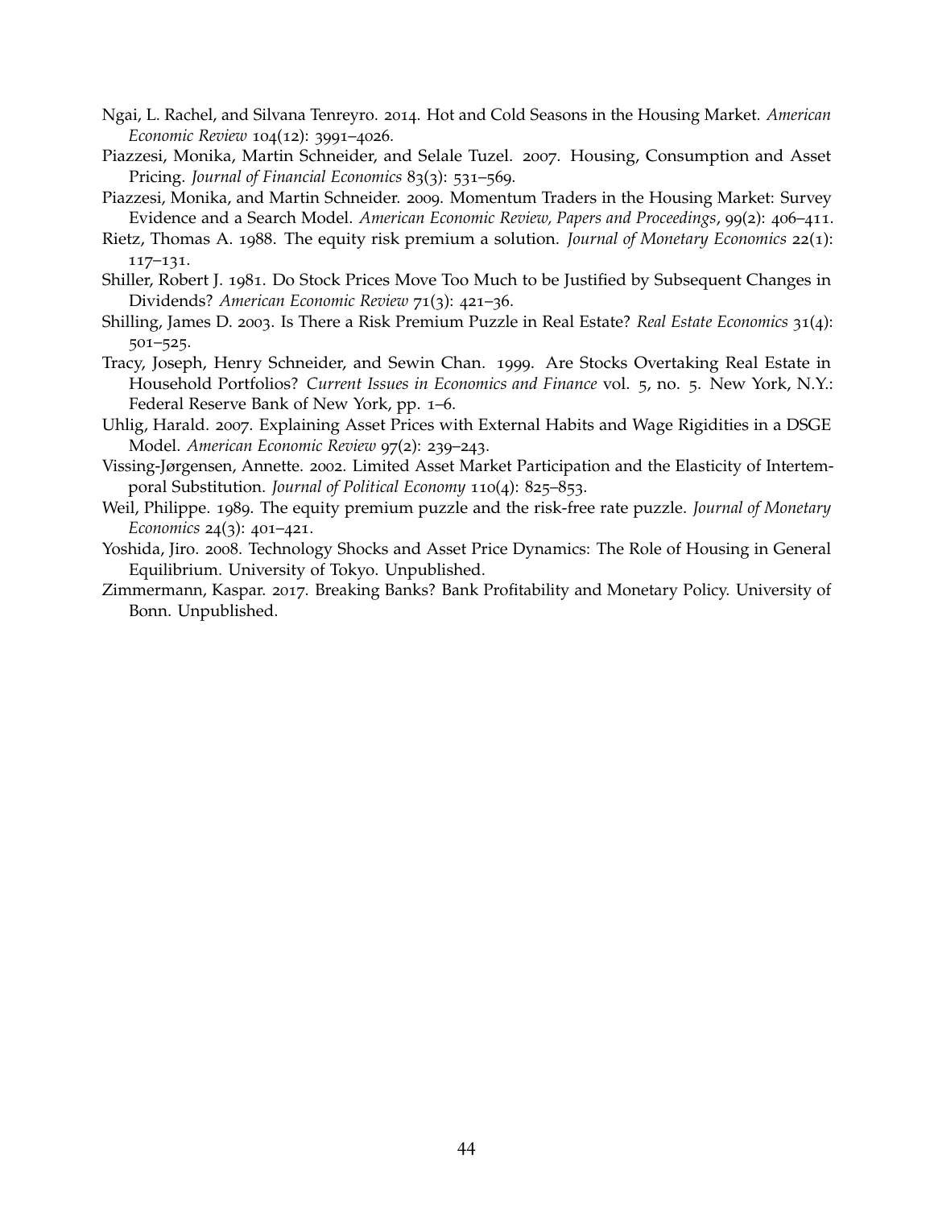Ngai, L. Rachel, and Silvana Tenreyro. 2014. Hot and Cold Seasons in the Housing Market. *American Economic Review* 104(12): 3991–4026.

Piazzesi, Monika, Martin Schneider, and Selale Tuzel. 2007. Housing, Consumption and Asset Pricing. *Journal of Financial Economics* 83(3): 531–569.

Piazzesi, Monika, and Martin Schneider. 2009. Momentum Traders in the Housing Market: Survey Evidence and a Search Model. *American Economic Review, Papers and Proceedings*, 99(2): 406–411.

Rietz, Thomas A. 1988. The equity risk premium a solution. *Journal of Monetary Economics* 22(1): 117–131.

Shiller, Robert J. 1981. Do Stock Prices Move Too Much to be Justified by Subsequent Changes in Dividends? *American Economic Review* 71(3): 421–36.

Shilling, James D. 2003. Is There a Risk Premium Puzzle in Real Estate? *Real Estate Economics* 31(4): 501–525.

Tracy, Joseph, Henry Schneider, and Sewin Chan. 1999. Are Stocks Overtaking Real Estate in Household Portfolios? *Current Issues in Economics and Finance* vol. 5, no. 5. New York, N.Y.: Federal Reserve Bank of New York, pp. 1–6.

Uhlig, Harald. 2007. Explaining Asset Prices with External Habits and Wage Rigidities in a DSGE Model. *American Economic Review* 97(2): 239–243.

Vissing-Jørgensen, Annette. 2002. Limited Asset Market Participation and the Elasticity of Intertemporal Substitution. *Journal of Political Economy* 110(4): 825–853.

Weil, Philippe. 1989. The equity premium puzzle and the risk-free rate puzzle. *Journal of Monetary Economics* 24(3): 401–421.

Yoshida, Jiro. 2008. Technology Shocks and Asset Price Dynamics: The Role of Housing in General Equilibrium. University of Tokyo. Unpublished.

Zimmermann, Kaspar. 2017. Breaking Banks? Bank Profitability and Monetary Policy. University of Bonn. Unpublished.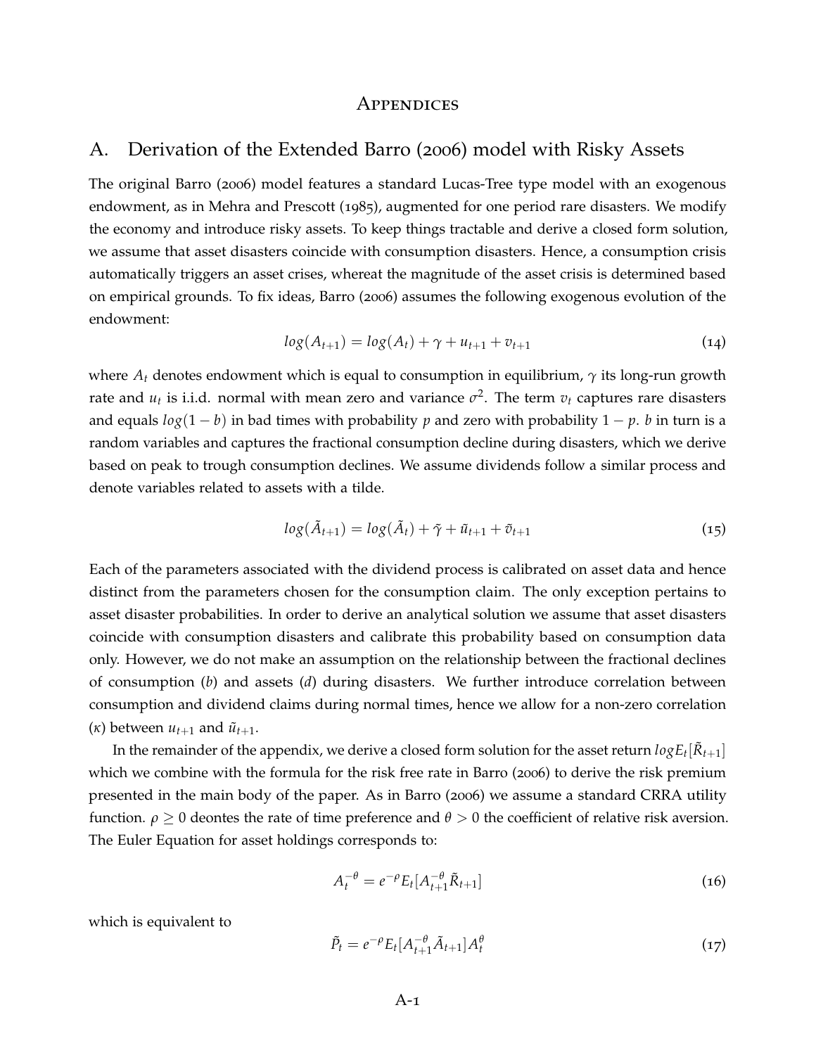# Appendices

## A. Derivation of the Extended Barro (2006) model with Risky Assets

The original Barro (2006) model features a standard Lucas-Tree type model with an exogenous endowment, as in Mehra and Prescott (1985), augmented for one period rare disasters. We modify the economy and introduce risky assets. To keep things tractable and derive a closed form solution, we assume that asset disasters coincide with consumption disasters. Hence, a consumption crisis automatically triggers an asset crises, whereat the magnitude of the asset crisis is determined based on empirical grounds. To fix ideas, Barro (2006) assumes the following exogenous evolution of the endowment:

$$log(A_{t+1}) = log(A_t) + \gamma + u_{t+1} + v_{t+1} \tag{14}$$

where $A_t$ denotes endowment which is equal to consumption in equilibrium, $\gamma$ its long-run growth rate and $u_t$ is i.i.d. normal with mean zero and variance $\sigma^2$. The term $v_t$ captures rare disasters and equals $log(1-b)$ in bad times with probability $p$ and zero with probability $1-p$. $b$ in turn is a random variables and captures the fractional consumption decline during disasters, which we derive based on peak to trough consumption declines. We assume dividends follow a similar process and denote variables related to assets with a tilde.

$$log(\tilde{A}_{t+1}) = log(\tilde{A}_t) + \tilde{\gamma} + \tilde{u}_{t+1} + \tilde{v}_{t+1} \tag{15}$$

Each of the parameters associated with the dividend process is calibrated on asset data and hence distinct from the parameters chosen for the consumption claim. The only exception pertains to asset disaster probabilities. In order to derive an analytical solution we assume that asset disasters coincide with consumption disasters and calibrate this probability based on consumption data only. However, we do not make an assumption on the relationship between the fractional declines of consumption ($b$) and assets ($d$) during disasters. We further introduce correlation between consumption and dividend claims during normal times, hence we allow for a non-zero correlation ($\kappa$) between $u_{t+1}$ and $\tilde{u}_{t+1}$.

In the remainder of the appendix, we derive a closed form solution for the asset return $logE_t[\tilde{R}_{t+1}]$ which we combine with the formula for the risk free rate in Barro (2006) to derive the risk premium presented in the main body of the paper. As in Barro (2006) we assume a standard CRRA utility function. $\rho \geq 0$ deontes the rate of time preference and $\theta > 0$ the coefficient of relative risk aversion. The Euler Equation for asset holdings corresponds to:

$$A_t^{-\theta} = e^{-\rho} E_t[A_{t+1}^{-\theta} \tilde{R}_{t+1}] \tag{16}$$

which is equivalent to

$$\tilde{P}_t = e^{-\rho} E_t[A_{t+1}^{-\theta} \tilde{A}_{t+1}] A_t^{\theta} \tag{17}$$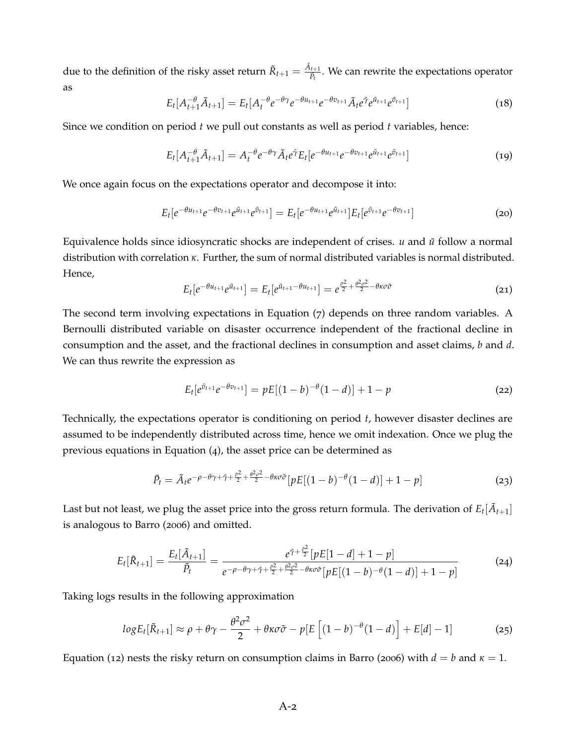due to the definition of the risky asset return $\tilde{R}_{t+1} = \frac{\tilde{A}_{t+1}}{\tilde{P}_t}$. We can rewrite the expectations operator as

$$E_t[A_{t+1}^{-\theta}\tilde{A}_{t+1}] = E_t[A_t^{-\theta}e^{-\theta\gamma}e^{-\theta u_{t+1}}e^{-\theta v_{t+1}}\tilde{A}_t e^{\tilde{\gamma}}e^{\tilde{u}_{t+1}}e^{\tilde{v}_{t+1}}] \tag{18}$$

Since we condition on period $t$ we pull out constants as well as period $t$ variables, hence:

$$E_t[A_{t+1}^{-\theta}\tilde{A}_{t+1}] = A_t^{-\theta}e^{-\theta\gamma}\tilde{A}_t e^{\tilde{\gamma}}E_t[e^{-\theta u_{t+1}}e^{-\theta v_{t+1}}e^{\tilde{u}_{t+1}}e^{\tilde{v}_{t+1}}] \tag{19}$$

We once again focus on the expectations operator and decompose it into:

$$E_t[e^{-\theta u_{t+1}}e^{-\theta v_{t+1}}e^{\tilde{u}_{t+1}}e^{\tilde{v}_{t+1}}] = E_t[e^{-\theta u_{t+1}}e^{\tilde{u}_{t+1}}]E_t[e^{\tilde{v}_{t+1}}e^{-\theta v_{t+1}}] \tag{20}$$

Equivalence holds since idiosyncratic shocks are independent of crises. $u$ and $\tilde{u}$ follow a normal distribution with correlation $\kappa$. Further, the sum of normal distributed variables is normal distributed. Hence,

$$E_t[e^{-\theta u_{t+1}}e^{\tilde{u}_{t+1}}] = E_t[e^{\tilde{u}_{t+1}-\theta u_{t+1}}] = e^{\frac{\tilde{\sigma}^2}{2}+\frac{\theta^2\sigma^2}{2}-\theta\kappa\sigma\tilde{\sigma}} \tag{21}$$

The second term involving expectations in Equation (7) depends on three random variables. A Bernoulli distributed variable on disaster occurrence independent of the fractional decline in consumption and the asset, and the fractional declines in consumption and asset claims, $b$ and $d$. We can thus rewrite the expression as

$$E_t[e^{\tilde{v}_{t+1}}e^{-\theta v_{t+1}}] = pE[(1-b)^{-\theta}(1-d)] + 1 - p \tag{22}$$

Technically, the expectations operator is conditioning on period $t$, however disaster declines are assumed to be independently distributed across time, hence we omit indexation. Once we plug the previous equations in Equation (4), the asset price can be determined as

$$\tilde{P}_t = \tilde{A}_t e^{-\rho-\theta\gamma+\tilde{\gamma}+\frac{\tilde{\sigma}^2}{2}+\frac{\theta^2\sigma^2}{2}-\theta\kappa\sigma\tilde{\sigma}}[pE[(1-b)^{-\theta}(1-d)] + 1 - p] \tag{23}$$

Last but not least, we plug the asset price into the gross return formula. The derivation of $E_t[\tilde{A}_{t+1}]$ is analogous to Barro (2006) and omitted.

$$E_t[\tilde{R}_{t+1}] = \frac{E_t[\tilde{A}_{t+1}]}{\tilde{P}_t} = \frac{e^{\tilde{\gamma}+\frac{\tilde{\sigma}^2}{2}}[pE[1-d]+1-p]}{e^{-\rho-\theta\gamma+\tilde{\gamma}+\frac{\tilde{\sigma}^2}{2}+\frac{\theta^2\sigma^2}{2}-\theta\kappa\sigma\tilde{\sigma}}[pE[(1-b)^{-\theta}(1-d)]+1-p]} \tag{24}$$

Taking logs results in the following approximation

$$logE_t[\tilde{R}_{t+1}] \approx \rho + \theta\gamma - \frac{\theta^2\sigma^2}{2} + \theta\kappa\sigma\tilde{\sigma} - p[E\left[(1-b)^{-\theta}(1-d)\right] + E[d] - 1] \tag{25}$$

Equation (12) nests the risky return on consumption claims in Barro (2006) with $d = b$ and $\kappa = 1$.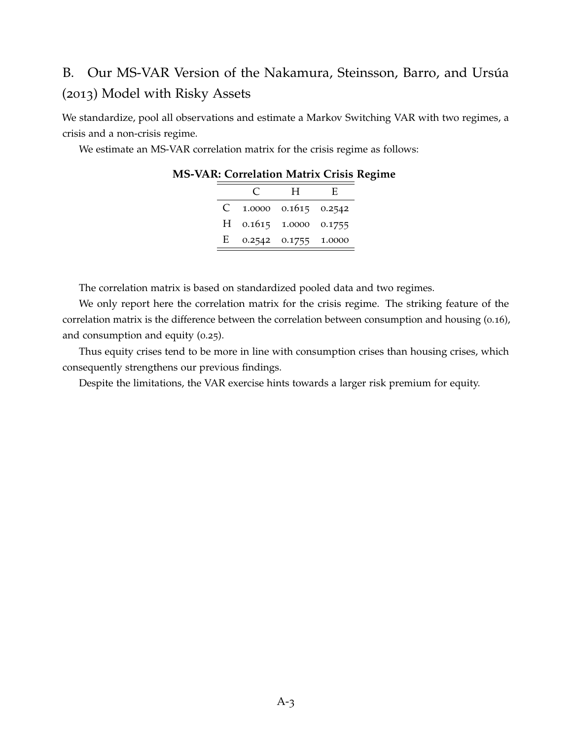## B. Our MS-VAR Version of the Nakamura, Steinsson, Barro, and Ursúa (2013) Model with Risky Assets

We standardize, pool all observations and estimate a Markov Switching VAR with two regimes, a crisis and a non-crisis regime.

We estimate an MS-VAR correlation matrix for the crisis regime as follows:

**MS-VAR: Correlation Matrix Crisis Regime**

| | C | H | E |
|---|---|---|---|
| C | 1.0000 | 0.1615 | 0.2542 |
| H | 0.1615 | 1.0000 | 0.1755 |
| E | 0.2542 | 0.1755 | 1.0000 |

The correlation matrix is based on standardized pooled data and two regimes.

We only report here the correlation matrix for the crisis regime. The striking feature of the correlation matrix is the difference between the correlation between consumption and housing (0.16), and consumption and equity (0.25).

Thus equity crises tend to be more in line with consumption crises than housing crises, which consequently strengthens our previous findings.

Despite the limitations, the VAR exercise hints towards a larger risk premium for equity.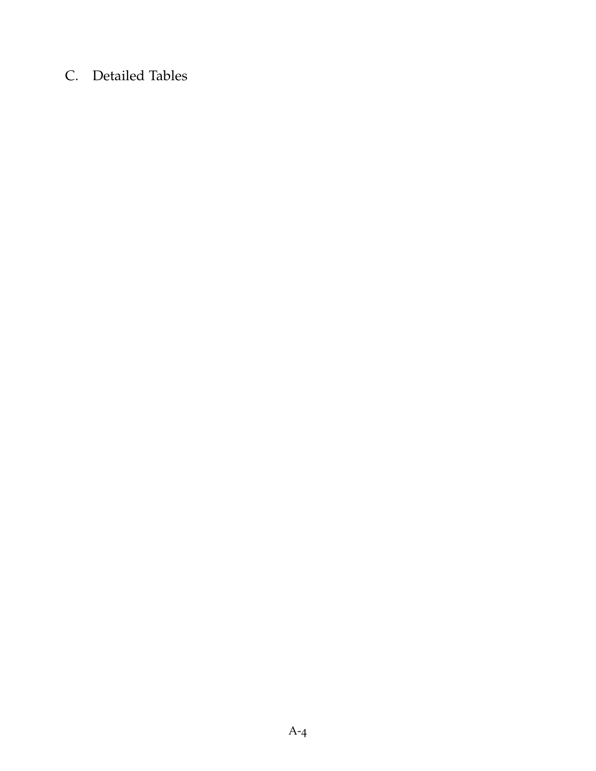## C. Detailed Tables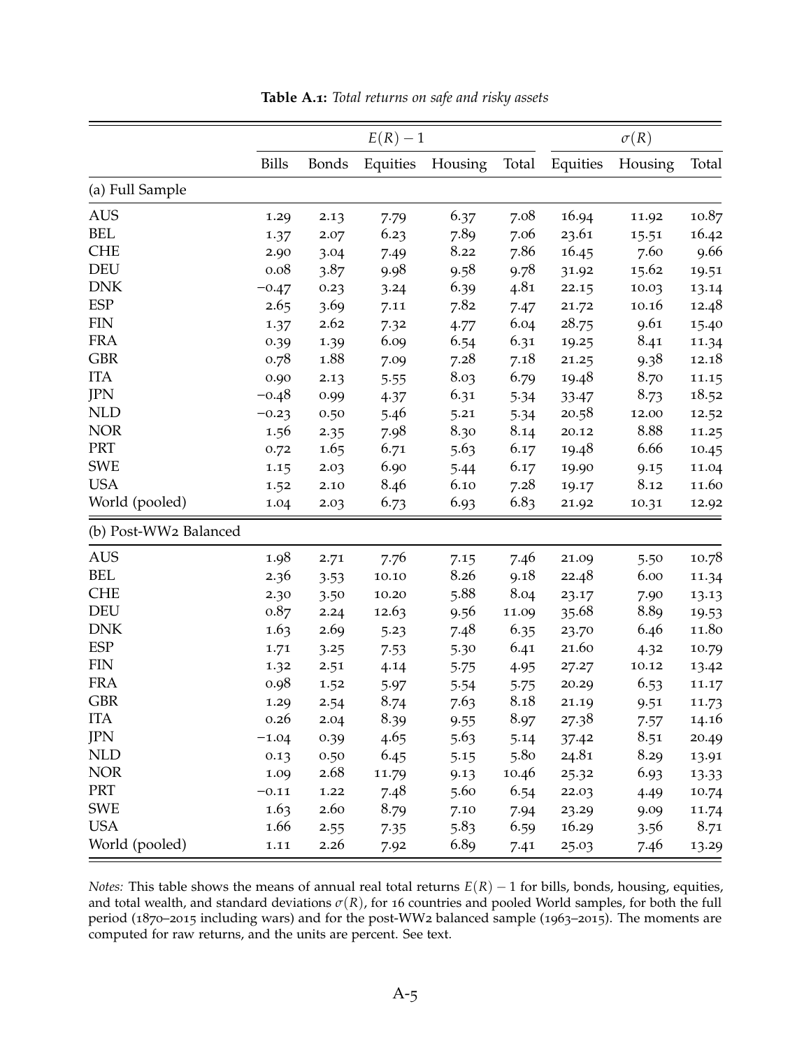**Table A.1:** *Total returns on safe and risky assets*

| | $E(R) - 1$ | | | | | $\sigma(R)$ | | |
|---|---|---|---|---|---|---|---|---|
| | Bills | Bonds | Equities | Housing | Total | Equities | Housing | Total |
| (a) Full Sample | | | | | | | | |
| AUS | 1.29 | 2.13 | 7.79 | 6.37 | 7.08 | 16.94 | 11.92 | 10.87 |
| BEL | 1.37 | 2.07 | 6.23 | 7.89 | 7.06 | 23.61 | 15.51 | 16.42 |
| CHE | 2.90 | 3.04 | 7.49 | 8.22 | 7.86 | 16.45 | 7.60 | 9.66 |
| DEU | 0.08 | 3.87 | 9.98 | 9.58 | 9.78 | 31.92 | 15.62 | 19.51 |
| DNK | −0.47 | 0.23 | 3.24 | 6.39 | 4.81 | 22.15 | 10.03 | 13.14 |
| ESP | 2.65 | 3.69 | 7.11 | 7.82 | 7.47 | 21.72 | 10.16 | 12.48 |
| FIN | 1.37 | 2.62 | 7.32 | 4.77 | 6.04 | 28.75 | 9.61 | 15.40 |
| FRA | 0.39 | 1.39 | 6.09 | 6.54 | 6.31 | 19.25 | 8.41 | 11.34 |
| GBR | 0.78 | 1.88 | 7.09 | 7.28 | 7.18 | 21.25 | 9.38 | 12.18 |
| ITA | 0.90 | 2.13 | 5.55 | 8.03 | 6.79 | 19.48 | 8.70 | 11.15 |
| JPN | −0.48 | 0.99 | 4.37 | 6.31 | 5.34 | 33.47 | 8.73 | 18.52 |
| NLD | −0.23 | 0.50 | 5.46 | 5.21 | 5.34 | 20.58 | 12.00 | 12.52 |
| NOR | 1.56 | 2.35 | 7.98 | 8.30 | 8.14 | 20.12 | 8.88 | 11.25 |
| PRT | 0.72 | 1.65 | 6.71 | 5.63 | 6.17 | 19.48 | 6.66 | 10.45 |
| SWE | 1.15 | 2.03 | 6.90 | 5.44 | 6.17 | 19.90 | 9.15 | 11.04 |
| USA | 1.52 | 2.10 | 8.46 | 6.10 | 7.28 | 19.17 | 8.12 | 11.60 |
| World (pooled) | 1.04 | 2.03 | 6.73 | 6.93 | 6.83 | 21.92 | 10.31 | 12.92 |
| (b) Post-WW2 Balanced | | | | | | | | |
| AUS | 1.98 | 2.71 | 7.76 | 7.15 | 7.46 | 21.09 | 5.50 | 10.78 |
| BEL | 2.36 | 3.53 | 10.10 | 8.26 | 9.18 | 22.48 | 6.00 | 11.34 |
| CHE | 2.30 | 3.50 | 10.20 | 5.88 | 8.04 | 23.17 | 7.90 | 13.13 |
| DEU | 0.87 | 2.24 | 12.63 | 9.56 | 11.09 | 35.68 | 8.89 | 19.53 |
| DNK | 1.63 | 2.69 | 5.23 | 7.48 | 6.35 | 23.70 | 6.46 | 11.80 |
| ESP | 1.71 | 3.25 | 7.53 | 5.30 | 6.41 | 21.60 | 4.32 | 10.79 |
| FIN | 1.32 | 2.51 | 4.14 | 5.75 | 4.95 | 27.27 | 10.12 | 13.42 |
| FRA | 0.98 | 1.52 | 5.97 | 5.54 | 5.75 | 20.29 | 6.53 | 11.17 |
| GBR | 1.29 | 2.54 | 8.74 | 7.63 | 8.18 | 21.19 | 9.51 | 11.73 |
| ITA | 0.26 | 2.04 | 8.39 | 9.55 | 8.97 | 27.38 | 7.57 | 14.16 |
| JPN | −1.04 | 0.39 | 4.65 | 5.63 | 5.14 | 37.42 | 8.51 | 20.49 |
| NLD | 0.13 | 0.50 | 6.45 | 5.15 | 5.80 | 24.81 | 8.29 | 13.91 |
| NOR | 1.09 | 2.68 | 11.79 | 9.13 | 10.46 | 25.32 | 6.93 | 13.33 |
| PRT | −0.11 | 1.22 | 7.48 | 5.60 | 6.54 | 22.03 | 4.49 | 10.74 |
| SWE | 1.63 | 2.60 | 8.79 | 7.10 | 7.94 | 23.29 | 9.09 | 11.74 |
| USA | 1.66 | 2.55 | 7.35 | 5.83 | 6.59 | 16.29 | 3.56 | 8.71 |
| World (pooled) | 1.11 | 2.26 | 7.92 | 6.89 | 7.41 | 25.03 | 7.46 | 13.29 |

*Notes:* This table shows the means of annual real total returns $E(R) - 1$ for bills, bonds, housing, equities, and total wealth, and standard deviations $\sigma(R)$, for 16 countries and pooled World samples, for both the full period (1870–2015 including wars) and for the post-WW2 balanced sample (1963–2015). The moments are computed for raw returns, and the units are percent. See text.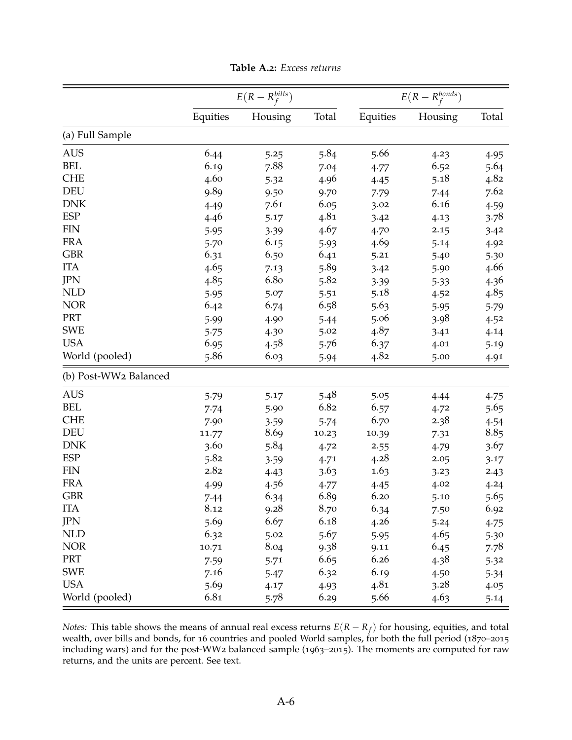**Table A.2:** *Excess returns*

| | $E(R - R_f^{bills})$ | | | $E(R - R_f^{bonds})$ | | |
|---|---|---|---|---|---|---|
| | Equities | Housing | Total | Equities | Housing | Total |
| (a) Full Sample | | | | | | |
| AUS | 6.44 | 5.25 | 5.84 | 5.66 | 4.23 | 4.95 |
| BEL | 6.19 | 7.88 | 7.04 | 4.77 | 6.52 | 5.64 |
| CHE | 4.60 | 5.32 | 4.96 | 4.45 | 5.18 | 4.82 |
| DEU | 9.89 | 9.50 | 9.70 | 7.79 | 7.44 | 7.62 |
| DNK | 4.49 | 7.61 | 6.05 | 3.02 | 6.16 | 4.59 |
| ESP | 4.46 | 5.17 | 4.81 | 3.42 | 4.13 | 3.78 |
| FIN | 5.95 | 3.39 | 4.67 | 4.70 | 2.15 | 3.42 |
| FRA | 5.70 | 6.15 | 5.93 | 4.69 | 5.14 | 4.92 |
| GBR | 6.31 | 6.50 | 6.41 | 5.21 | 5.40 | 5.30 |
| ITA | 4.65 | 7.13 | 5.89 | 3.42 | 5.90 | 4.66 |
| JPN | 4.85 | 6.80 | 5.82 | 3.39 | 5.33 | 4.36 |
| NLD | 5.95 | 5.07 | 5.51 | 5.18 | 4.52 | 4.85 |
| NOR | 6.42 | 6.74 | 6.58 | 5.63 | 5.95 | 5.79 |
| PRT | 5.99 | 4.90 | 5.44 | 5.06 | 3.98 | 4.52 |
| SWE | 5.75 | 4.30 | 5.02 | 4.87 | 3.41 | 4.14 |
| USA | 6.95 | 4.58 | 5.76 | 6.37 | 4.01 | 5.19 |
| World (pooled) | 5.86 | 6.03 | 5.94 | 4.82 | 5.00 | 4.91 |
| (b) Post-WW2 Balanced | | | | | | |
| AUS | 5.79 | 5.17 | 5.48 | 5.05 | 4.44 | 4.75 |
| BEL | 7.74 | 5.90 | 6.82 | 6.57 | 4.72 | 5.65 |
| CHE | 7.90 | 3.59 | 5.74 | 6.70 | 2.38 | 4.54 |
| DEU | 11.77 | 8.69 | 10.23 | 10.39 | 7.31 | 8.85 |
| DNK | 3.60 | 5.84 | 4.72 | 2.55 | 4.79 | 3.67 |
| ESP | 5.82 | 3.59 | 4.71 | 4.28 | 2.05 | 3.17 |
| FIN | 2.82 | 4.43 | 3.63 | 1.63 | 3.23 | 2.43 |
| FRA | 4.99 | 4.56 | 4.77 | 4.45 | 4.02 | 4.24 |
| GBR | 7.44 | 6.34 | 6.89 | 6.20 | 5.10 | 5.65 |
| ITA | 8.12 | 9.28 | 8.70 | 6.34 | 7.50 | 6.92 |
| JPN | 5.69 | 6.67 | 6.18 | 4.26 | 5.24 | 4.75 |
| NLD | 6.32 | 5.02 | 5.67 | 5.95 | 4.65 | 5.30 |
| NOR | 10.71 | 8.04 | 9.38 | 9.11 | 6.45 | 7.78 |
| PRT | 7.59 | 5.71 | 6.65 | 6.26 | 4.38 | 5.32 |
| SWE | 7.16 | 5.47 | 6.32 | 6.19 | 4.50 | 5.34 |
| USA | 5.69 | 4.17 | 4.93 | 4.81 | 3.28 | 4.05 |
| World (pooled) | 6.81 | 5.78 | 6.29 | 5.66 | 4.63 | 5.14 |

*Notes:* This table shows the means of annual real excess returns $E(R - R_f)$ for housing, equities, and total wealth, over bills and bonds, for 16 countries and pooled World samples, for both the full period (1870–2015 including wars) and for the post-WW2 balanced sample (1963–2015). The moments are computed for raw returns, and the units are percent. See text.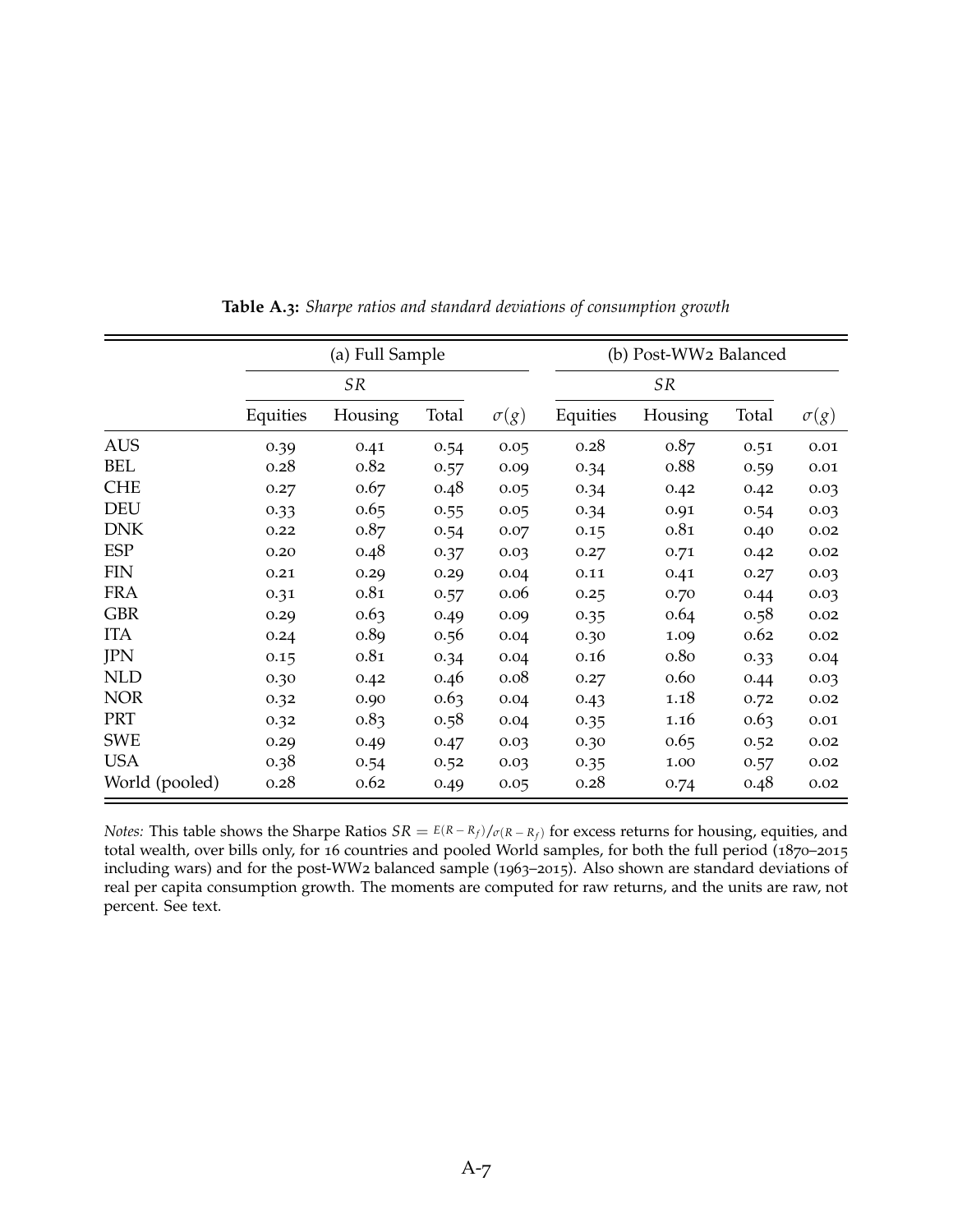**Table A.3:** *Sharpe ratios and standard deviations of consumption growth*

| | (a) Full Sample | | | | (b) Post-WW2 Balanced | | | |
|---|---|---|---|---|---|---|---|---|
| | $SR$ | | | | $SR$ | | | |
| | Equities | Housing | Total | $\sigma(g)$ | Equities | Housing | Total | $\sigma(g)$ |
| AUS | 0.39 | 0.41 | 0.54 | 0.05 | 0.28 | 0.87 | 0.51 | 0.01 |
| BEL | 0.28 | 0.82 | 0.57 | 0.09 | 0.34 | 0.88 | 0.59 | 0.01 |
| CHE | 0.27 | 0.67 | 0.48 | 0.05 | 0.34 | 0.42 | 0.42 | 0.03 |
| DEU | 0.33 | 0.65 | 0.55 | 0.05 | 0.34 | 0.91 | 0.54 | 0.03 |
| DNK | 0.22 | 0.87 | 0.54 | 0.07 | 0.15 | 0.81 | 0.40 | 0.02 |
| ESP | 0.20 | 0.48 | 0.37 | 0.03 | 0.27 | 0.71 | 0.42 | 0.02 |
| FIN | 0.21 | 0.29 | 0.29 | 0.04 | 0.11 | 0.41 | 0.27 | 0.03 |
| FRA | 0.31 | 0.81 | 0.57 | 0.06 | 0.25 | 0.70 | 0.44 | 0.03 |
| GBR | 0.29 | 0.63 | 0.49 | 0.09 | 0.35 | 0.64 | 0.58 | 0.02 |
| ITA | 0.24 | 0.89 | 0.56 | 0.04 | 0.30 | 1.09 | 0.62 | 0.02 |
| JPN | 0.15 | 0.81 | 0.34 | 0.04 | 0.16 | 0.80 | 0.33 | 0.04 |
| NLD | 0.30 | 0.42 | 0.46 | 0.08 | 0.27 | 0.60 | 0.44 | 0.03 |
| NOR | 0.32 | 0.90 | 0.63 | 0.04 | 0.43 | 1.18 | 0.72 | 0.02 |
| PRT | 0.32 | 0.83 | 0.58 | 0.04 | 0.35 | 1.16 | 0.63 | 0.01 |
| SWE | 0.29 | 0.49 | 0.47 | 0.03 | 0.30 | 0.65 | 0.52 | 0.02 |
| USA | 0.38 | 0.54 | 0.52 | 0.03 | 0.35 | 1.00 | 0.57 | 0.02 |
| World (pooled) | 0.28 | 0.62 | 0.49 | 0.05 | 0.28 | 0.74 | 0.48 | 0.02 |

*Notes:* This table shows the Sharpe Ratios $SR = E(R - R_f)/\sigma(R - R_f)$ for excess returns for housing, equities, and total wealth, over bills only, for 16 countries and pooled World samples, for both the full period (1870–2015 including wars) and for the post-WW2 balanced sample (1963–2015). Also shown are standard deviations of real per capita consumption growth. The moments are computed for raw returns, and the units are raw, not percent. See text.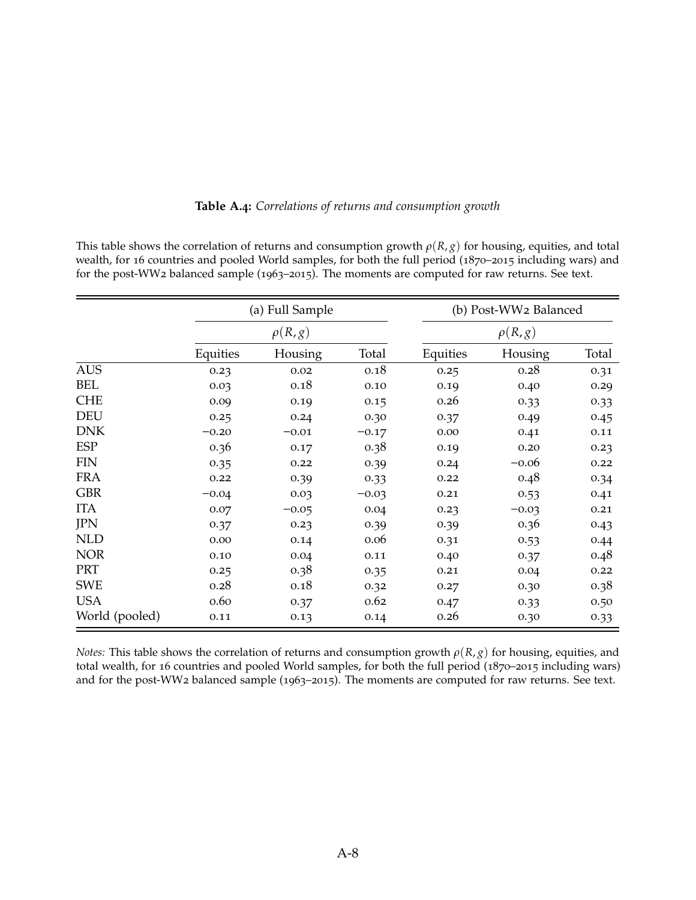**Table A.4:** *Correlations of returns and consumption growth*

This table shows the correlation of returns and consumption growth $\rho(R, g)$ for housing, equities, and total wealth, for 16 countries and pooled World samples, for both the full period (1870–2015 including wars) and for the post-WW2 balanced sample (1963–2015). The moments are computed for raw returns. See text.

| | (a) Full Sample | | | (b) Post-WW2 Balanced | | |
|---|---|---|---|---|---|---|
| | $\rho(R, g)$ | | | $\rho(R, g)$ | | |
| | Equities | Housing | Total | Equities | Housing | Total |
| AUS | 0.23 | 0.02 | 0.18 | 0.25 | 0.28 | 0.31 |
| BEL | 0.03 | 0.18 | 0.10 | 0.19 | 0.40 | 0.29 |
| CHE | 0.09 | 0.19 | 0.15 | 0.26 | 0.33 | 0.33 |
| DEU | 0.25 | 0.24 | 0.30 | 0.37 | 0.49 | 0.45 |
| DNK | −0.20 | −0.01 | −0.17 | 0.00 | 0.41 | 0.11 |
| ESP | 0.36 | 0.17 | 0.38 | 0.19 | 0.20 | 0.23 |
| FIN | 0.35 | 0.22 | 0.39 | 0.24 | −0.06 | 0.22 |
| FRA | 0.22 | 0.39 | 0.33 | 0.22 | 0.48 | 0.34 |
| GBR | −0.04 | 0.03 | −0.03 | 0.21 | 0.53 | 0.41 |
| ITA | 0.07 | −0.05 | 0.04 | 0.23 | −0.03 | 0.21 |
| JPN | 0.37 | 0.23 | 0.39 | 0.39 | 0.36 | 0.43 |
| NLD | 0.00 | 0.14 | 0.06 | 0.31 | 0.53 | 0.44 |
| NOR | 0.10 | 0.04 | 0.11 | 0.40 | 0.37 | 0.48 |
| PRT | 0.25 | 0.38 | 0.35 | 0.21 | 0.04 | 0.22 |
| SWE | 0.28 | 0.18 | 0.32 | 0.27 | 0.30 | 0.38 |
| USA | 0.60 | 0.37 | 0.62 | 0.47 | 0.33 | 0.50 |
| World (pooled) | 0.11 | 0.13 | 0.14 | 0.26 | 0.30 | 0.33 |

*Notes:* This table shows the correlation of returns and consumption growth $\rho(R, g)$ for housing, equities, and total wealth, for 16 countries and pooled World samples, for both the full period (1870–2015 including wars) and for the post-WW2 balanced sample (1963–2015). The moments are computed for raw returns. See text.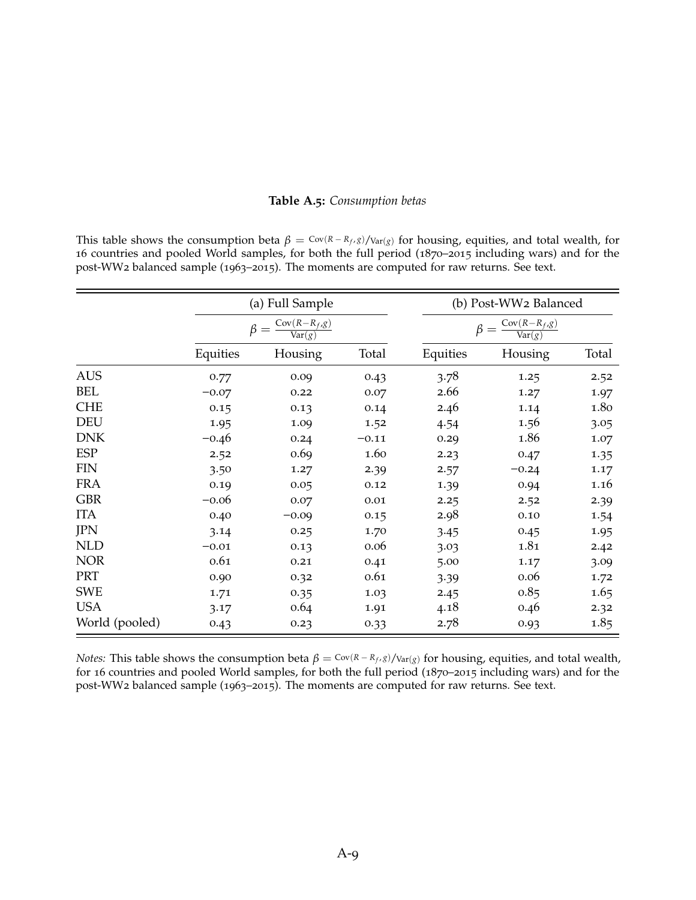**Table A.5:** *Consumption betas*

This table shows the consumption beta $\beta = \text{Cov}(R - R_f, g)/\text{Var}(g)$ for housing, equities, and total wealth, for 16 countries and pooled World samples, for both the full period (1870–2015 including wars) and for the post-WW2 balanced sample (1963–2015). The moments are computed for raw returns. See text.

| | (a) Full Sample | | | (b) Post-WW2 Balanced | | |
|---|---|---|---|---|---|---|
| | $\beta = \frac{\text{Cov}(R-R_f,g)}{\text{Var}(g)}$ | | | $\beta = \frac{\text{Cov}(R-R_f,g)}{\text{Var}(g)}$ | | |
| | Equities | Housing | Total | Equities | Housing | Total |
| AUS | 0.77 | 0.09 | 0.43 | 3.78 | 1.25 | 2.52 |
| BEL | −0.07 | 0.22 | 0.07 | 2.66 | 1.27 | 1.97 |
| CHE | 0.15 | 0.13 | 0.14 | 2.46 | 1.14 | 1.80 |
| DEU | 1.95 | 1.09 | 1.52 | 4.54 | 1.56 | 3.05 |
| DNK | −0.46 | 0.24 | −0.11 | 0.29 | 1.86 | 1.07 |
| ESP | 2.52 | 0.69 | 1.60 | 2.23 | 0.47 | 1.35 |
| FIN | 3.50 | 1.27 | 2.39 | 2.57 | −0.24 | 1.17 |
| FRA | 0.19 | 0.05 | 0.12 | 1.39 | 0.94 | 1.16 |
| GBR | −0.06 | 0.07 | 0.01 | 2.25 | 2.52 | 2.39 |
| ITA | 0.40 | −0.09 | 0.15 | 2.98 | 0.10 | 1.54 |
| JPN | 3.14 | 0.25 | 1.70 | 3.45 | 0.45 | 1.95 |
| NLD | −0.01 | 0.13 | 0.06 | 3.03 | 1.81 | 2.42 |
| NOR | 0.61 | 0.21 | 0.41 | 5.00 | 1.17 | 3.09 |
| PRT | 0.90 | 0.32 | 0.61 | 3.39 | 0.06 | 1.72 |
| SWE | 1.71 | 0.35 | 1.03 | 2.45 | 0.85 | 1.65 |
| USA | 3.17 | 0.64 | 1.91 | 4.18 | 0.46 | 2.32 |
| World (pooled) | 0.43 | 0.23 | 0.33 | 2.78 | 0.93 | 1.85 |

*Notes:* This table shows the consumption beta $\beta = \text{Cov}(R - R_f, g)/\text{Var}(g)$ for housing, equities, and total wealth, for 16 countries and pooled World samples, for both the full period (1870–2015 including wars) and for the post-WW2 balanced sample (1963–2015). The moments are computed for raw returns. See text.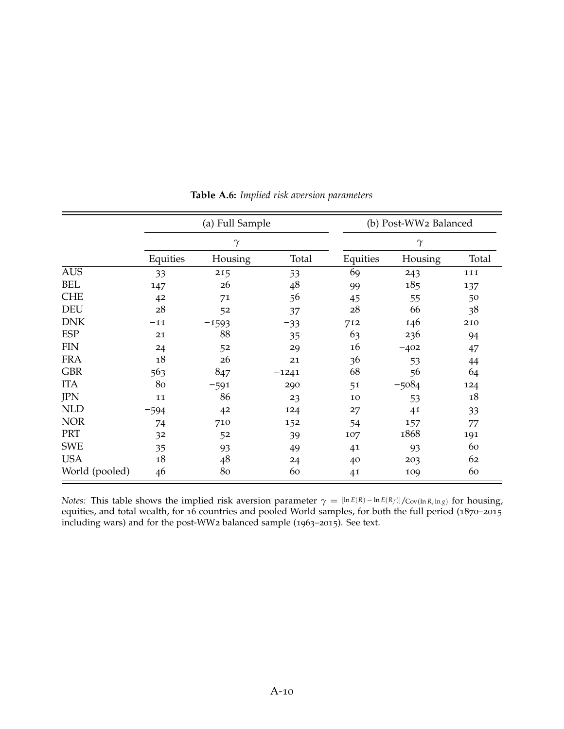**Table A.6:** *Implied risk aversion parameters*

| | (a) Full Sample | | | (b) Post-WW2 Balanced | | |
|---|---|---|---|---|---|---|
| | $\gamma$ | | | $\gamma$ | | |
| | Equities | Housing | Total | Equities | Housing | Total |
| AUS | 33 | 215 | 53 | 69 | 243 | 111 |
| BEL | 147 | 26 | 48 | 99 | 185 | 137 |
| CHE | 42 | 71 | 56 | 45 | 55 | 50 |
| DEU | 28 | 52 | 37 | 28 | 66 | 38 |
| DNK | −11 | −1593 | −33 | 712 | 146 | 210 |
| ESP | 21 | 88 | 35 | 63 | 236 | 94 |
| FIN | 24 | 52 | 29 | 16 | −402 | 47 |
| FRA | 18 | 26 | 21 | 36 | 53 | 44 |
| GBR | 563 | 847 | −1241 | 68 | 56 | 64 |
| ITA | 80 | −591 | 290 | 51 | −5084 | 124 |
| JPN | 11 | 86 | 23 | 10 | 53 | 18 |
| NLD | −594 | 42 | 124 | 27 | 41 | 33 |
| NOR | 74 | 710 | 152 | 54 | 157 | 77 |
| PRT | 32 | 52 | 39 | 107 | 1868 | 191 |
| SWE | 35 | 93 | 49 | 41 | 93 | 60 |
| USA | 18 | 48 | 24 | 40 | 203 | 62 |
| World (pooled) | 46 | 80 | 60 | 41 | 109 | 60 |

*Notes:* This table shows the implied risk aversion parameter $\gamma = [\ln E(R) - \ln E(R_f)] / \mathrm{Cov}(\ln R, \ln g)$ for housing, equities, and total wealth, for 16 countries and pooled World samples, for both the full period (1870–2015 including wars) and for the post-WW2 balanced sample (1963–2015). See text.